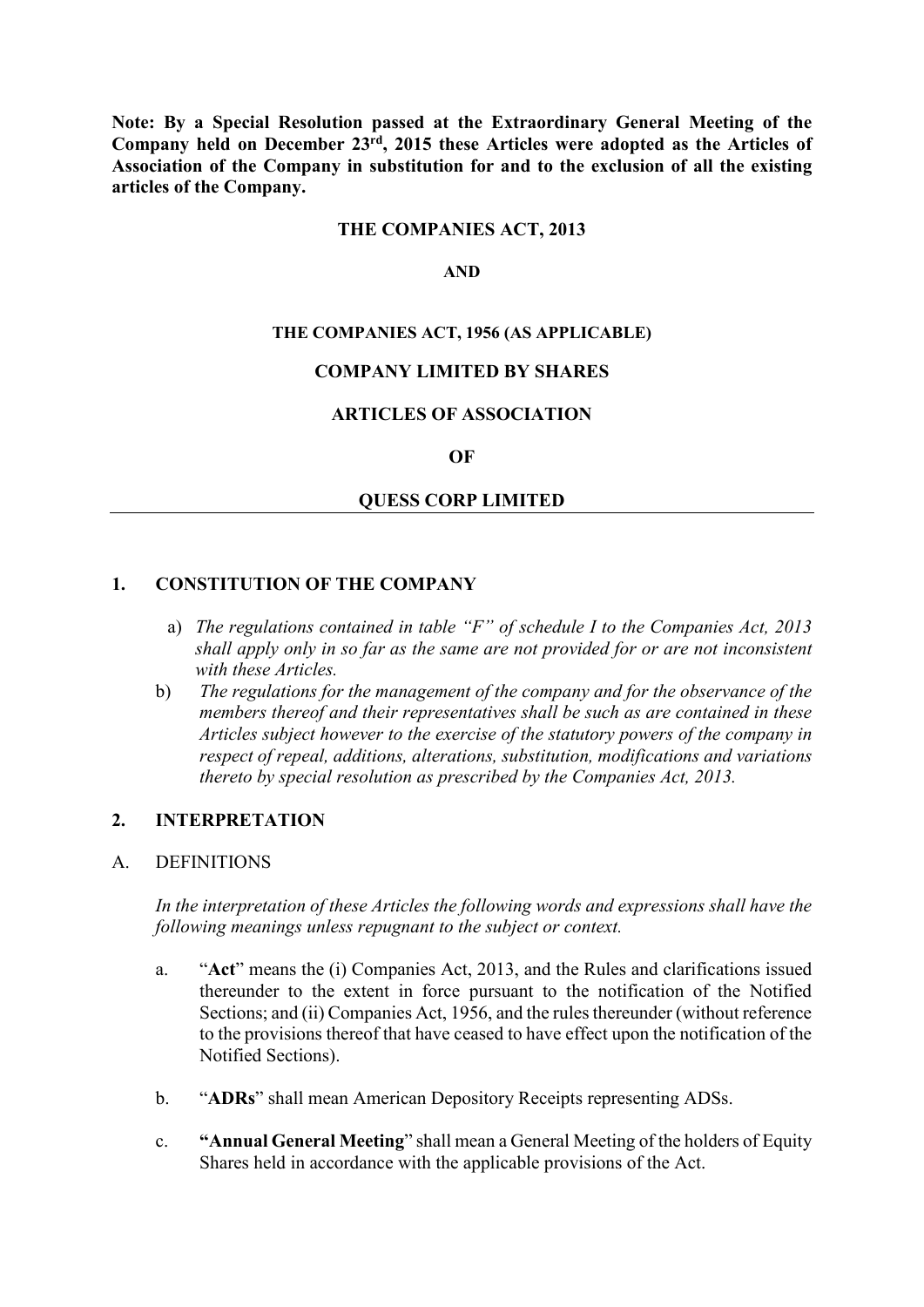**Note: By a Special Resolution passed at the Extraordinary General Meeting of the Company held on December 23rd, 2015 these Articles were adopted as the Articles of Association of the Company in substitution for and to the exclusion of all the existing articles of the Company.**

**THE COMPANIES ACT, 2013**

**AND**

**THE COMPANIES ACT, 1956 (AS APPLICABLE)**

**COMPANY LIMITED BY SHARES**

**ARTICLES OF ASSOCIATION**

**OF**

**QUESS CORP LIMITED**

---

## 1. CONSTITUTION OF THE COMPANY

a) *The regulations contained in table "F" of schedule I to the Companies Act, 2013 shall apply only in so far as the same are not provided for or are not inconsistent with these Articles.*

b) *The regulations for the management of the company and for the observance of the members thereof and their representatives shall be such as are contained in these Articles subject however to the exercise of the statutory powers of the company in respect of repeal, additions, alterations, substitution, modifications and variations thereto by special resolution as prescribed by the Companies Act, 2013.*

## 2. INTERPRETATION

### A. DEFINITIONS

*In the interpretation of these Articles the following words and expressions shall have the following meanings unless repugnant to the subject or context.*

a. "**Act**" means the (i) Companies Act, 2013, and the Rules and clarifications issued thereunder to the extent in force pursuant to the notification of the Notified Sections; and (ii) Companies Act, 1956, and the rules thereunder (without reference to the provisions thereof that have ceased to have effect upon the notification of the Notified Sections).

b. "**ADRs**" shall mean American Depository Receipts representing ADSs.

c. **"Annual General Meeting"** shall mean a General Meeting of the holders of Equity Shares held in accordance with the applicable provisions of the Act.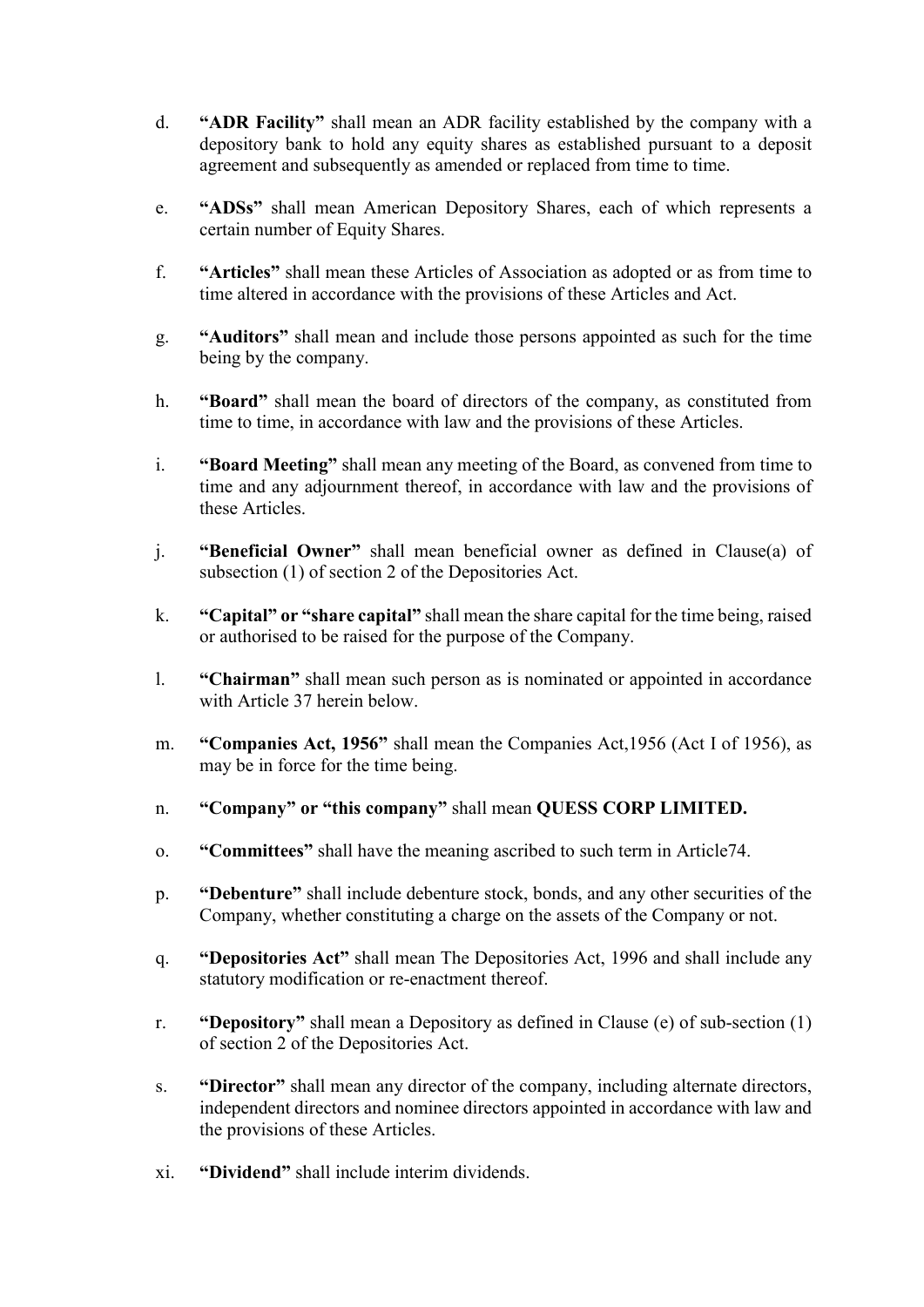d. **"ADR Facility"** shall mean an ADR facility established by the company with a depository bank to hold any equity shares as established pursuant to a deposit agreement and subsequently as amended or replaced from time to time.

e. **"ADSs"** shall mean American Depository Shares, each of which represents a certain number of Equity Shares.

f. **"Articles"** shall mean these Articles of Association as adopted or as from time to time altered in accordance with the provisions of these Articles and Act.

g. **"Auditors"** shall mean and include those persons appointed as such for the time being by the company.

h. **"Board"** shall mean the board of directors of the company, as constituted from time to time, in accordance with law and the provisions of these Articles.

i. **"Board Meeting"** shall mean any meeting of the Board, as convened from time to time and any adjournment thereof, in accordance with law and the provisions of these Articles.

j. **"Beneficial Owner"** shall mean beneficial owner as defined in Clause(a) of subsection (1) of section 2 of the Depositories Act.

k. **"Capital" or "share capital"** shall mean the share capital for the time being, raised or authorised to be raised for the purpose of the Company.

l. **"Chairman"** shall mean such person as is nominated or appointed in accordance with Article 37 herein below.

m. **"Companies Act, 1956"** shall mean the Companies Act,1956 (Act I of 1956), as may be in force for the time being.

n. **"Company" or "this company"** shall mean **QUESS CORP LIMITED.**

o. **"Committees"** shall have the meaning ascribed to such term in Article74.

p. **"Debenture"** shall include debenture stock, bonds, and any other securities of the Company, whether constituting a charge on the assets of the Company or not.

q. **"Depositories Act"** shall mean The Depositories Act, 1996 and shall include any statutory modification or re-enactment thereof.

r. **"Depository"** shall mean a Depository as defined in Clause (e) of sub-section (1) of section 2 of the Depositories Act.

s. **"Director"** shall mean any director of the company, including alternate directors, independent directors and nominee directors appointed in accordance with law and the provisions of these Articles.

xi. **"Dividend"** shall include interim dividends.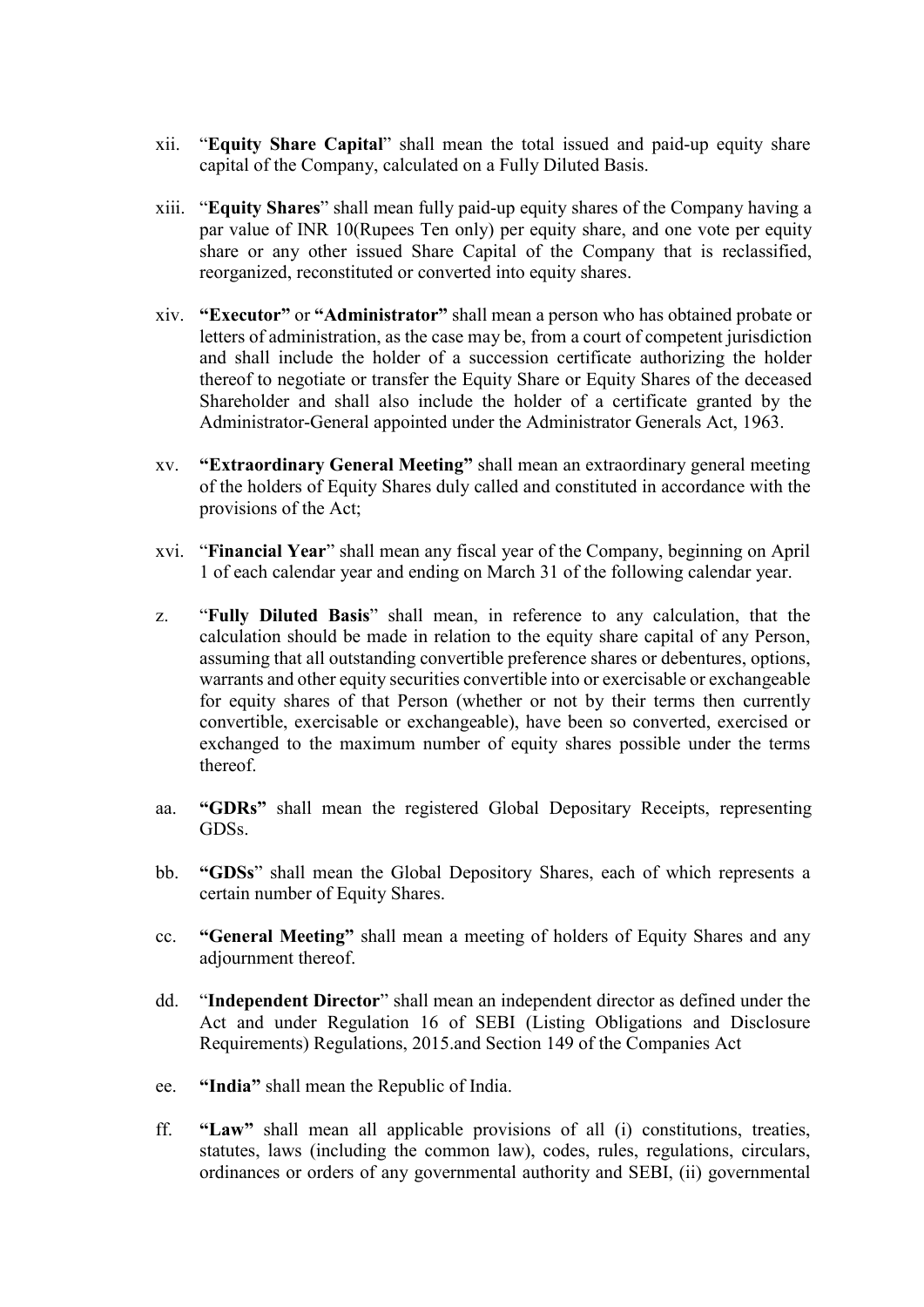xii. "**Equity Share Capital**" shall mean the total issued and paid-up equity share capital of the Company, calculated on a Fully Diluted Basis.

xiii. "**Equity Shares**" shall mean fully paid-up equity shares of the Company having a par value of INR 10(Rupees Ten only) per equity share, and one vote per equity share or any other issued Share Capital of the Company that is reclassified, reorganized, reconstituted or converted into equity shares.

xiv. **"Executor"** or **"Administrator"** shall mean a person who has obtained probate or letters of administration, as the case may be, from a court of competent jurisdiction and shall include the holder of a succession certificate authorizing the holder thereof to negotiate or transfer the Equity Share or Equity Shares of the deceased Shareholder and shall also include the holder of a certificate granted by the Administrator-General appointed under the Administrator Generals Act, 1963.

xv. **"Extraordinary General Meeting"** shall mean an extraordinary general meeting of the holders of Equity Shares duly called and constituted in accordance with the provisions of the Act;

xvi. "**Financial Year**" shall mean any fiscal year of the Company, beginning on April 1 of each calendar year and ending on March 31 of the following calendar year.

z. "**Fully Diluted Basis**" shall mean, in reference to any calculation, that the calculation should be made in relation to the equity share capital of any Person, assuming that all outstanding convertible preference shares or debentures, options, warrants and other equity securities convertible into or exercisable or exchangeable for equity shares of that Person (whether or not by their terms then currently convertible, exercisable or exchangeable), have been so converted, exercised or exchanged to the maximum number of equity shares possible under the terms thereof.

aa. **"GDRs"** shall mean the registered Global Depositary Receipts, representing GDSs.

bb. **"GDSs**" shall mean the Global Depository Shares, each of which represents a certain number of Equity Shares.

cc. **"General Meeting"** shall mean a meeting of holders of Equity Shares and any adjournment thereof.

dd. "**Independent Director**" shall mean an independent director as defined under the Act and under Regulation 16 of SEBI (Listing Obligations and Disclosure Requirements) Regulations, 2015.and Section 149 of the Companies Act

ee. **"India"** shall mean the Republic of India.

ff. **"Law"** shall mean all applicable provisions of all (i) constitutions, treaties, statutes, laws (including the common law), codes, rules, regulations, circulars, ordinances or orders of any governmental authority and SEBI, (ii) governmental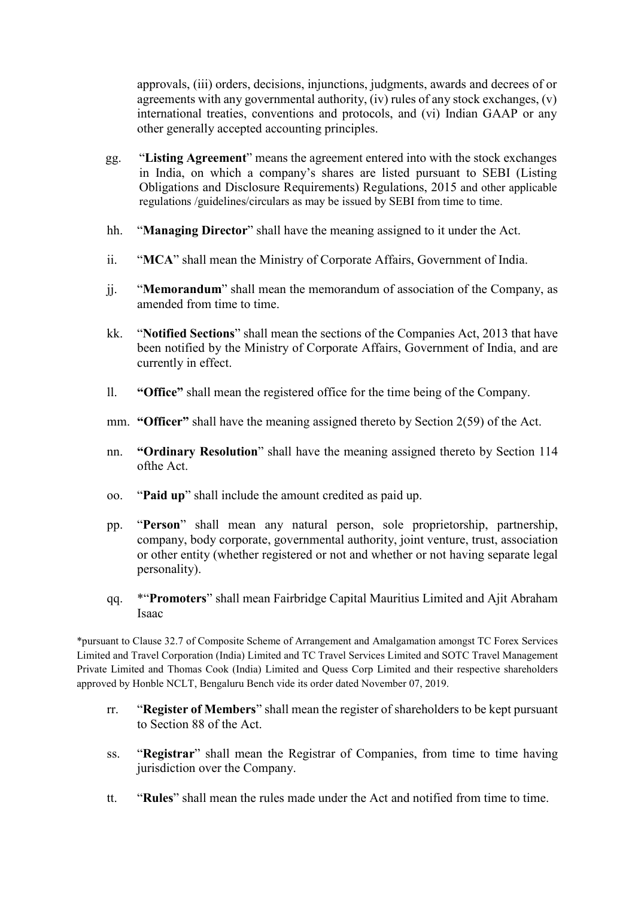approvals, (iii) orders, decisions, injunctions, judgments, awards and decrees of or agreements with any governmental authority, (iv) rules of any stock exchanges, (v) international treaties, conventions and protocols, and (vi) Indian GAAP or any other generally accepted accounting principles.

gg. "**Listing Agreement**" means the agreement entered into with the stock exchanges in India, on which a company's shares are listed pursuant to SEBI (Listing Obligations and Disclosure Requirements) Regulations, 2015 and other applicable regulations /guidelines/circulars as may be issued by SEBI from time to time.

hh. "**Managing Director**" shall have the meaning assigned to it under the Act.

ii. "**MCA**" shall mean the Ministry of Corporate Affairs, Government of India.

jj. "**Memorandum**" shall mean the memorandum of association of the Company, as amended from time to time.

kk. "**Notified Sections**" shall mean the sections of the Companies Act, 2013 that have been notified by the Ministry of Corporate Affairs, Government of India, and are currently in effect.

ll. **"Office"** shall mean the registered office for the time being of the Company.

mm. **"Officer"** shall have the meaning assigned thereto by Section 2(59) of the Act.

nn. **"Ordinary Resolution"** shall have the meaning assigned thereto by Section 114 ofthe Act.

oo. "**Paid up**" shall include the amount credited as paid up.

pp. "**Person**" shall mean any natural person, sole proprietorship, partnership, company, body corporate, governmental authority, joint venture, trust, association or other entity (whether registered or not and whether or not having separate legal personality).

qq. *"**Promoters**" shall mean Fairbridge Capital Mauritius Limited and Ajit Abraham Isaac

*pursuant to Clause 32.7 of Composite Scheme of Arrangement and Amalgamation amongst TC Forex Services Limited and Travel Corporation (India) Limited and TC Travel Services Limited and SOTC Travel Management Private Limited and Thomas Cook (India) Limited and Quess Corp Limited and their respective shareholders approved by Honble NCLT, Bengaluru Bench vide its order dated November 07, 2019.

rr. "**Register of Members**" shall mean the register of shareholders to be kept pursuant to Section 88 of the Act.

ss. "**Registrar**" shall mean the Registrar of Companies, from time to time having jurisdiction over the Company.

tt. "**Rules**" shall mean the rules made under the Act and notified from time to time.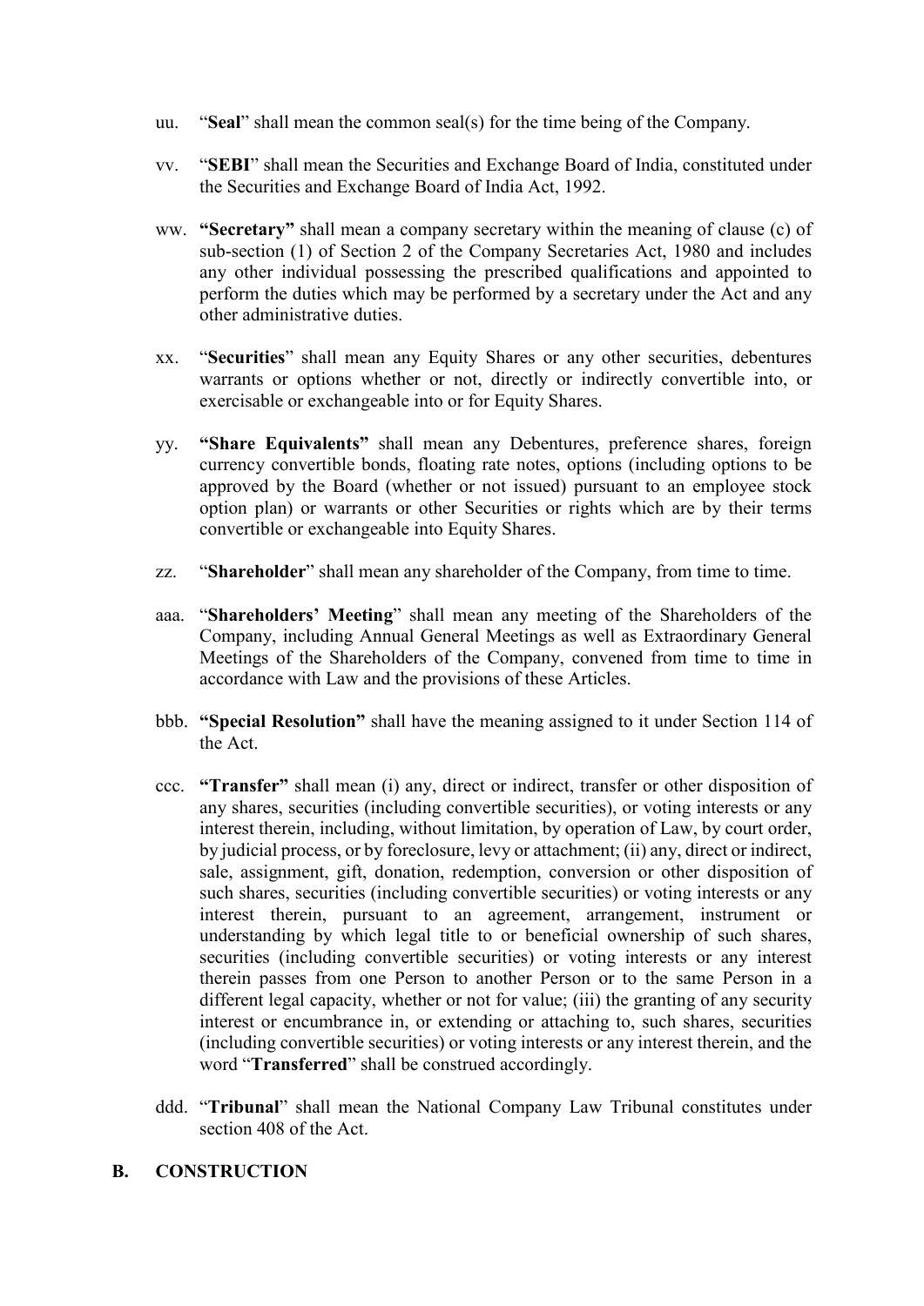uu. "**Seal**" shall mean the common seal(s) for the time being of the Company.

vv. "**SEBI**" shall mean the Securities and Exchange Board of India, constituted under the Securities and Exchange Board of India Act, 1992.

ww. **"Secretary"** shall mean a company secretary within the meaning of clause (c) of sub-section (1) of Section 2 of the Company Secretaries Act, 1980 and includes any other individual possessing the prescribed qualifications and appointed to perform the duties which may be performed by a secretary under the Act and any other administrative duties.

xx. "**Securities**" shall mean any Equity Shares or any other securities, debentures warrants or options whether or not, directly or indirectly convertible into, or exercisable or exchangeable into or for Equity Shares.

yy. **"Share Equivalents"** shall mean any Debentures, preference shares, foreign currency convertible bonds, floating rate notes, options (including options to be approved by the Board (whether or not issued) pursuant to an employee stock option plan) or warrants or other Securities or rights which are by their terms convertible or exchangeable into Equity Shares.

zz. "**Shareholder**" shall mean any shareholder of the Company, from time to time.

aaa. "**Shareholders' Meeting**" shall mean any meeting of the Shareholders of the Company, including Annual General Meetings as well as Extraordinary General Meetings of the Shareholders of the Company, convened from time to time in accordance with Law and the provisions of these Articles.

bbb. **"Special Resolution"** shall have the meaning assigned to it under Section 114 of the Act.

ccc. **"Transfer"** shall mean (i) any, direct or indirect, transfer or other disposition of any shares, securities (including convertible securities), or voting interests or any interest therein, including, without limitation, by operation of Law, by court order, by judicial process, or by foreclosure, levy or attachment; (ii) any, direct or indirect, sale, assignment, gift, donation, redemption, conversion or other disposition of such shares, securities (including convertible securities) or voting interests or any interest therein, pursuant to an agreement, arrangement, instrument or understanding by which legal title to or beneficial ownership of such shares, securities (including convertible securities) or voting interests or any interest therein passes from one Person to another Person or to the same Person in a different legal capacity, whether or not for value; (iii) the granting of any security interest or encumbrance in, or extending or attaching to, such shares, securities (including convertible securities) or voting interests or any interest therein, and the word "**Transferred**" shall be construed accordingly.

ddd. "**Tribunal**" shall mean the National Company Law Tribunal constitutes under section 408 of the Act.

## B. CONSTRUCTION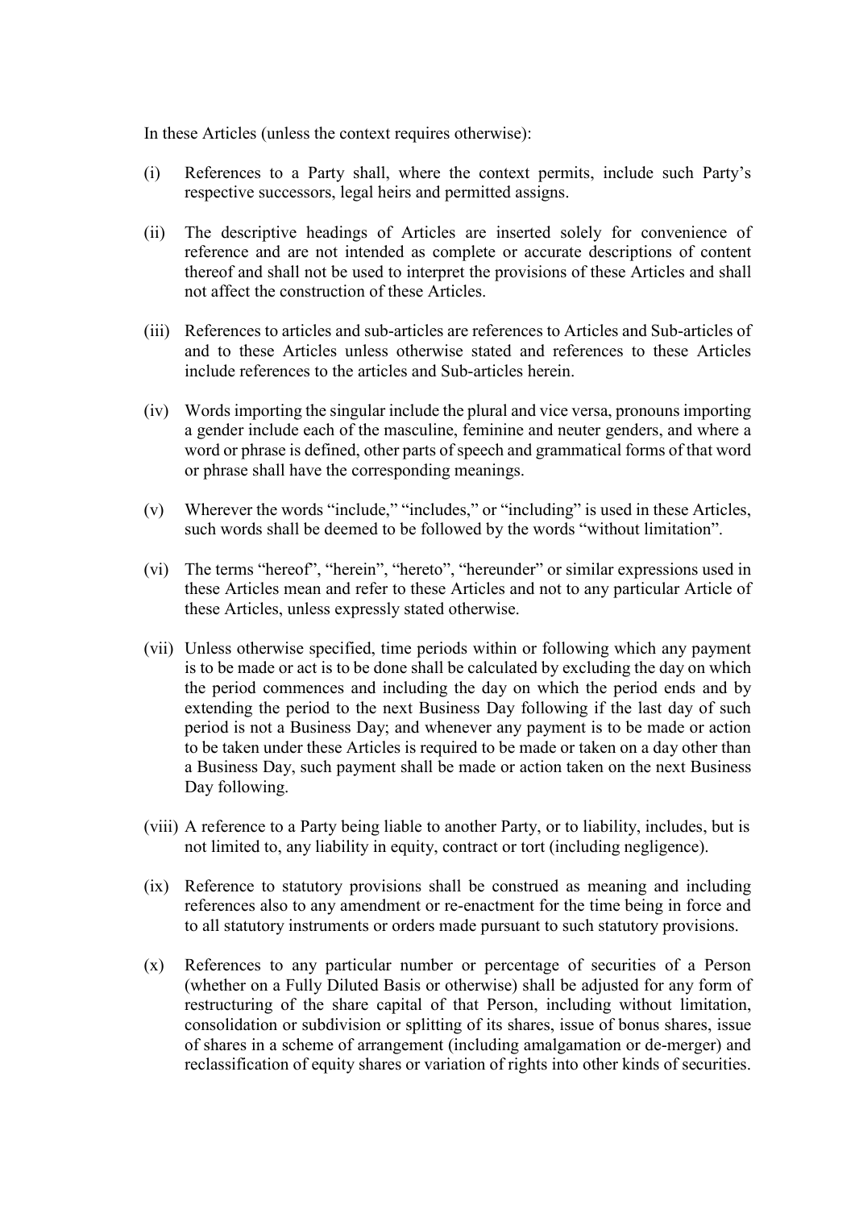In these Articles (unless the context requires otherwise):

(i) References to a Party shall, where the context permits, include such Party's respective successors, legal heirs and permitted assigns.

(ii) The descriptive headings of Articles are inserted solely for convenience of reference and are not intended as complete or accurate descriptions of content thereof and shall not be used to interpret the provisions of these Articles and shall not affect the construction of these Articles.

(iii) References to articles and sub-articles are references to Articles and Sub-articles of and to these Articles unless otherwise stated and references to these Articles include references to the articles and Sub-articles herein.

(iv) Words importing the singular include the plural and vice versa, pronouns importing a gender include each of the masculine, feminine and neuter genders, and where a word or phrase is defined, other parts of speech and grammatical forms of that word or phrase shall have the corresponding meanings.

(v) Wherever the words "include," "includes," or "including" is used in these Articles, such words shall be deemed to be followed by the words "without limitation".

(vi) The terms "hereof", "herein", "hereto", "hereunder" or similar expressions used in these Articles mean and refer to these Articles and not to any particular Article of these Articles, unless expressly stated otherwise.

(vii) Unless otherwise specified, time periods within or following which any payment is to be made or act is to be done shall be calculated by excluding the day on which the period commences and including the day on which the period ends and by extending the period to the next Business Day following if the last day of such period is not a Business Day; and whenever any payment is to be made or action to be taken under these Articles is required to be made or taken on a day other than a Business Day, such payment shall be made or action taken on the next Business Day following.

(viii) A reference to a Party being liable to another Party, or to liability, includes, but is not limited to, any liability in equity, contract or tort (including negligence).

(ix) Reference to statutory provisions shall be construed as meaning and including references also to any amendment or re-enactment for the time being in force and to all statutory instruments or orders made pursuant to such statutory provisions.

(x) References to any particular number or percentage of securities of a Person (whether on a Fully Diluted Basis or otherwise) shall be adjusted for any form of restructuring of the share capital of that Person, including without limitation, consolidation or subdivision or splitting of its shares, issue of bonus shares, issue of shares in a scheme of arrangement (including amalgamation or de-merger) and reclassification of equity shares or variation of rights into other kinds of securities.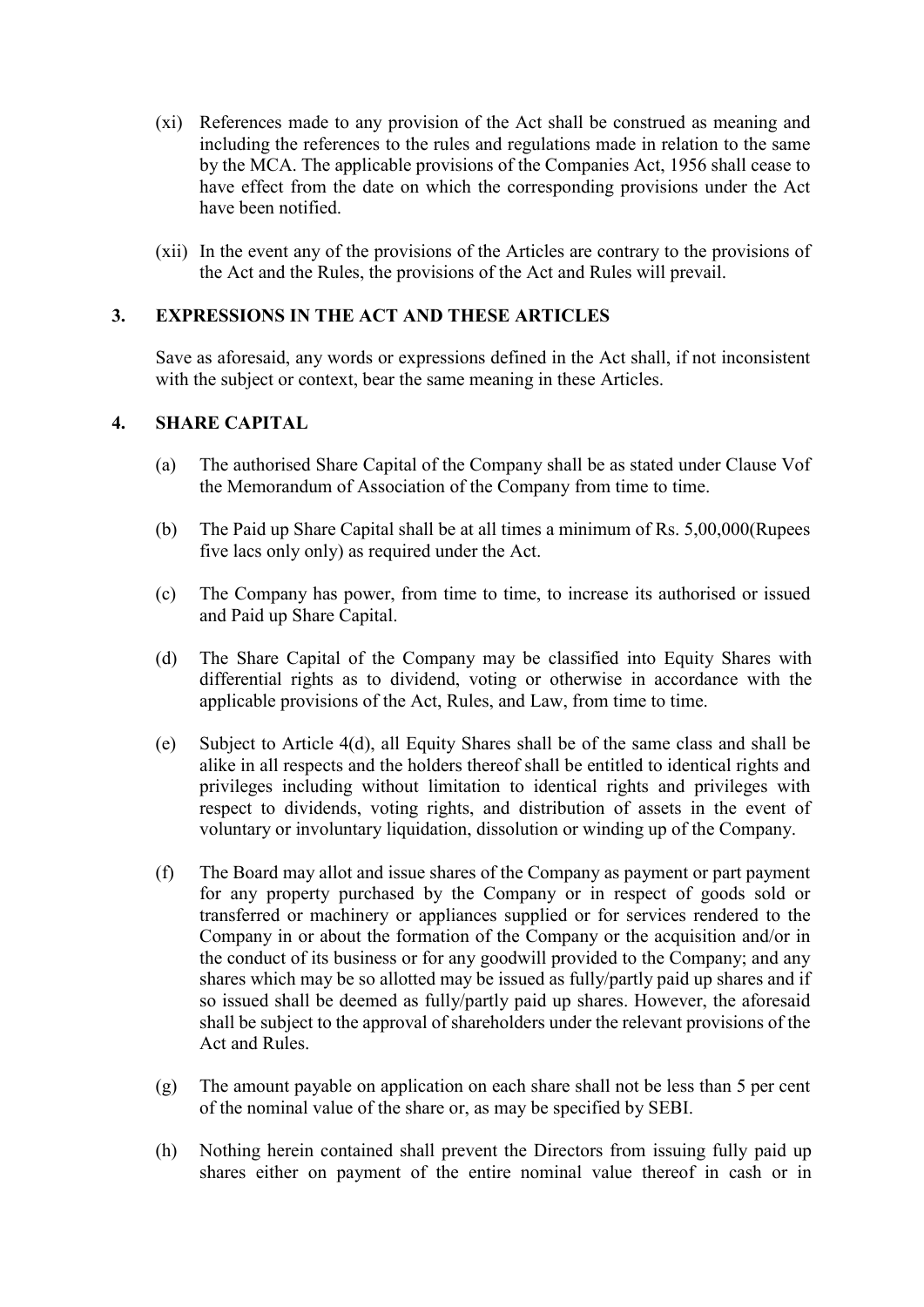(xi) References made to any provision of the Act shall be construed as meaning and including the references to the rules and regulations made in relation to the same by the MCA. The applicable provisions of the Companies Act, 1956 shall cease to have effect from the date on which the corresponding provisions under the Act have been notified.

(xii) In the event any of the provisions of the Articles are contrary to the provisions of the Act and the Rules, the provisions of the Act and Rules will prevail.

## 3. EXPRESSIONS IN THE ACT AND THESE ARTICLES

Save as aforesaid, any words or expressions defined in the Act shall, if not inconsistent with the subject or context, bear the same meaning in these Articles.

## 4. SHARE CAPITAL

(a) The authorised Share Capital of the Company shall be as stated under Clause Vof the Memorandum of Association of the Company from time to time.

(b) The Paid up Share Capital shall be at all times a minimum of Rs. 5,00,000(Rupees five lacs only only) as required under the Act.

(c) The Company has power, from time to time, to increase its authorised or issued and Paid up Share Capital.

(d) The Share Capital of the Company may be classified into Equity Shares with differential rights as to dividend, voting or otherwise in accordance with the applicable provisions of the Act, Rules, and Law, from time to time.

(e) Subject to Article 4(d), all Equity Shares shall be of the same class and shall be alike in all respects and the holders thereof shall be entitled to identical rights and privileges including without limitation to identical rights and privileges with respect to dividends, voting rights, and distribution of assets in the event of voluntary or involuntary liquidation, dissolution or winding up of the Company.

(f) The Board may allot and issue shares of the Company as payment or part payment for any property purchased by the Company or in respect of goods sold or transferred or machinery or appliances supplied or for services rendered to the Company in or about the formation of the Company or the acquisition and/or in the conduct of its business or for any goodwill provided to the Company; and any shares which may be so allotted may be issued as fully/partly paid up shares and if so issued shall be deemed as fully/partly paid up shares. However, the aforesaid shall be subject to the approval of shareholders under the relevant provisions of the Act and Rules.

(g) The amount payable on application on each share shall not be less than 5 per cent of the nominal value of the share or, as may be specified by SEBI.

(h) Nothing herein contained shall prevent the Directors from issuing fully paid up shares either on payment of the entire nominal value thereof in cash or in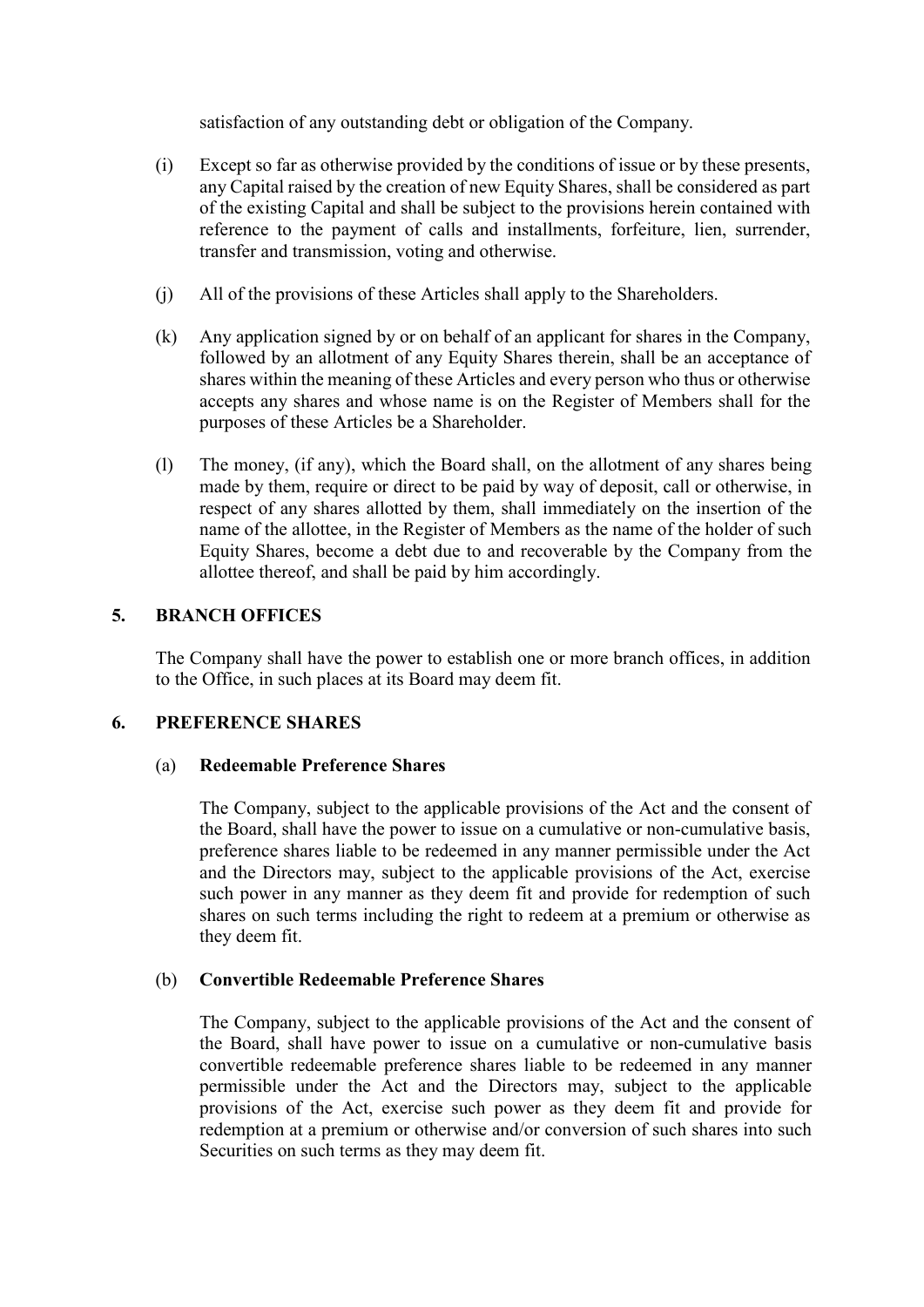satisfaction of any outstanding debt or obligation of the Company.

(i) Except so far as otherwise provided by the conditions of issue or by these presents, any Capital raised by the creation of new Equity Shares, shall be considered as part of the existing Capital and shall be subject to the provisions herein contained with reference to the payment of calls and installments, forfeiture, lien, surrender, transfer and transmission, voting and otherwise.

(j) All of the provisions of these Articles shall apply to the Shareholders.

(k) Any application signed by or on behalf of an applicant for shares in the Company, followed by an allotment of any Equity Shares therein, shall be an acceptance of shares within the meaning of these Articles and every person who thus or otherwise accepts any shares and whose name is on the Register of Members shall for the purposes of these Articles be a Shareholder.

(l) The money, (if any), which the Board shall, on the allotment of any shares being made by them, require or direct to be paid by way of deposit, call or otherwise, in respect of any shares allotted by them, shall immediately on the insertion of the name of the allottee, in the Register of Members as the name of the holder of such Equity Shares, become a debt due to and recoverable by the Company from the allottee thereof, and shall be paid by him accordingly.

## 5. BRANCH OFFICES

The Company shall have the power to establish one or more branch offices, in addition to the Office, in such places at its Board may deem fit.

## 6. PREFERENCE SHARES

### (a) Redeemable Preference Shares

The Company, subject to the applicable provisions of the Act and the consent of the Board, shall have the power to issue on a cumulative or non-cumulative basis, preference shares liable to be redeemed in any manner permissible under the Act and the Directors may, subject to the applicable provisions of the Act, exercise such power in any manner as they deem fit and provide for redemption of such shares on such terms including the right to redeem at a premium or otherwise as they deem fit.

### (b) Convertible Redeemable Preference Shares

The Company, subject to the applicable provisions of the Act and the consent of the Board, shall have power to issue on a cumulative or non-cumulative basis convertible redeemable preference shares liable to be redeemed in any manner permissible under the Act and the Directors may, subject to the applicable provisions of the Act, exercise such power as they deem fit and provide for redemption at a premium or otherwise and/or conversion of such shares into such Securities on such terms as they may deem fit.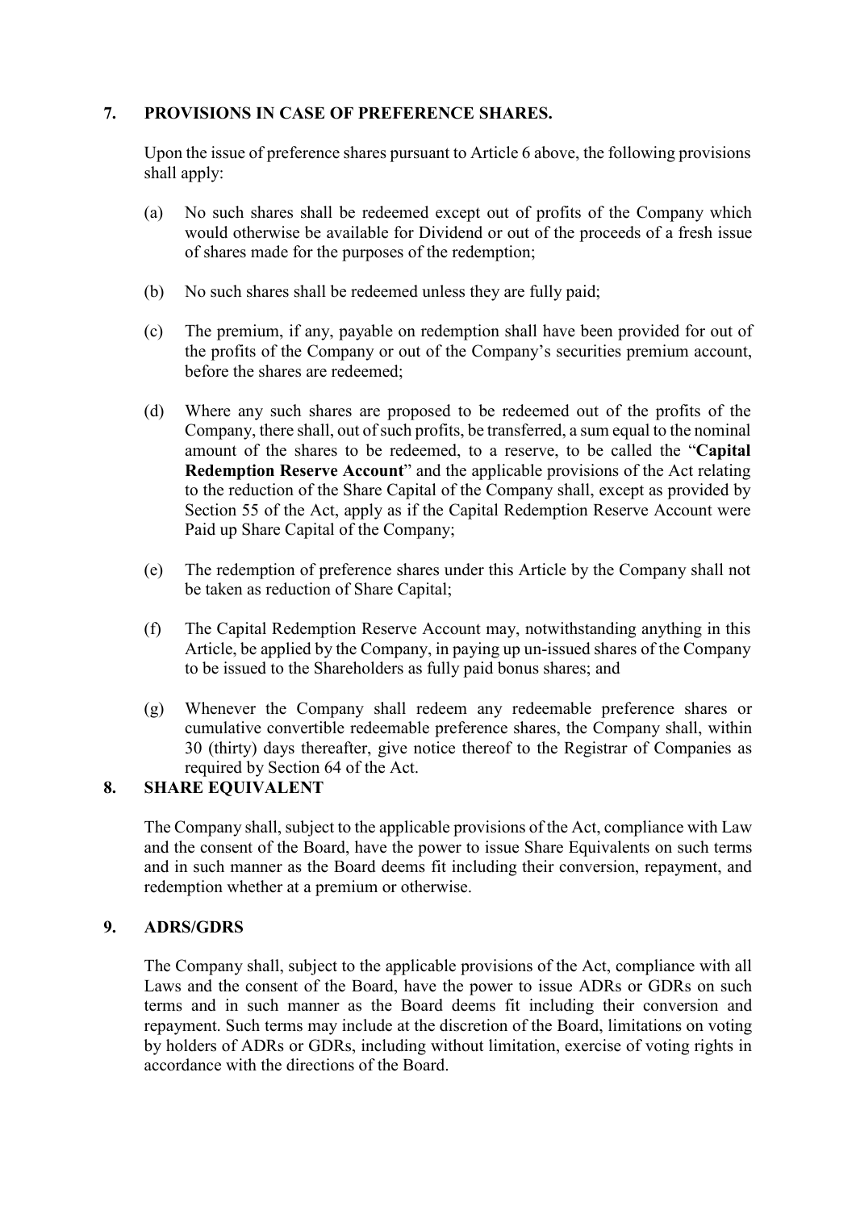## 7. PROVISIONS IN CASE OF PREFERENCE SHARES.

Upon the issue of preference shares pursuant to Article 6 above, the following provisions shall apply:

(a) No such shares shall be redeemed except out of profits of the Company which would otherwise be available for Dividend or out of the proceeds of a fresh issue of shares made for the purposes of the redemption;

(b) No such shares shall be redeemed unless they are fully paid;

(c) The premium, if any, payable on redemption shall have been provided for out of the profits of the Company or out of the Company's securities premium account, before the shares are redeemed;

(d) Where any such shares are proposed to be redeemed out of the profits of the Company, there shall, out of such profits, be transferred, a sum equal to the nominal amount of the shares to be redeemed, to a reserve, to be called the "**Capital Redemption Reserve Account**" and the applicable provisions of the Act relating to the reduction of the Share Capital of the Company shall, except as provided by Section 55 of the Act, apply as if the Capital Redemption Reserve Account were Paid up Share Capital of the Company;

(e) The redemption of preference shares under this Article by the Company shall not be taken as reduction of Share Capital;

(f) The Capital Redemption Reserve Account may, notwithstanding anything in this Article, be applied by the Company, in paying up un-issued shares of the Company to be issued to the Shareholders as fully paid bonus shares; and

(g) Whenever the Company shall redeem any redeemable preference shares or cumulative convertible redeemable preference shares, the Company shall, within 30 (thirty) days thereafter, give notice thereof to the Registrar of Companies as required by Section 64 of the Act.

## 8. SHARE EQUIVALENT

The Company shall, subject to the applicable provisions of the Act, compliance with Law and the consent of the Board, have the power to issue Share Equivalents on such terms and in such manner as the Board deems fit including their conversion, repayment, and redemption whether at a premium or otherwise.

## 9. ADRS/GDRS

The Company shall, subject to the applicable provisions of the Act, compliance with all Laws and the consent of the Board, have the power to issue ADRs or GDRs on such terms and in such manner as the Board deems fit including their conversion and repayment. Such terms may include at the discretion of the Board, limitations on voting by holders of ADRs or GDRs, including without limitation, exercise of voting rights in accordance with the directions of the Board.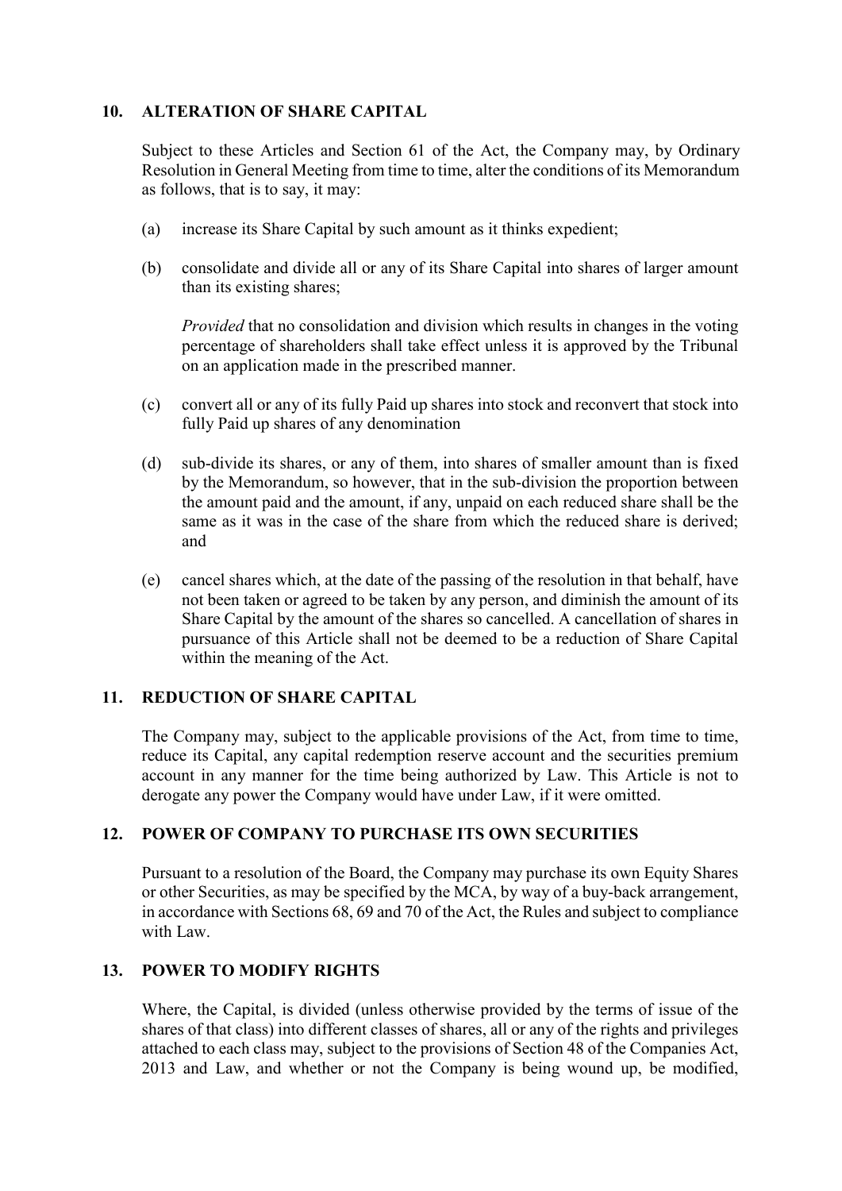## 10. ALTERATION OF SHARE CAPITAL

Subject to these Articles and Section 61 of the Act, the Company may, by Ordinary Resolution in General Meeting from time to time, alter the conditions of its Memorandum as follows, that is to say, it may:

(a) increase its Share Capital by such amount as it thinks expedient;

(b) consolidate and divide all or any of its Share Capital into shares of larger amount than its existing shares;

*Provided* that no consolidation and division which results in changes in the voting percentage of shareholders shall take effect unless it is approved by the Tribunal on an application made in the prescribed manner.

(c) convert all or any of its fully Paid up shares into stock and reconvert that stock into fully Paid up shares of any denomination

(d) sub-divide its shares, or any of them, into shares of smaller amount than is fixed by the Memorandum, so however, that in the sub-division the proportion between the amount paid and the amount, if any, unpaid on each reduced share shall be the same as it was in the case of the share from which the reduced share is derived; and

(e) cancel shares which, at the date of the passing of the resolution in that behalf, have not been taken or agreed to be taken by any person, and diminish the amount of its Share Capital by the amount of the shares so cancelled. A cancellation of shares in pursuance of this Article shall not be deemed to be a reduction of Share Capital within the meaning of the Act.

## 11. REDUCTION OF SHARE CAPITAL

The Company may, subject to the applicable provisions of the Act, from time to time, reduce its Capital, any capital redemption reserve account and the securities premium account in any manner for the time being authorized by Law. This Article is not to derogate any power the Company would have under Law, if it were omitted.

## 12. POWER OF COMPANY TO PURCHASE ITS OWN SECURITIES

Pursuant to a resolution of the Board, the Company may purchase its own Equity Shares or other Securities, as may be specified by the MCA, by way of a buy-back arrangement, in accordance with Sections 68, 69 and 70 of the Act, the Rules and subject to compliance with Law.

## 13. POWER TO MODIFY RIGHTS

Where, the Capital, is divided (unless otherwise provided by the terms of issue of the shares of that class) into different classes of shares, all or any of the rights and privileges attached to each class may, subject to the provisions of Section 48 of the Companies Act, 2013 and Law, and whether or not the Company is being wound up, be modified,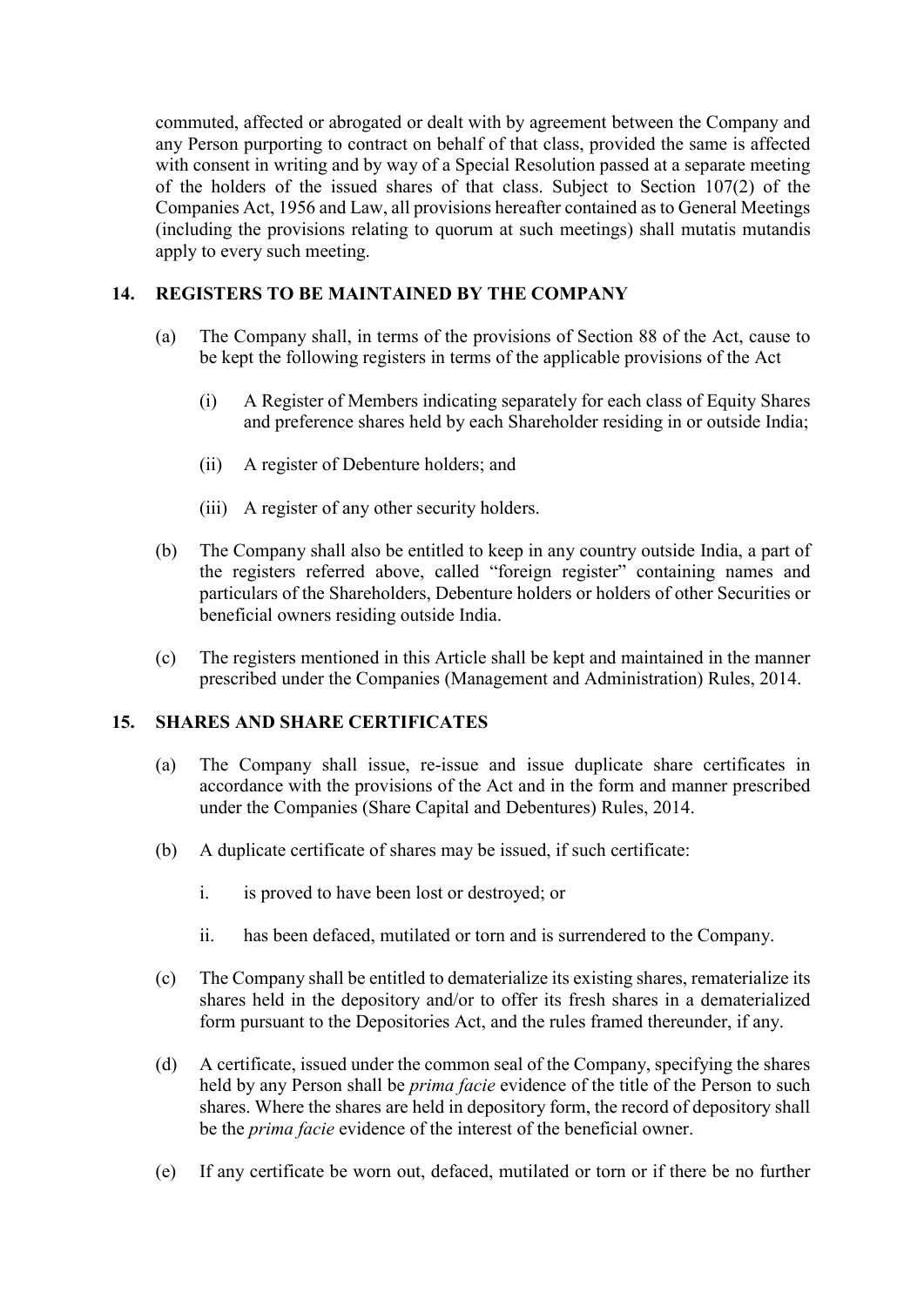commuted, affected or abrogated or dealt with by agreement between the Company and any Person purporting to contract on behalf of that class, provided the same is affected with consent in writing and by way of a Special Resolution passed at a separate meeting of the holders of the issued shares of that class. Subject to Section 107(2) of the Companies Act, 1956 and Law, all provisions hereafter contained as to General Meetings (including the provisions relating to quorum at such meetings) shall mutatis mutandis apply to every such meeting.

## 14. REGISTERS TO BE MAINTAINED BY THE COMPANY

(a) The Company shall, in terms of the provisions of Section 88 of the Act, cause to be kept the following registers in terms of the applicable provisions of the Act

(i) A Register of Members indicating separately for each class of Equity Shares and preference shares held by each Shareholder residing in or outside India;

(ii) A register of Debenture holders; and

(iii) A register of any other security holders.

(b) The Company shall also be entitled to keep in any country outside India, a part of the registers referred above, called "foreign register" containing names and particulars of the Shareholders, Debenture holders or holders of other Securities or beneficial owners residing outside India.

(c) The registers mentioned in this Article shall be kept and maintained in the manner prescribed under the Companies (Management and Administration) Rules, 2014.

## 15. SHARES AND SHARE CERTIFICATES

(a) The Company shall issue, re-issue and issue duplicate share certificates in accordance with the provisions of the Act and in the form and manner prescribed under the Companies (Share Capital and Debentures) Rules, 2014.

(b) A duplicate certificate of shares may be issued, if such certificate:

i. is proved to have been lost or destroyed; or

ii. has been defaced, mutilated or torn and is surrendered to the Company.

(c) The Company shall be entitled to dematerialize its existing shares, rematerialize its shares held in the depository and/or to offer its fresh shares in a dematerialized form pursuant to the Depositories Act, and the rules framed thereunder, if any.

(d) A certificate, issued under the common seal of the Company, specifying the shares held by any Person shall be *prima facie* evidence of the title of the Person to such shares. Where the shares are held in depository form, the record of depository shall be the *prima facie* evidence of the interest of the beneficial owner.

(e) If any certificate be worn out, defaced, mutilated or torn or if there be no further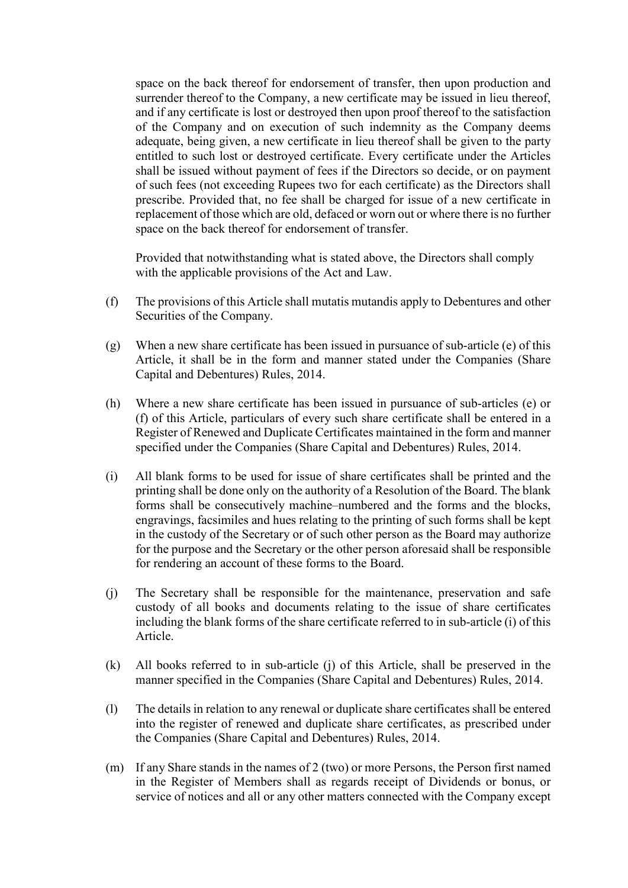space on the back thereof for endorsement of transfer, then upon production and surrender thereof to the Company, a new certificate may be issued in lieu thereof, and if any certificate is lost or destroyed then upon proof thereof to the satisfaction of the Company and on execution of such indemnity as the Company deems adequate, being given, a new certificate in lieu thereof shall be given to the party entitled to such lost or destroyed certificate. Every certificate under the Articles shall be issued without payment of fees if the Directors so decide, or on payment of such fees (not exceeding Rupees two for each certificate) as the Directors shall prescribe. Provided that, no fee shall be charged for issue of a new certificate in replacement of those which are old, defaced or worn out or where there is no further space on the back thereof for endorsement of transfer.

Provided that notwithstanding what is stated above, the Directors shall comply with the applicable provisions of the Act and Law.

(f) The provisions of this Article shall mutatis mutandis apply to Debentures and other Securities of the Company.

(g) When a new share certificate has been issued in pursuance of sub-article (e) of this Article, it shall be in the form and manner stated under the Companies (Share Capital and Debentures) Rules, 2014.

(h) Where a new share certificate has been issued in pursuance of sub-articles (e) or (f) of this Article, particulars of every such share certificate shall be entered in a Register of Renewed and Duplicate Certificates maintained in the form and manner specified under the Companies (Share Capital and Debentures) Rules, 2014.

(i) All blank forms to be used for issue of share certificates shall be printed and the printing shall be done only on the authority of a Resolution of the Board. The blank forms shall be consecutively machine–numbered and the forms and the blocks, engravings, facsimiles and hues relating to the printing of such forms shall be kept in the custody of the Secretary or of such other person as the Board may authorize for the purpose and the Secretary or the other person aforesaid shall be responsible for rendering an account of these forms to the Board.

(j) The Secretary shall be responsible for the maintenance, preservation and safe custody of all books and documents relating to the issue of share certificates including the blank forms of the share certificate referred to in sub-article (i) of this Article.

(k) All books referred to in sub-article (j) of this Article, shall be preserved in the manner specified in the Companies (Share Capital and Debentures) Rules, 2014.

(l) The details in relation to any renewal or duplicate share certificates shall be entered into the register of renewed and duplicate share certificates, as prescribed under the Companies (Share Capital and Debentures) Rules, 2014.

(m) If any Share stands in the names of 2 (two) or more Persons, the Person first named in the Register of Members shall as regards receipt of Dividends or bonus, or service of notices and all or any other matters connected with the Company except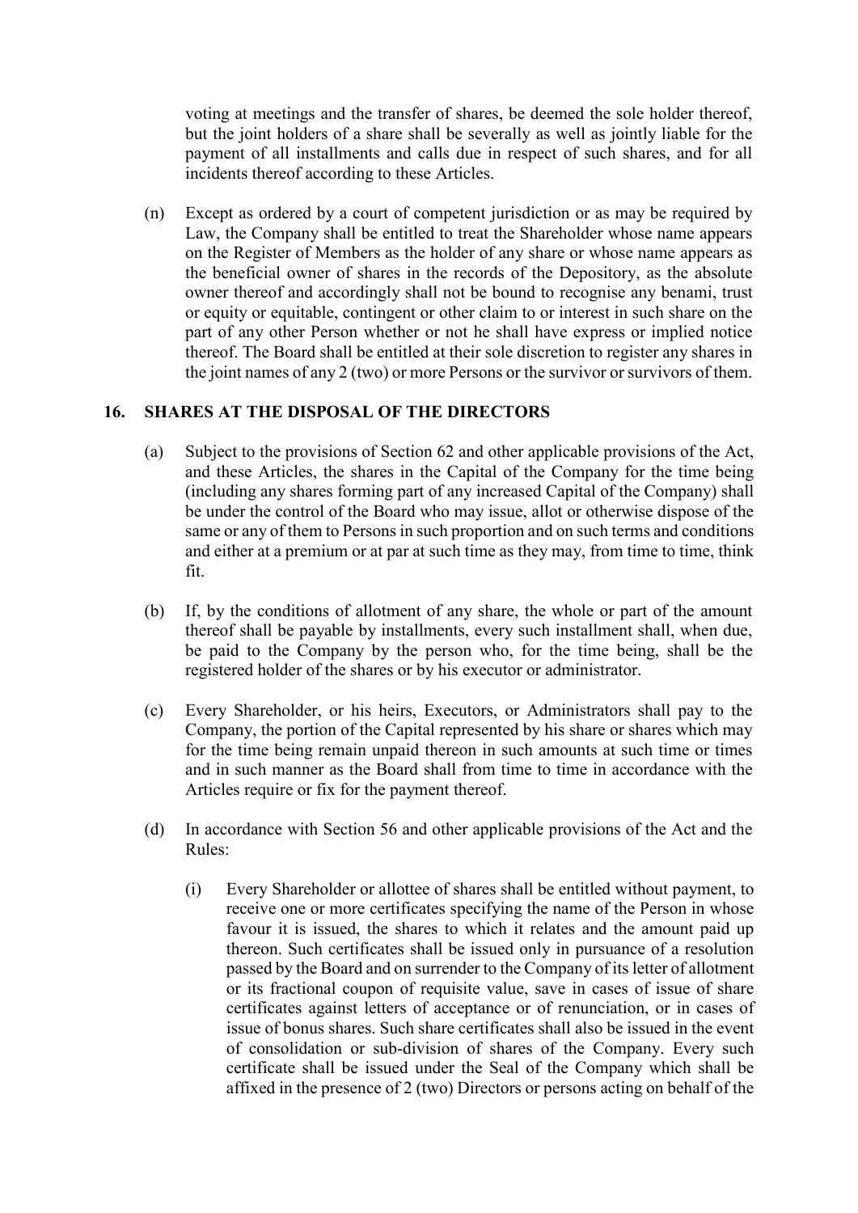voting at meetings and the transfer of shares, be deemed the sole holder thereof, but the joint holders of a share shall be severally as well as jointly liable for the payment of all installments and calls due in respect of such shares, and for all incidents thereof according to these Articles.

(n) Except as ordered by a court of competent jurisdiction or as may be required by Law, the Company shall be entitled to treat the Shareholder whose name appears on the Register of Members as the holder of any share or whose name appears as the beneficial owner of shares in the records of the Depository, as the absolute owner thereof and accordingly shall not be bound to recognise any benami, trust or equity or equitable, contingent or other claim to or interest in such share on the part of any other Person whether or not he shall have express or implied notice thereof. The Board shall be entitled at their sole discretion to register any shares in the joint names of any 2 (two) or more Persons or the survivor or survivors of them.

## 16. SHARES AT THE DISPOSAL OF THE DIRECTORS

(a) Subject to the provisions of Section 62 and other applicable provisions of the Act, and these Articles, the shares in the Capital of the Company for the time being (including any shares forming part of any increased Capital of the Company) shall be under the control of the Board who may issue, allot or otherwise dispose of the same or any of them to Persons in such proportion and on such terms and conditions and either at a premium or at par at such time as they may, from time to time, think fit.

(b) If, by the conditions of allotment of any share, the whole or part of the amount thereof shall be payable by installments, every such installment shall, when due, be paid to the Company by the person who, for the time being, shall be the registered holder of the shares or by his executor or administrator.

(c) Every Shareholder, or his heirs, Executors, or Administrators shall pay to the Company, the portion of the Capital represented by his share or shares which may for the time being remain unpaid thereon in such amounts at such time or times and in such manner as the Board shall from time to time in accordance with the Articles require or fix for the payment thereof.

(d) In accordance with Section 56 and other applicable provisions of the Act and the Rules:

(i) Every Shareholder or allottee of shares shall be entitled without payment, to receive one or more certificates specifying the name of the Person in whose favour it is issued, the shares to which it relates and the amount paid up thereon. Such certificates shall be issued only in pursuance of a resolution passed by the Board and on surrender to the Company of its letter of allotment or its fractional coupon of requisite value, save in cases of issue of share certificates against letters of acceptance or of renunciation, or in cases of issue of bonus shares. Such share certificates shall also be issued in the event of consolidation or sub-division of shares of the Company. Every such certificate shall be issued under the Seal of the Company which shall be affixed in the presence of 2 (two) Directors or persons acting on behalf of the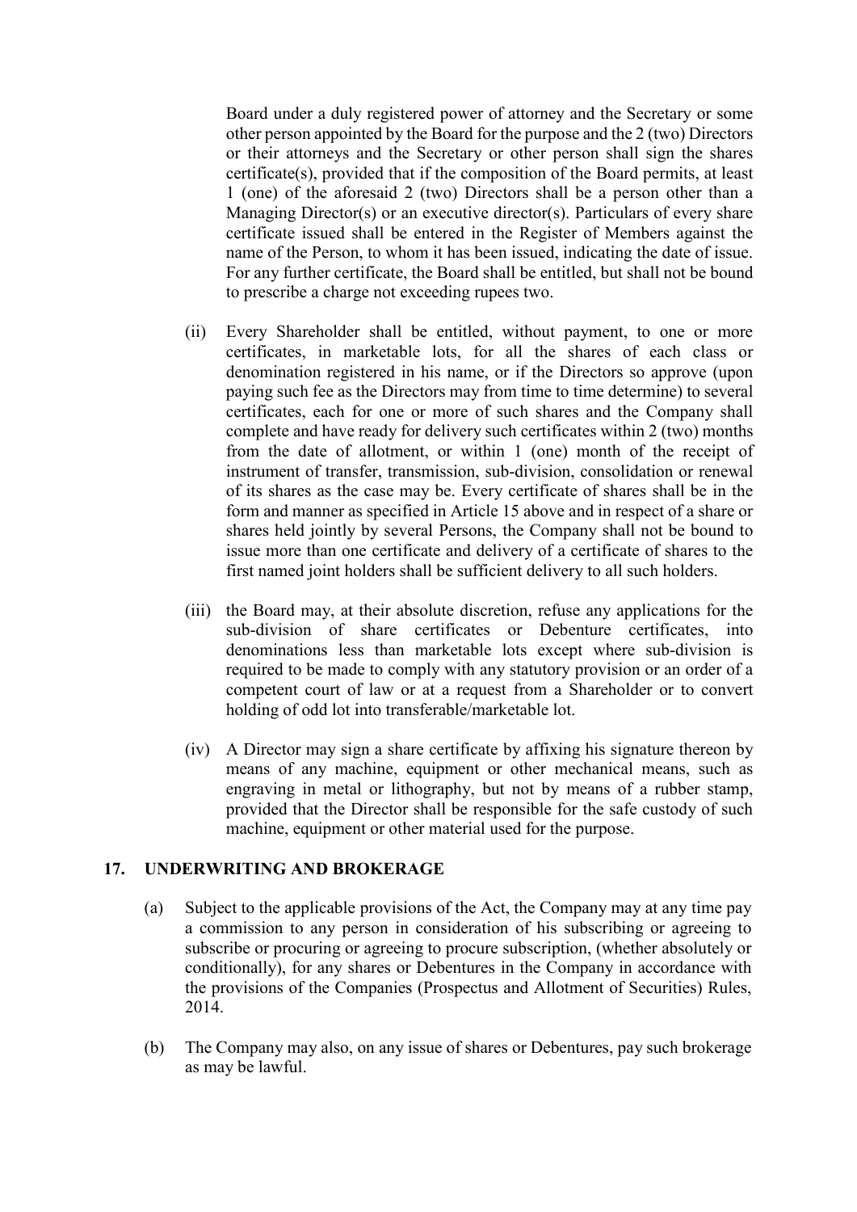Board under a duly registered power of attorney and the Secretary or some other person appointed by the Board for the purpose and the 2 (two) Directors or their attorneys and the Secretary or other person shall sign the shares certificate(s), provided that if the composition of the Board permits, at least 1 (one) of the aforesaid 2 (two) Directors shall be a person other than a Managing Director(s) or an executive director(s). Particulars of every share certificate issued shall be entered in the Register of Members against the name of the Person, to whom it has been issued, indicating the date of issue. For any further certificate, the Board shall be entitled, but shall not be bound to prescribe a charge not exceeding rupees two.

(ii) Every Shareholder shall be entitled, without payment, to one or more certificates, in marketable lots, for all the shares of each class or denomination registered in his name, or if the Directors so approve (upon paying such fee as the Directors may from time to time determine) to several certificates, each for one or more of such shares and the Company shall complete and have ready for delivery such certificates within 2 (two) months from the date of allotment, or within 1 (one) month of the receipt of instrument of transfer, transmission, sub-division, consolidation or renewal of its shares as the case may be. Every certificate of shares shall be in the form and manner as specified in Article 15 above and in respect of a share or shares held jointly by several Persons, the Company shall not be bound to issue more than one certificate and delivery of a certificate of shares to the first named joint holders shall be sufficient delivery to all such holders.

(iii) the Board may, at their absolute discretion, refuse any applications for the sub-division of share certificates or Debenture certificates, into denominations less than marketable lots except where sub-division is required to be made to comply with any statutory provision or an order of a competent court of law or at a request from a Shareholder or to convert holding of odd lot into transferable/marketable lot.

(iv) A Director may sign a share certificate by affixing his signature thereon by means of any machine, equipment or other mechanical means, such as engraving in metal or lithography, but not by means of a rubber stamp, provided that the Director shall be responsible for the safe custody of such machine, equipment or other material used for the purpose.

## 17. UNDERWRITING AND BROKERAGE

(a) Subject to the applicable provisions of the Act, the Company may at any time pay a commission to any person in consideration of his subscribing or agreeing to subscribe or procuring or agreeing to procure subscription, (whether absolutely or conditionally), for any shares or Debentures in the Company in accordance with the provisions of the Companies (Prospectus and Allotment of Securities) Rules, 2014.

(b) The Company may also, on any issue of shares or Debentures, pay such brokerage as may be lawful.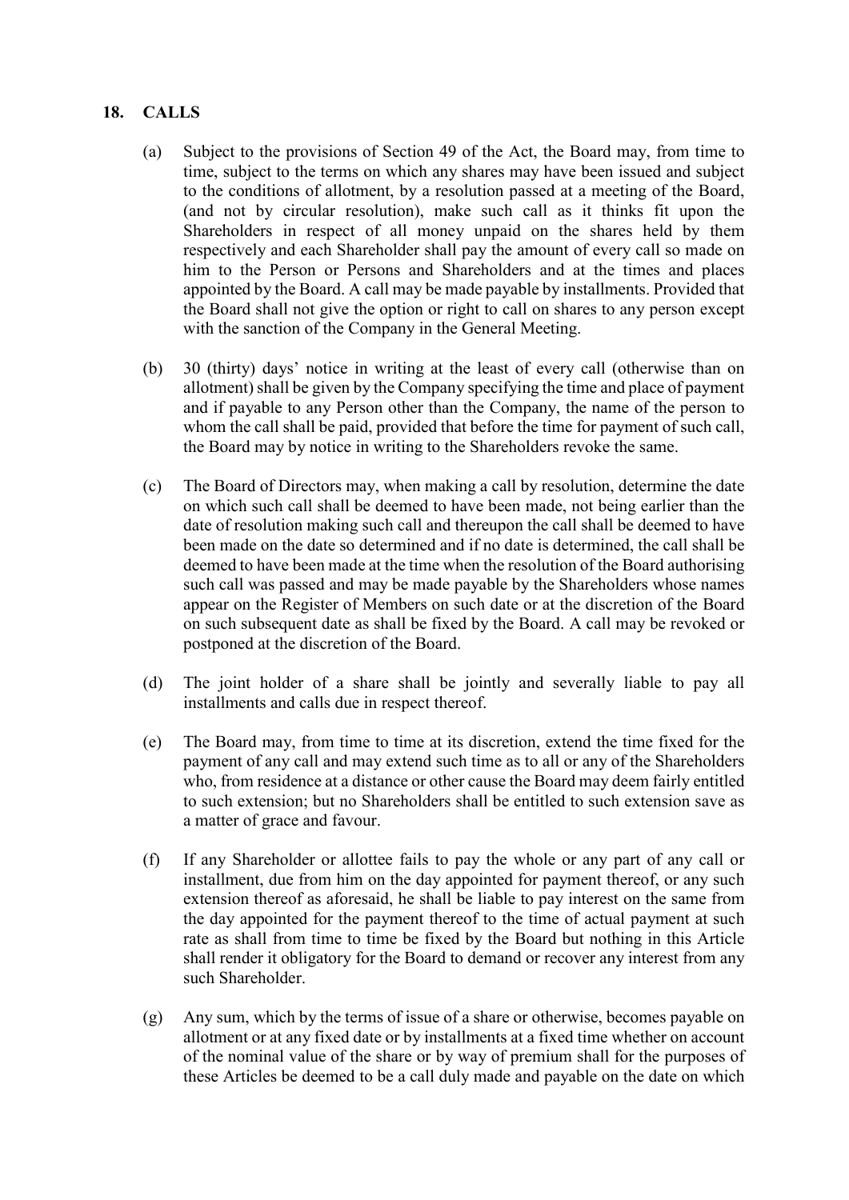## 18. CALLS

(a) Subject to the provisions of Section 49 of the Act, the Board may, from time to time, subject to the terms on which any shares may have been issued and subject to the conditions of allotment, by a resolution passed at a meeting of the Board, (and not by circular resolution), make such call as it thinks fit upon the Shareholders in respect of all money unpaid on the shares held by them respectively and each Shareholder shall pay the amount of every call so made on him to the Person or Persons and Shareholders and at the times and places appointed by the Board. A call may be made payable by installments. Provided that the Board shall not give the option or right to call on shares to any person except with the sanction of the Company in the General Meeting.

(b) 30 (thirty) days' notice in writing at the least of every call (otherwise than on allotment) shall be given by the Company specifying the time and place of payment and if payable to any Person other than the Company, the name of the person to whom the call shall be paid, provided that before the time for payment of such call, the Board may by notice in writing to the Shareholders revoke the same.

(c) The Board of Directors may, when making a call by resolution, determine the date on which such call shall be deemed to have been made, not being earlier than the date of resolution making such call and thereupon the call shall be deemed to have been made on the date so determined and if no date is determined, the call shall be deemed to have been made at the time when the resolution of the Board authorising such call was passed and may be made payable by the Shareholders whose names appear on the Register of Members on such date or at the discretion of the Board on such subsequent date as shall be fixed by the Board. A call may be revoked or postponed at the discretion of the Board.

(d) The joint holder of a share shall be jointly and severally liable to pay all installments and calls due in respect thereof.

(e) The Board may, from time to time at its discretion, extend the time fixed for the payment of any call and may extend such time as to all or any of the Shareholders who, from residence at a distance or other cause the Board may deem fairly entitled to such extension; but no Shareholders shall be entitled to such extension save as a matter of grace and favour.

(f) If any Shareholder or allottee fails to pay the whole or any part of any call or installment, due from him on the day appointed for payment thereof, or any such extension thereof as aforesaid, he shall be liable to pay interest on the same from the day appointed for the payment thereof to the time of actual payment at such rate as shall from time to time be fixed by the Board but nothing in this Article shall render it obligatory for the Board to demand or recover any interest from any such Shareholder.

(g) Any sum, which by the terms of issue of a share or otherwise, becomes payable on allotment or at any fixed date or by installments at a fixed time whether on account of the nominal value of the share or by way of premium shall for the purposes of these Articles be deemed to be a call duly made and payable on the date on which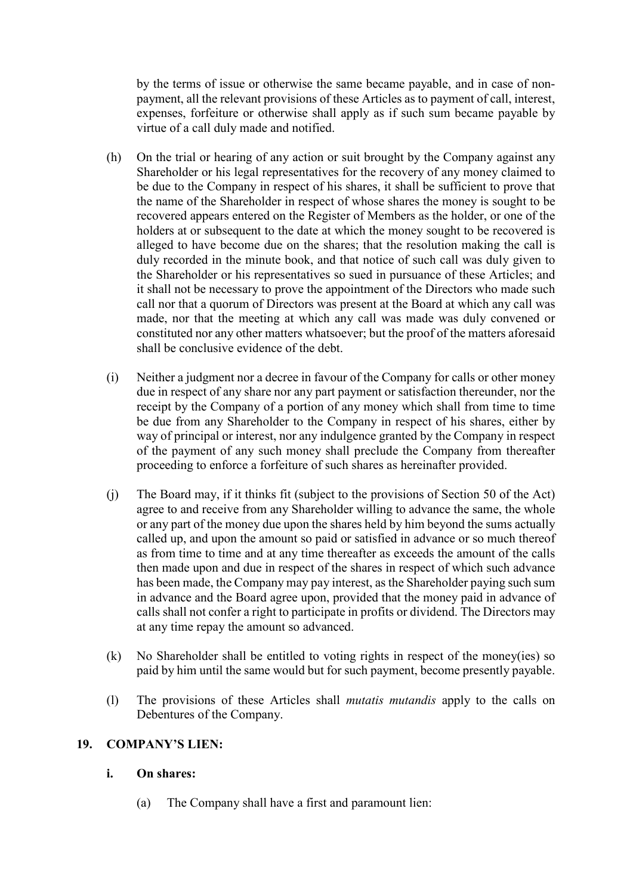by the terms of issue or otherwise the same became payable, and in case of non-payment, all the relevant provisions of these Articles as to payment of call, interest, expenses, forfeiture or otherwise shall apply as if such sum became payable by virtue of a call duly made and notified.

(h) On the trial or hearing of any action or suit brought by the Company against any Shareholder or his legal representatives for the recovery of any money claimed to be due to the Company in respect of his shares, it shall be sufficient to prove that the name of the Shareholder in respect of whose shares the money is sought to be recovered appears entered on the Register of Members as the holder, or one of the holders at or subsequent to the date at which the money sought to be recovered is alleged to have become due on the shares; that the resolution making the call is duly recorded in the minute book, and that notice of such call was duly given to the Shareholder or his representatives so sued in pursuance of these Articles; and it shall not be necessary to prove the appointment of the Directors who made such call nor that a quorum of Directors was present at the Board at which any call was made, nor that the meeting at which any call was made was duly convened or constituted nor any other matters whatsoever; but the proof of the matters aforesaid shall be conclusive evidence of the debt.

(i) Neither a judgment nor a decree in favour of the Company for calls or other money due in respect of any share nor any part payment or satisfaction thereunder, nor the receipt by the Company of a portion of any money which shall from time to time be due from any Shareholder to the Company in respect of his shares, either by way of principal or interest, nor any indulgence granted by the Company in respect of the payment of any such money shall preclude the Company from thereafter proceeding to enforce a forfeiture of such shares as hereinafter provided.

(j) The Board may, if it thinks fit (subject to the provisions of Section 50 of the Act) agree to and receive from any Shareholder willing to advance the same, the whole or any part of the money due upon the shares held by him beyond the sums actually called up, and upon the amount so paid or satisfied in advance or so much thereof as from time to time and at any time thereafter as exceeds the amount of the calls then made upon and due in respect of the shares in respect of which such advance has been made, the Company may pay interest, as the Shareholder paying such sum in advance and the Board agree upon, provided that the money paid in advance of calls shall not confer a right to participate in profits or dividend. The Directors may at any time repay the amount so advanced.

(k) No Shareholder shall be entitled to voting rights in respect of the money(ies) so paid by him until the same would but for such payment, become presently payable.

(l) The provisions of these Articles shall *mutatis mutandis* apply to the calls on Debentures of the Company.

## 19. COMPANY'S LIEN:

### i. On shares:

(a) The Company shall have a first and paramount lien: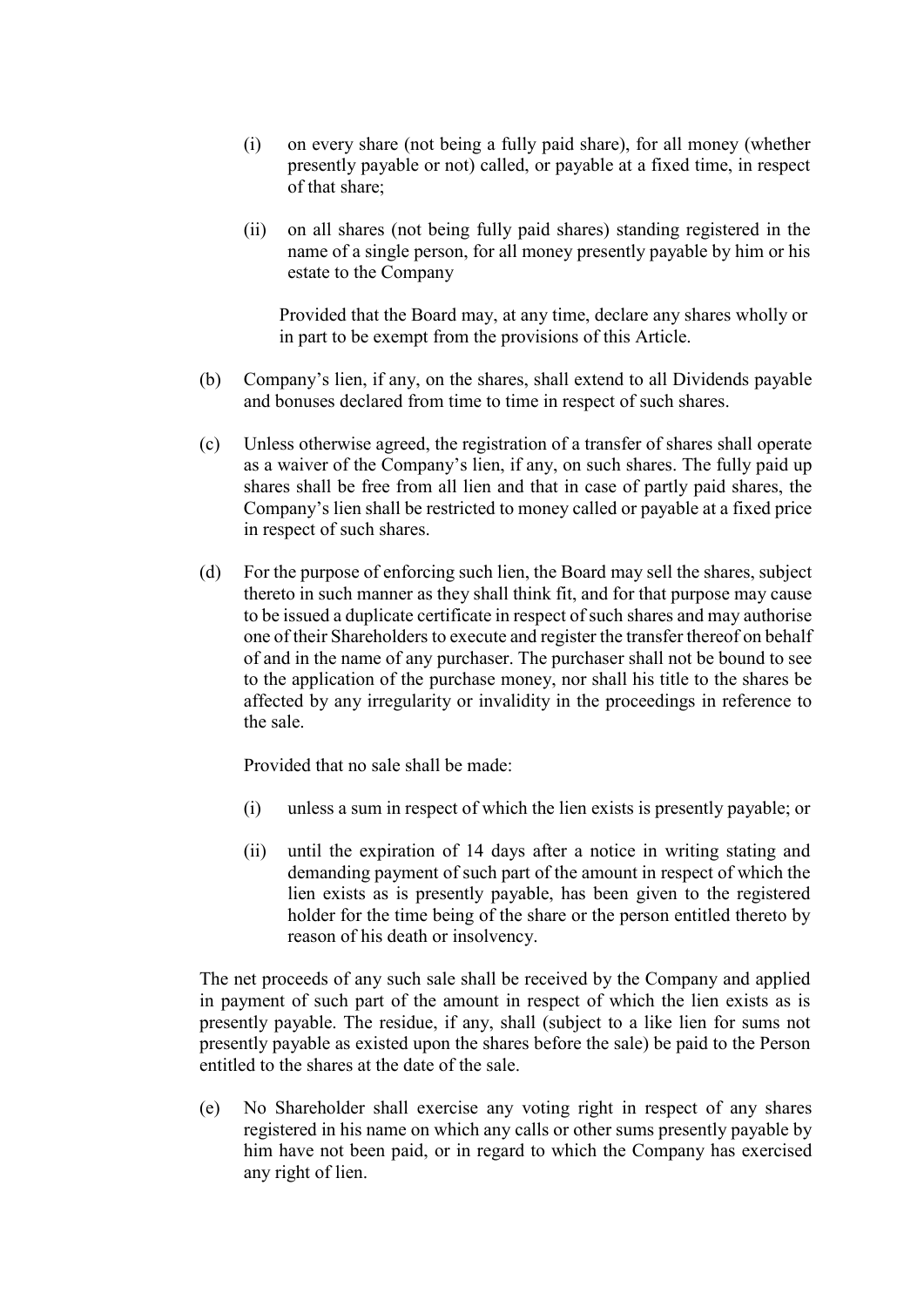(i) on every share (not being a fully paid share), for all money (whether presently payable or not) called, or payable at a fixed time, in respect of that share;

(ii) on all shares (not being fully paid shares) standing registered in the name of a single person, for all money presently payable by him or his estate to the Company

Provided that the Board may, at any time, declare any shares wholly or in part to be exempt from the provisions of this Article.

(b) Company's lien, if any, on the shares, shall extend to all Dividends payable and bonuses declared from time to time in respect of such shares.

(c) Unless otherwise agreed, the registration of a transfer of shares shall operate as a waiver of the Company's lien, if any, on such shares. The fully paid up shares shall be free from all lien and that in case of partly paid shares, the Company's lien shall be restricted to money called or payable at a fixed price in respect of such shares.

(d) For the purpose of enforcing such lien, the Board may sell the shares, subject thereto in such manner as they shall think fit, and for that purpose may cause to be issued a duplicate certificate in respect of such shares and may authorise one of their Shareholders to execute and register the transfer thereof on behalf of and in the name of any purchaser. The purchaser shall not be bound to see to the application of the purchase money, nor shall his title to the shares be affected by any irregularity or invalidity in the proceedings in reference to the sale.

Provided that no sale shall be made:

(i) unless a sum in respect of which the lien exists is presently payable; or

(ii) until the expiration of 14 days after a notice in writing stating and demanding payment of such part of the amount in respect of which the lien exists as is presently payable, has been given to the registered holder for the time being of the share or the person entitled thereto by reason of his death or insolvency.

The net proceeds of any such sale shall be received by the Company and applied in payment of such part of the amount in respect of which the lien exists as is presently payable. The residue, if any, shall (subject to a like lien for sums not presently payable as existed upon the shares before the sale) be paid to the Person entitled to the shares at the date of the sale.

(e) No Shareholder shall exercise any voting right in respect of any shares registered in his name on which any calls or other sums presently payable by him have not been paid, or in regard to which the Company has exercised any right of lien.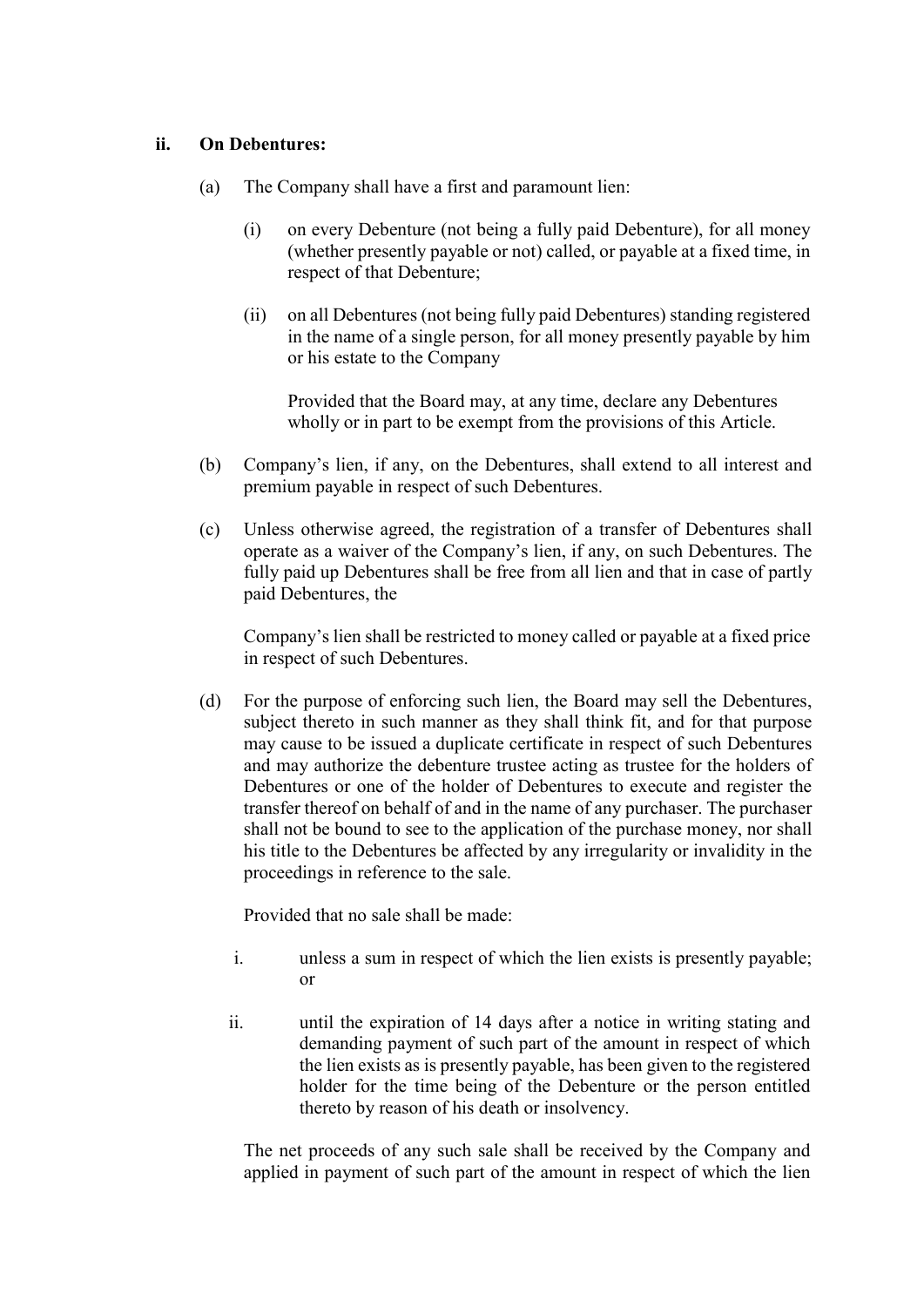**ii. On Debentures:**

(a) The Company shall have a first and paramount lien:

(i) on every Debenture (not being a fully paid Debenture), for all money (whether presently payable or not) called, or payable at a fixed time, in respect of that Debenture;

(ii) on all Debentures (not being fully paid Debentures) standing registered in the name of a single person, for all money presently payable by him or his estate to the Company

Provided that the Board may, at any time, declare any Debentures wholly or in part to be exempt from the provisions of this Article.

(b) Company's lien, if any, on the Debentures, shall extend to all interest and premium payable in respect of such Debentures.

(c) Unless otherwise agreed, the registration of a transfer of Debentures shall operate as a waiver of the Company's lien, if any, on such Debentures. The fully paid up Debentures shall be free from all lien and that in case of partly paid Debentures, the

Company's lien shall be restricted to money called or payable at a fixed price in respect of such Debentures.

(d) For the purpose of enforcing such lien, the Board may sell the Debentures, subject thereto in such manner as they shall think fit, and for that purpose may cause to be issued a duplicate certificate in respect of such Debentures and may authorize the debenture trustee acting as trustee for the holders of Debentures or one of the holder of Debentures to execute and register the transfer thereof on behalf of and in the name of any purchaser. The purchaser shall not be bound to see to the application of the purchase money, nor shall his title to the Debentures be affected by any irregularity or invalidity in the proceedings in reference to the sale.

Provided that no sale shall be made:

i. unless a sum in respect of which the lien exists is presently payable; or

ii. until the expiration of 14 days after a notice in writing stating and demanding payment of such part of the amount in respect of which the lien exists as is presently payable, has been given to the registered holder for the time being of the Debenture or the person entitled thereto by reason of his death or insolvency.

The net proceeds of any such sale shall be received by the Company and applied in payment of such part of the amount in respect of which the lien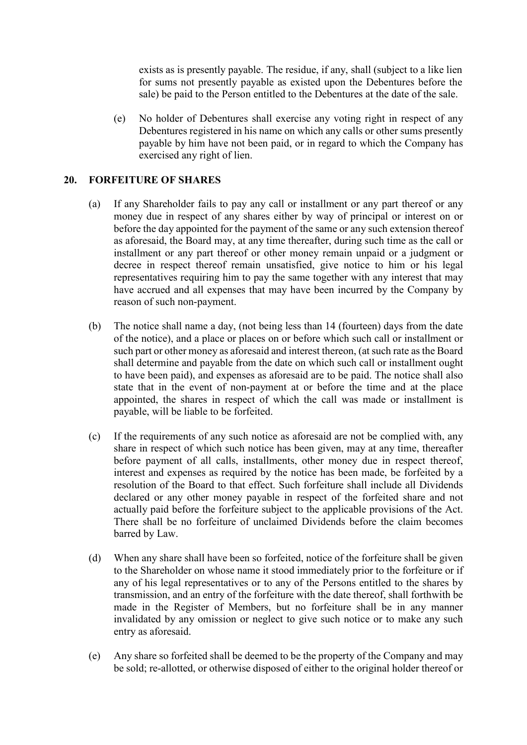exists as is presently payable. The residue, if any, shall (subject to a like lien for sums not presently payable as existed upon the Debentures before the sale) be paid to the Person entitled to the Debentures at the date of the sale.

(e) No holder of Debentures shall exercise any voting right in respect of any Debentures registered in his name on which any calls or other sums presently payable by him have not been paid, or in regard to which the Company has exercised any right of lien.

## 20. FORFEITURE OF SHARES

(a) If any Shareholder fails to pay any call or installment or any part thereof or any money due in respect of any shares either by way of principal or interest on or before the day appointed for the payment of the same or any such extension thereof as aforesaid, the Board may, at any time thereafter, during such time as the call or installment or any part thereof or other money remain unpaid or a judgment or decree in respect thereof remain unsatisfied, give notice to him or his legal representatives requiring him to pay the same together with any interest that may have accrued and all expenses that may have been incurred by the Company by reason of such non-payment.

(b) The notice shall name a day, (not being less than 14 (fourteen) days from the date of the notice), and a place or places on or before which such call or installment or such part or other money as aforesaid and interest thereon, (at such rate as the Board shall determine and payable from the date on which such call or installment ought to have been paid), and expenses as aforesaid are to be paid. The notice shall also state that in the event of non-payment at or before the time and at the place appointed, the shares in respect of which the call was made or installment is payable, will be liable to be forfeited.

(c) If the requirements of any such notice as aforesaid are not be complied with, any share in respect of which such notice has been given, may at any time, thereafter before payment of all calls, installments, other money due in respect thereof, interest and expenses as required by the notice has been made, be forfeited by a resolution of the Board to that effect. Such forfeiture shall include all Dividends declared or any other money payable in respect of the forfeited share and not actually paid before the forfeiture subject to the applicable provisions of the Act. There shall be no forfeiture of unclaimed Dividends before the claim becomes barred by Law.

(d) When any share shall have been so forfeited, notice of the forfeiture shall be given to the Shareholder on whose name it stood immediately prior to the forfeiture or if any of his legal representatives or to any of the Persons entitled to the shares by transmission, and an entry of the forfeiture with the date thereof, shall forthwith be made in the Register of Members, but no forfeiture shall be in any manner invalidated by any omission or neglect to give such notice or to make any such entry as aforesaid.

(e) Any share so forfeited shall be deemed to be the property of the Company and may be sold; re-allotted, or otherwise disposed of either to the original holder thereof or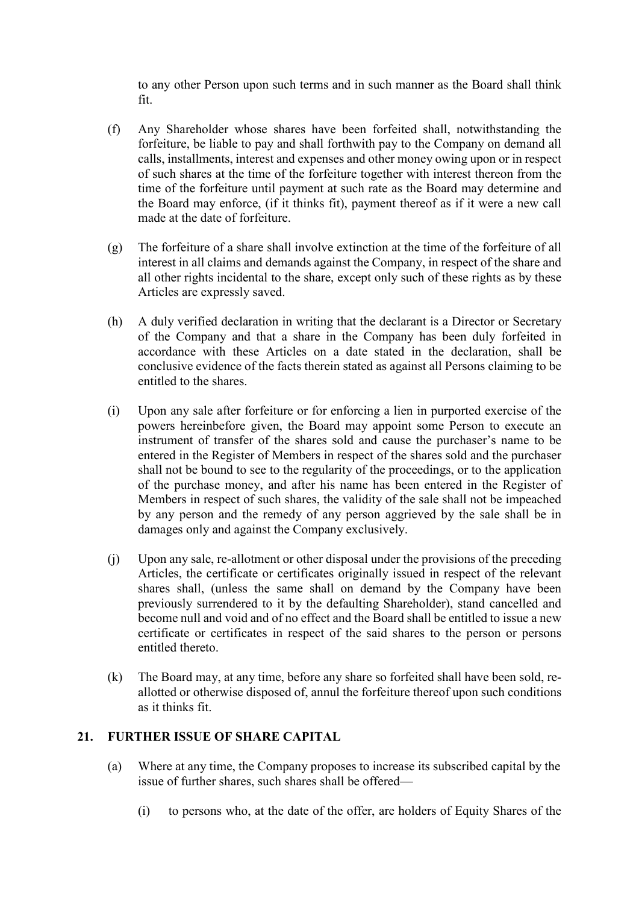to any other Person upon such terms and in such manner as the Board shall think fit.

(f) Any Shareholder whose shares have been forfeited shall, notwithstanding the forfeiture, be liable to pay and shall forthwith pay to the Company on demand all calls, installments, interest and expenses and other money owing upon or in respect of such shares at the time of the forfeiture together with interest thereon from the time of the forfeiture until payment at such rate as the Board may determine and the Board may enforce, (if it thinks fit), payment thereof as if it were a new call made at the date of forfeiture.

(g) The forfeiture of a share shall involve extinction at the time of the forfeiture of all interest in all claims and demands against the Company, in respect of the share and all other rights incidental to the share, except only such of these rights as by these Articles are expressly saved.

(h) A duly verified declaration in writing that the declarant is a Director or Secretary of the Company and that a share in the Company has been duly forfeited in accordance with these Articles on a date stated in the declaration, shall be conclusive evidence of the facts therein stated as against all Persons claiming to be entitled to the shares.

(i) Upon any sale after forfeiture or for enforcing a lien in purported exercise of the powers hereinbefore given, the Board may appoint some Person to execute an instrument of transfer of the shares sold and cause the purchaser's name to be entered in the Register of Members in respect of the shares sold and the purchaser shall not be bound to see to the regularity of the proceedings, or to the application of the purchase money, and after his name has been entered in the Register of Members in respect of such shares, the validity of the sale shall not be impeached by any person and the remedy of any person aggrieved by the sale shall be in damages only and against the Company exclusively.

(j) Upon any sale, re-allotment or other disposal under the provisions of the preceding Articles, the certificate or certificates originally issued in respect of the relevant shares shall, (unless the same shall on demand by the Company have been previously surrendered to it by the defaulting Shareholder), stand cancelled and become null and void and of no effect and the Board shall be entitled to issue a new certificate or certificates in respect of the said shares to the person or persons entitled thereto.

(k) The Board may, at any time, before any share so forfeited shall have been sold, re-allotted or otherwise disposed of, annul the forfeiture thereof upon such conditions as it thinks fit.

## 21. FURTHER ISSUE OF SHARE CAPITAL

(a) Where at any time, the Company proposes to increase its subscribed capital by the issue of further shares, such shares shall be offered—

(i) to persons who, at the date of the offer, are holders of Equity Shares of the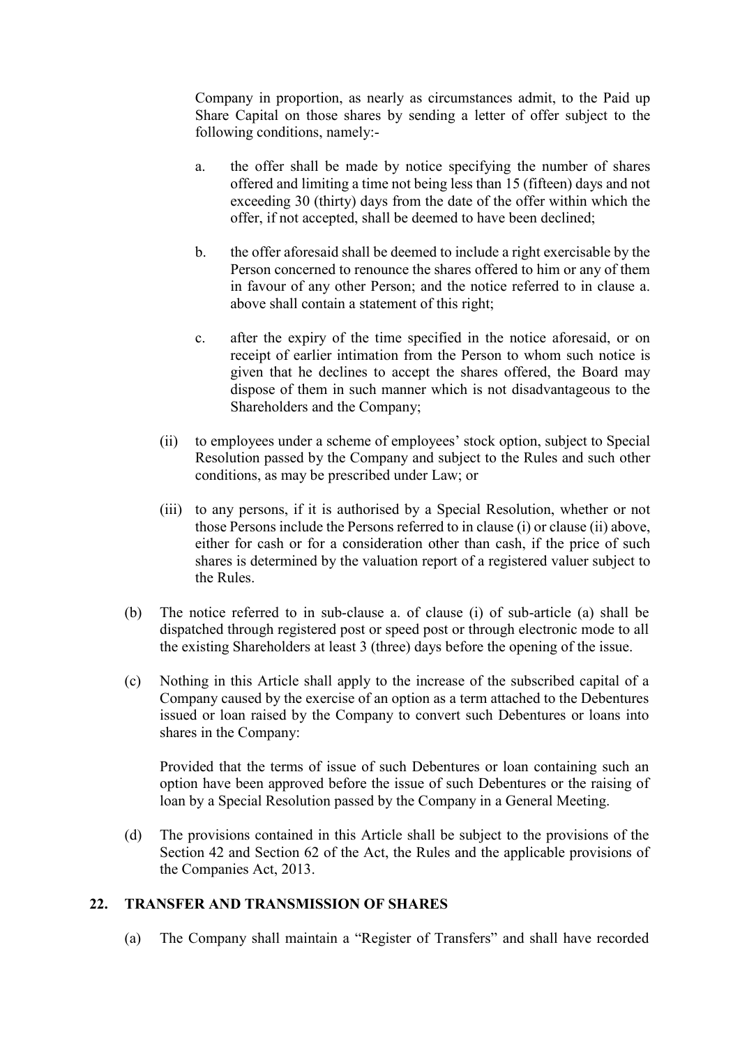Company in proportion, as nearly as circumstances admit, to the Paid up Share Capital on those shares by sending a letter of offer subject to the following conditions, namely:-

a. the offer shall be made by notice specifying the number of shares offered and limiting a time not being less than 15 (fifteen) days and not exceeding 30 (thirty) days from the date of the offer within which the offer, if not accepted, shall be deemed to have been declined;

b. the offer aforesaid shall be deemed to include a right exercisable by the Person concerned to renounce the shares offered to him or any of them in favour of any other Person; and the notice referred to in clause a. above shall contain a statement of this right;

c. after the expiry of the time specified in the notice aforesaid, or on receipt of earlier intimation from the Person to whom such notice is given that he declines to accept the shares offered, the Board may dispose of them in such manner which is not disadvantageous to the Shareholders and the Company;

(ii) to employees under a scheme of employees' stock option, subject to Special Resolution passed by the Company and subject to the Rules and such other conditions, as may be prescribed under Law; or

(iii) to any persons, if it is authorised by a Special Resolution, whether or not those Persons include the Persons referred to in clause (i) or clause (ii) above, either for cash or for a consideration other than cash, if the price of such shares is determined by the valuation report of a registered valuer subject to the Rules.

(b) The notice referred to in sub-clause a. of clause (i) of sub-article (a) shall be dispatched through registered post or speed post or through electronic mode to all the existing Shareholders at least 3 (three) days before the opening of the issue.

(c) Nothing in this Article shall apply to the increase of the subscribed capital of a Company caused by the exercise of an option as a term attached to the Debentures issued or loan raised by the Company to convert such Debentures or loans into shares in the Company:

Provided that the terms of issue of such Debentures or loan containing such an option have been approved before the issue of such Debentures or the raising of loan by a Special Resolution passed by the Company in a General Meeting.

(d) The provisions contained in this Article shall be subject to the provisions of the Section 42 and Section 62 of the Act, the Rules and the applicable provisions of the Companies Act, 2013.

## 22. TRANSFER AND TRANSMISSION OF SHARES

(a) The Company shall maintain a "Register of Transfers" and shall have recorded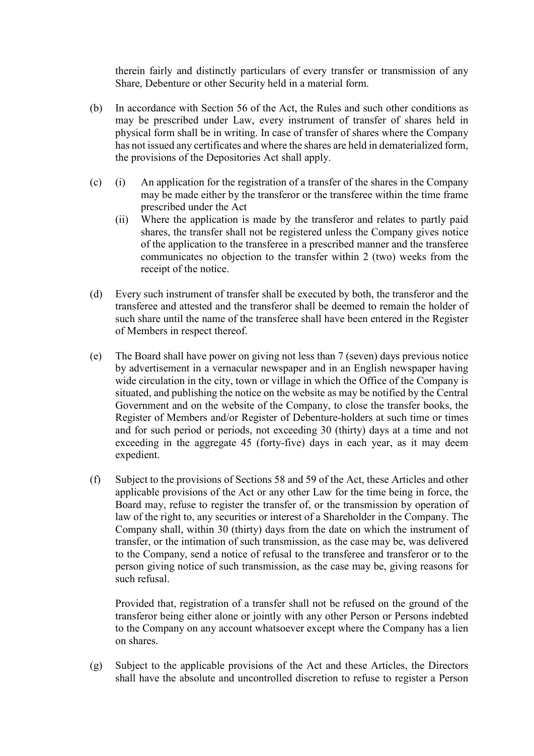therein fairly and distinctly particulars of every transfer or transmission of any Share, Debenture or other Security held in a material form.

(b) In accordance with Section 56 of the Act, the Rules and such other conditions as may be prescribed under Law, every instrument of transfer of shares held in physical form shall be in writing. In case of transfer of shares where the Company has not issued any certificates and where the shares are held in dematerialized form, the provisions of the Depositories Act shall apply.

(c) (i) An application for the registration of a transfer of the shares in the Company may be made either by the transferor or the transferee within the time frame prescribed under the Act

(ii) Where the application is made by the transferor and relates to partly paid shares, the transfer shall not be registered unless the Company gives notice of the application to the transferee in a prescribed manner and the transferee communicates no objection to the transfer within 2 (two) weeks from the receipt of the notice.

(d) Every such instrument of transfer shall be executed by both, the transferor and the transferee and attested and the transferor shall be deemed to remain the holder of such share until the name of the transferee shall have been entered in the Register of Members in respect thereof.

(e) The Board shall have power on giving not less than 7 (seven) days previous notice by advertisement in a vernacular newspaper and in an English newspaper having wide circulation in the city, town or village in which the Office of the Company is situated, and publishing the notice on the website as may be notified by the Central Government and on the website of the Company, to close the transfer books, the Register of Members and/or Register of Debenture-holders at such time or times and for such period or periods, not exceeding 30 (thirty) days at a time and not exceeding in the aggregate 45 (forty-five) days in each year, as it may deem expedient.

(f) Subject to the provisions of Sections 58 and 59 of the Act, these Articles and other applicable provisions of the Act or any other Law for the time being in force, the Board may, refuse to register the transfer of, or the transmission by operation of law of the right to, any securities or interest of a Shareholder in the Company. The Company shall, within 30 (thirty) days from the date on which the instrument of transfer, or the intimation of such transmission, as the case may be, was delivered to the Company, send a notice of refusal to the transferee and transferor or to the person giving notice of such transmission, as the case may be, giving reasons for such refusal.

Provided that, registration of a transfer shall not be refused on the ground of the transferor being either alone or jointly with any other Person or Persons indebted to the Company on any account whatsoever except where the Company has a lien on shares.

(g) Subject to the applicable provisions of the Act and these Articles, the Directors shall have the absolute and uncontrolled discretion to refuse to register a Person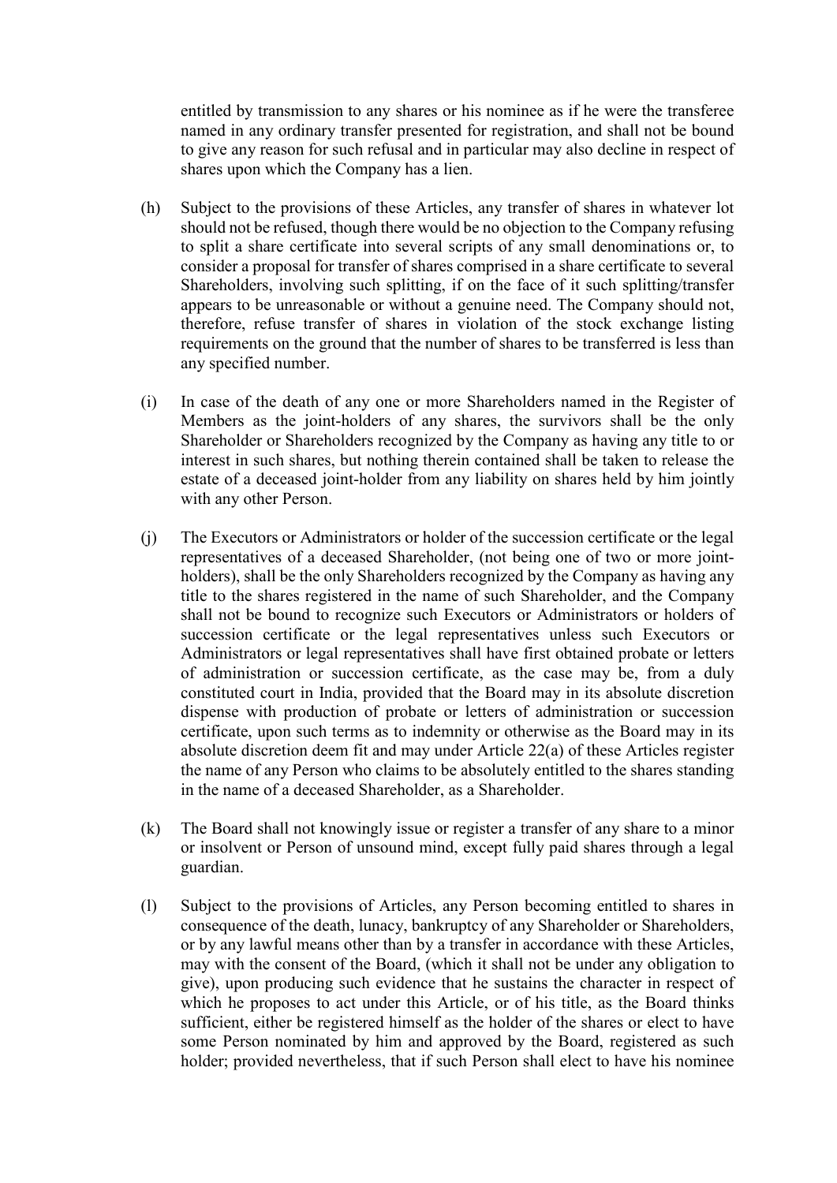entitled by transmission to any shares or his nominee as if he were the transferee named in any ordinary transfer presented for registration, and shall not be bound to give any reason for such refusal and in particular may also decline in respect of shares upon which the Company has a lien.

(h) Subject to the provisions of these Articles, any transfer of shares in whatever lot should not be refused, though there would be no objection to the Company refusing to split a share certificate into several scripts of any small denominations or, to consider a proposal for transfer of shares comprised in a share certificate to several Shareholders, involving such splitting, if on the face of it such splitting/transfer appears to be unreasonable or without a genuine need. The Company should not, therefore, refuse transfer of shares in violation of the stock exchange listing requirements on the ground that the number of shares to be transferred is less than any specified number.

(i) In case of the death of any one or more Shareholders named in the Register of Members as the joint-holders of any shares, the survivors shall be the only Shareholder or Shareholders recognized by the Company as having any title to or interest in such shares, but nothing therein contained shall be taken to release the estate of a deceased joint-holder from any liability on shares held by him jointly with any other Person.

(j) The Executors or Administrators or holder of the succession certificate or the legal representatives of a deceased Shareholder, (not being one of two or more joint-holders), shall be the only Shareholders recognized by the Company as having any title to the shares registered in the name of such Shareholder, and the Company shall not be bound to recognize such Executors or Administrators or holders of succession certificate or the legal representatives unless such Executors or Administrators or legal representatives shall have first obtained probate or letters of administration or succession certificate, as the case may be, from a duly constituted court in India, provided that the Board may in its absolute discretion dispense with production of probate or letters of administration or succession certificate, upon such terms as to indemnity or otherwise as the Board may in its absolute discretion deem fit and may under Article 22(a) of these Articles register the name of any Person who claims to be absolutely entitled to the shares standing in the name of a deceased Shareholder, as a Shareholder.

(k) The Board shall not knowingly issue or register a transfer of any share to a minor or insolvent or Person of unsound mind, except fully paid shares through a legal guardian.

(l) Subject to the provisions of Articles, any Person becoming entitled to shares in consequence of the death, lunacy, bankruptcy of any Shareholder or Shareholders, or by any lawful means other than by a transfer in accordance with these Articles, may with the consent of the Board, (which it shall not be under any obligation to give), upon producing such evidence that he sustains the character in respect of which he proposes to act under this Article, or of his title, as the Board thinks sufficient, either be registered himself as the holder of the shares or elect to have some Person nominated by him and approved by the Board, registered as such holder; provided nevertheless, that if such Person shall elect to have his nominee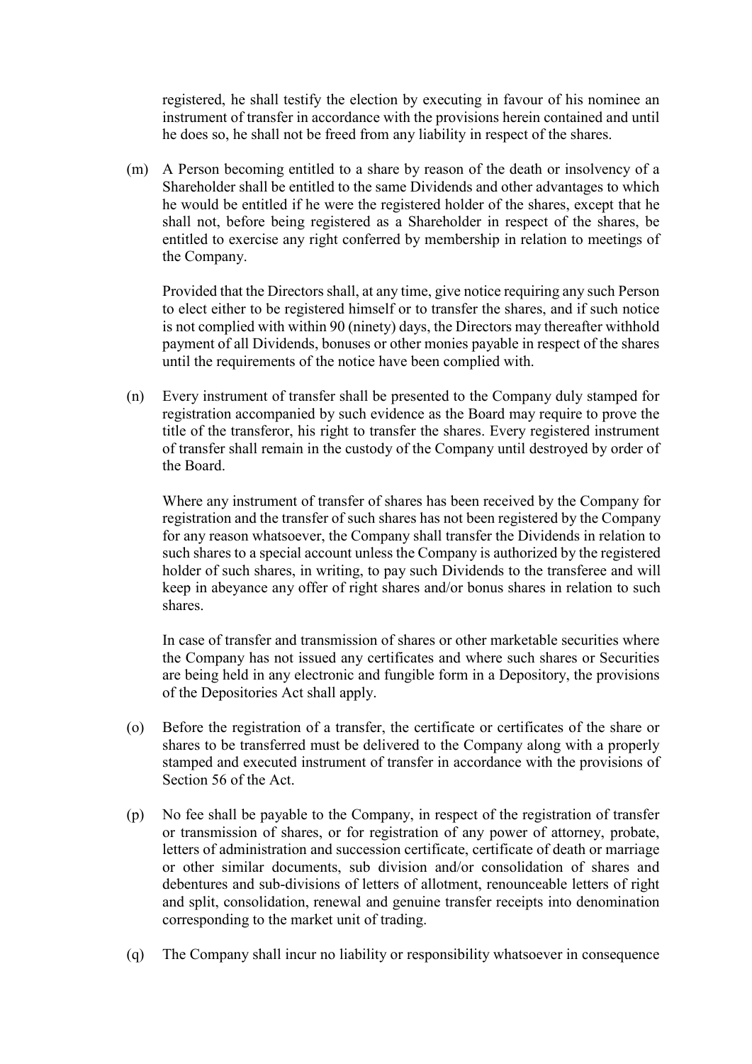registered, he shall testify the election by executing in favour of his nominee an instrument of transfer in accordance with the provisions herein contained and until he does so, he shall not be freed from any liability in respect of the shares.

(m) A Person becoming entitled to a share by reason of the death or insolvency of a Shareholder shall be entitled to the same Dividends and other advantages to which he would be entitled if he were the registered holder of the shares, except that he shall not, before being registered as a Shareholder in respect of the shares, be entitled to exercise any right conferred by membership in relation to meetings of the Company.

Provided that the Directors shall, at any time, give notice requiring any such Person to elect either to be registered himself or to transfer the shares, and if such notice is not complied with within 90 (ninety) days, the Directors may thereafter withhold payment of all Dividends, bonuses or other monies payable in respect of the shares until the requirements of the notice have been complied with.

(n) Every instrument of transfer shall be presented to the Company duly stamped for registration accompanied by such evidence as the Board may require to prove the title of the transferor, his right to transfer the shares. Every registered instrument of transfer shall remain in the custody of the Company until destroyed by order of the Board.

Where any instrument of transfer of shares has been received by the Company for registration and the transfer of such shares has not been registered by the Company for any reason whatsoever, the Company shall transfer the Dividends in relation to such shares to a special account unless the Company is authorized by the registered holder of such shares, in writing, to pay such Dividends to the transferee and will keep in abeyance any offer of right shares and/or bonus shares in relation to such shares.

In case of transfer and transmission of shares or other marketable securities where the Company has not issued any certificates and where such shares or Securities are being held in any electronic and fungible form in a Depository, the provisions of the Depositories Act shall apply.

(o) Before the registration of a transfer, the certificate or certificates of the share or shares to be transferred must be delivered to the Company along with a properly stamped and executed instrument of transfer in accordance with the provisions of Section 56 of the Act.

(p) No fee shall be payable to the Company, in respect of the registration of transfer or transmission of shares, or for registration of any power of attorney, probate, letters of administration and succession certificate, certificate of death or marriage or other similar documents, sub division and/or consolidation of shares and debentures and sub-divisions of letters of allotment, renounceable letters of right and split, consolidation, renewal and genuine transfer receipts into denomination corresponding to the market unit of trading.

(q) The Company shall incur no liability or responsibility whatsoever in consequence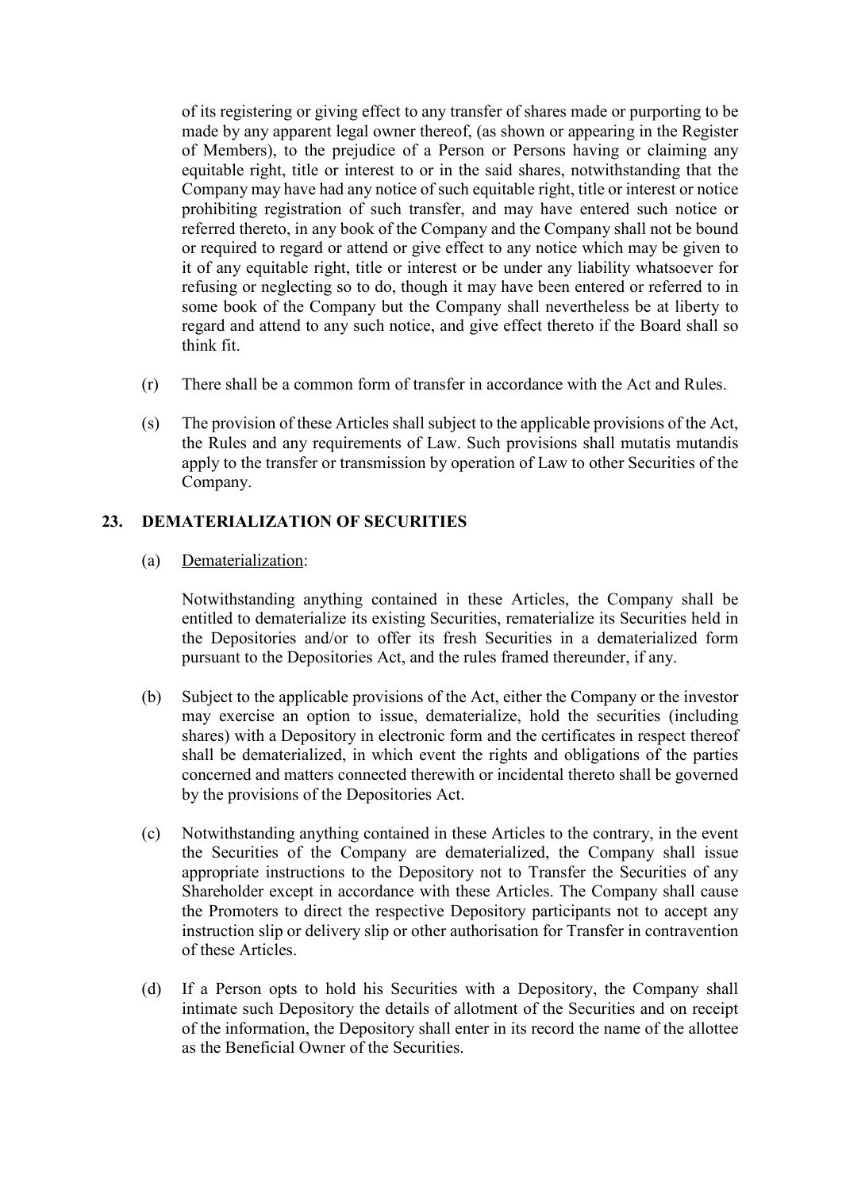of its registering or giving effect to any transfer of shares made or purporting to be made by any apparent legal owner thereof, (as shown or appearing in the Register of Members), to the prejudice of a Person or Persons having or claiming any equitable right, title or interest to or in the said shares, notwithstanding that the Company may have had any notice of such equitable right, title or interest or notice prohibiting registration of such transfer, and may have entered such notice or referred thereto, in any book of the Company and the Company shall not be bound or required to regard or attend or give effect to any notice which may be given to it of any equitable right, title or interest or be under any liability whatsoever for refusing or neglecting so to do, though it may have been entered or referred to in some book of the Company but the Company shall nevertheless be at liberty to regard and attend to any such notice, and give effect thereto if the Board shall so think fit.

(r) There shall be a common form of transfer in accordance with the Act and Rules.

(s) The provision of these Articles shall subject to the applicable provisions of the Act, the Rules and any requirements of Law. Such provisions shall mutatis mutandis apply to the transfer or transmission by operation of Law to other Securities of the Company.

## 23. DEMATERIALIZATION OF SECURITIES

(a) Dematerialization:

Notwithstanding anything contained in these Articles, the Company shall be entitled to dematerialize its existing Securities, rematerialize its Securities held in the Depositories and/or to offer its fresh Securities in a dematerialized form pursuant to the Depositories Act, and the rules framed thereunder, if any.

(b) Subject to the applicable provisions of the Act, either the Company or the investor may exercise an option to issue, dematerialize, hold the securities (including shares) with a Depository in electronic form and the certificates in respect thereof shall be dematerialized, in which event the rights and obligations of the parties concerned and matters connected therewith or incidental thereto shall be governed by the provisions of the Depositories Act.

(c) Notwithstanding anything contained in these Articles to the contrary, in the event the Securities of the Company are dematerialized, the Company shall issue appropriate instructions to the Depository not to Transfer the Securities of any Shareholder except in accordance with these Articles. The Company shall cause the Promoters to direct the respective Depository participants not to accept any instruction slip or delivery slip or other authorisation for Transfer in contravention of these Articles.

(d) If a Person opts to hold his Securities with a Depository, the Company shall intimate such Depository the details of allotment of the Securities and on receipt of the information, the Depository shall enter in its record the name of the allottee as the Beneficial Owner of the Securities.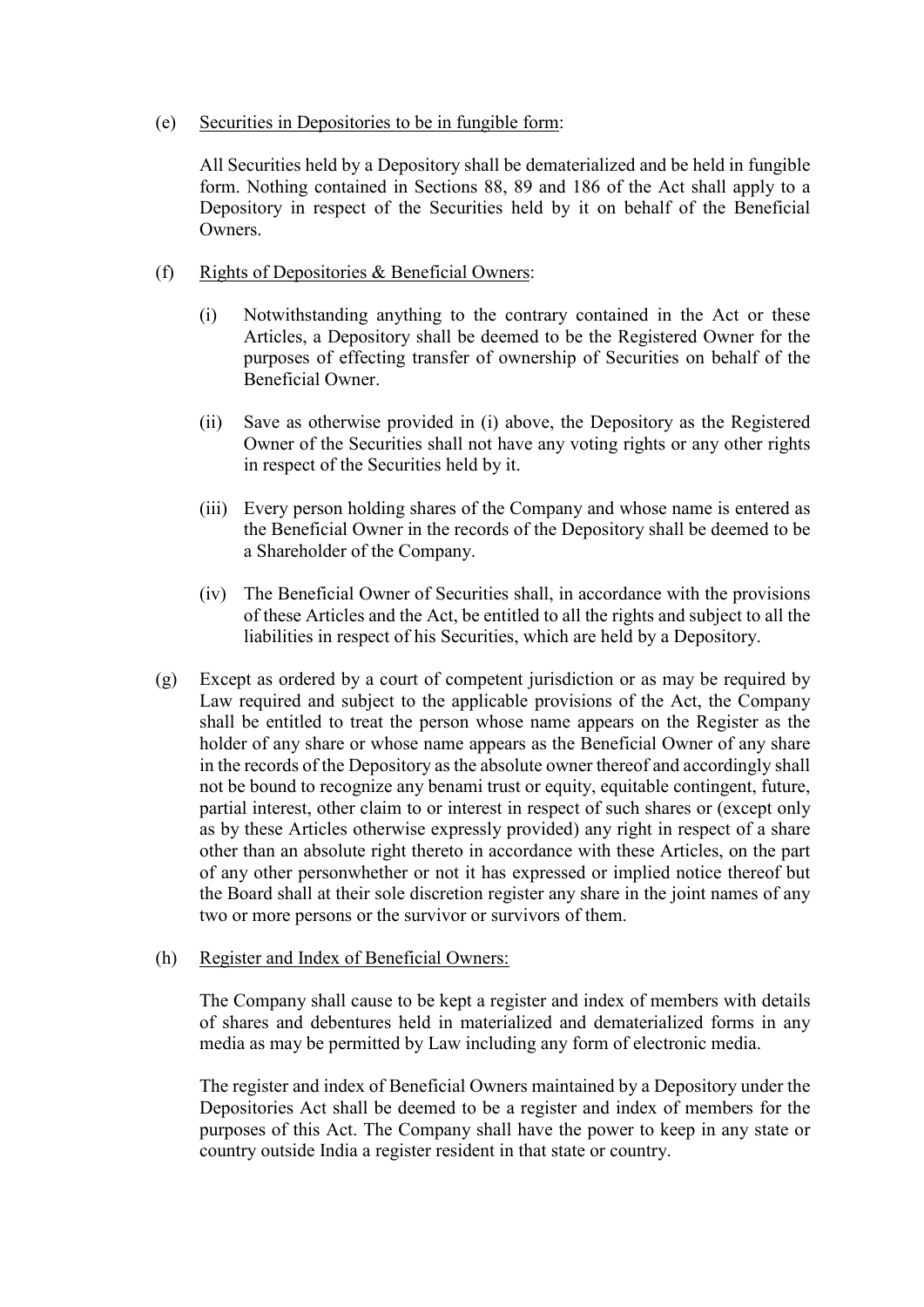(e) Securities in Depositories to be in fungible form:

All Securities held by a Depository shall be dematerialized and be held in fungible form. Nothing contained in Sections 88, 89 and 186 of the Act shall apply to a Depository in respect of the Securities held by it on behalf of the Beneficial Owners.

(f) Rights of Depositories & Beneficial Owners:

(i) Notwithstanding anything to the contrary contained in the Act or these Articles, a Depository shall be deemed to be the Registered Owner for the purposes of effecting transfer of ownership of Securities on behalf of the Beneficial Owner.

(ii) Save as otherwise provided in (i) above, the Depository as the Registered Owner of the Securities shall not have any voting rights or any other rights in respect of the Securities held by it.

(iii) Every person holding shares of the Company and whose name is entered as the Beneficial Owner in the records of the Depository shall be deemed to be a Shareholder of the Company.

(iv) The Beneficial Owner of Securities shall, in accordance with the provisions of these Articles and the Act, be entitled to all the rights and subject to all the liabilities in respect of his Securities, which are held by a Depository.

(g) Except as ordered by a court of competent jurisdiction or as may be required by Law required and subject to the applicable provisions of the Act, the Company shall be entitled to treat the person whose name appears on the Register as the holder of any share or whose name appears as the Beneficial Owner of any share in the records of the Depository as the absolute owner thereof and accordingly shall not be bound to recognize any benami trust or equity, equitable contingent, future, partial interest, other claim to or interest in respect of such shares or (except only as by these Articles otherwise expressly provided) any right in respect of a share other than an absolute right thereto in accordance with these Articles, on the part of any other personwhether or not it has expressed or implied notice thereof but the Board shall at their sole discretion register any share in the joint names of any two or more persons or the survivor or survivors of them.

(h) Register and Index of Beneficial Owners:

The Company shall cause to be kept a register and index of members with details of shares and debentures held in materialized and dematerialized forms in any media as may be permitted by Law including any form of electronic media.

The register and index of Beneficial Owners maintained by a Depository under the Depositories Act shall be deemed to be a register and index of members for the purposes of this Act. The Company shall have the power to keep in any state or country outside India a register resident in that state or country.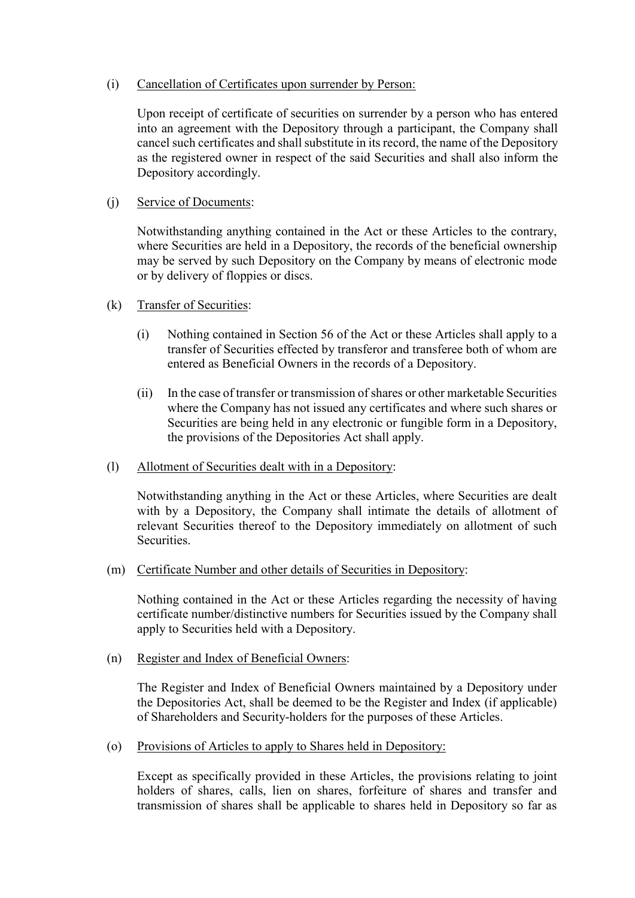(i) Cancellation of Certificates upon surrender by Person:

Upon receipt of certificate of securities on surrender by a person who has entered into an agreement with the Depository through a participant, the Company shall cancel such certificates and shall substitute in its record, the name of the Depository as the registered owner in respect of the said Securities and shall also inform the Depository accordingly.

(j) Service of Documents:

Notwithstanding anything contained in the Act or these Articles to the contrary, where Securities are held in a Depository, the records of the beneficial ownership may be served by such Depository on the Company by means of electronic mode or by delivery of floppies or discs.

(k) Transfer of Securities:

(i) Nothing contained in Section 56 of the Act or these Articles shall apply to a transfer of Securities effected by transferor and transferee both of whom are entered as Beneficial Owners in the records of a Depository.

(ii) In the case of transfer or transmission of shares or other marketable Securities where the Company has not issued any certificates and where such shares or Securities are being held in any electronic or fungible form in a Depository, the provisions of the Depositories Act shall apply.

(l) Allotment of Securities dealt with in a Depository:

Notwithstanding anything in the Act or these Articles, where Securities are dealt with by a Depository, the Company shall intimate the details of allotment of relevant Securities thereof to the Depository immediately on allotment of such Securities.

(m) Certificate Number and other details of Securities in Depository:

Nothing contained in the Act or these Articles regarding the necessity of having certificate number/distinctive numbers for Securities issued by the Company shall apply to Securities held with a Depository.

(n) Register and Index of Beneficial Owners:

The Register and Index of Beneficial Owners maintained by a Depository under the Depositories Act, shall be deemed to be the Register and Index (if applicable) of Shareholders and Security-holders for the purposes of these Articles.

(o) Provisions of Articles to apply to Shares held in Depository:

Except as specifically provided in these Articles, the provisions relating to joint holders of shares, calls, lien on shares, forfeiture of shares and transfer and transmission of shares shall be applicable to shares held in Depository so far as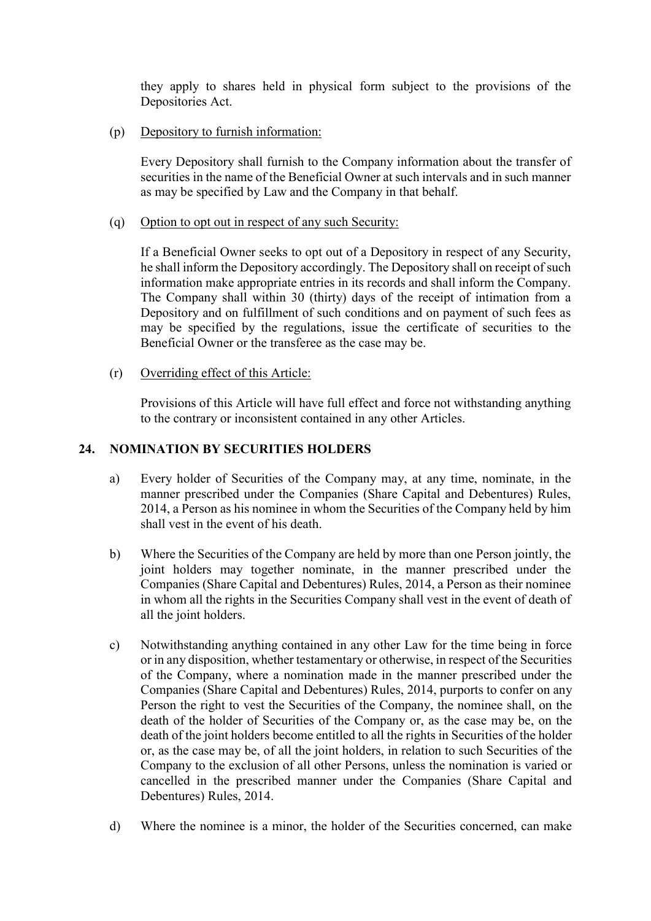they apply to shares held in physical form subject to the provisions of the Depositories Act.

(p) Depository to furnish information:

Every Depository shall furnish to the Company information about the transfer of securities in the name of the Beneficial Owner at such intervals and in such manner as may be specified by Law and the Company in that behalf.

(q) Option to opt out in respect of any such Security:

If a Beneficial Owner seeks to opt out of a Depository in respect of any Security, he shall inform the Depository accordingly. The Depository shall on receipt of such information make appropriate entries in its records and shall inform the Company. The Company shall within 30 (thirty) days of the receipt of intimation from a Depository and on fulfillment of such conditions and on payment of such fees as may be specified by the regulations, issue the certificate of securities to the Beneficial Owner or the transferee as the case may be.

(r) Overriding effect of this Article:

Provisions of this Article will have full effect and force not withstanding anything to the contrary or inconsistent contained in any other Articles.

## 24. NOMINATION BY SECURITIES HOLDERS

a) Every holder of Securities of the Company may, at any time, nominate, in the manner prescribed under the Companies (Share Capital and Debentures) Rules, 2014, a Person as his nominee in whom the Securities of the Company held by him shall vest in the event of his death.

b) Where the Securities of the Company are held by more than one Person jointly, the joint holders may together nominate, in the manner prescribed under the Companies (Share Capital and Debentures) Rules, 2014, a Person as their nominee in whom all the rights in the Securities Company shall vest in the event of death of all the joint holders.

c) Notwithstanding anything contained in any other Law for the time being in force or in any disposition, whether testamentary or otherwise, in respect of the Securities of the Company, where a nomination made in the manner prescribed under the Companies (Share Capital and Debentures) Rules, 2014, purports to confer on any Person the right to vest the Securities of the Company, the nominee shall, on the death of the holder of Securities of the Company or, as the case may be, on the death of the joint holders become entitled to all the rights in Securities of the holder or, as the case may be, of all the joint holders, in relation to such Securities of the Company to the exclusion of all other Persons, unless the nomination is varied or cancelled in the prescribed manner under the Companies (Share Capital and Debentures) Rules, 2014.

d) Where the nominee is a minor, the holder of the Securities concerned, can make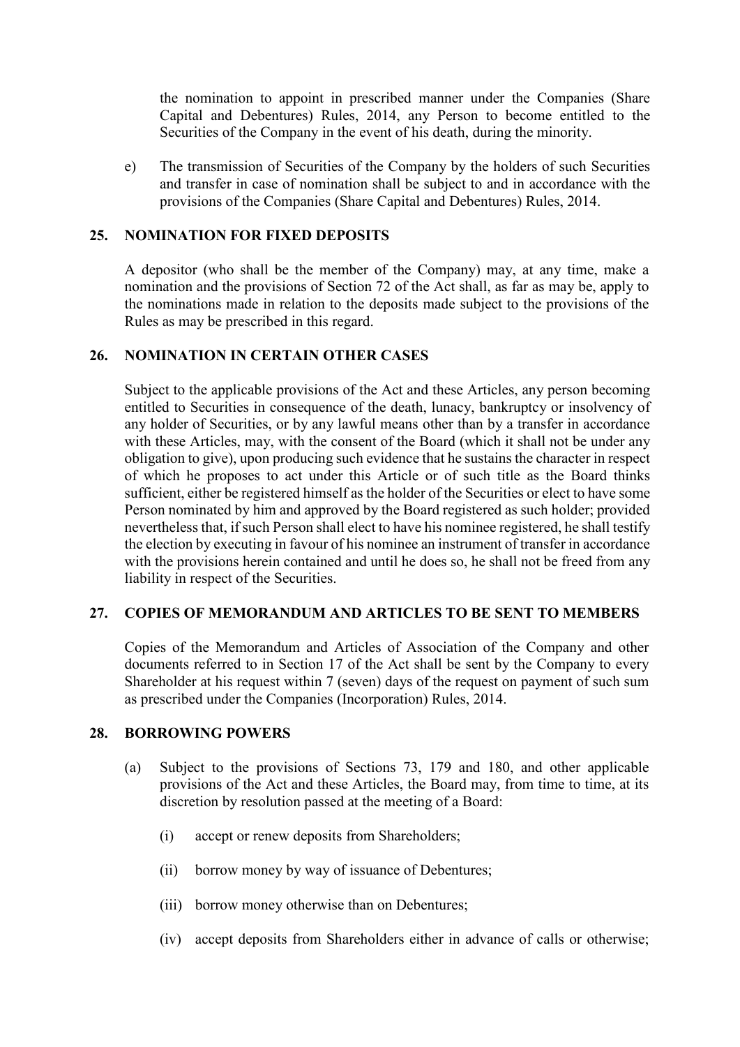the nomination to appoint in prescribed manner under the Companies (Share Capital and Debentures) Rules, 2014, any Person to become entitled to the Securities of the Company in the event of his death, during the minority.

e) The transmission of Securities of the Company by the holders of such Securities and transfer in case of nomination shall be subject to and in accordance with the provisions of the Companies (Share Capital and Debentures) Rules, 2014.

## 25. NOMINATION FOR FIXED DEPOSITS

A depositor (who shall be the member of the Company) may, at any time, make a nomination and the provisions of Section 72 of the Act shall, as far as may be, apply to the nominations made in relation to the deposits made subject to the provisions of the Rules as may be prescribed in this regard.

## 26. NOMINATION IN CERTAIN OTHER CASES

Subject to the applicable provisions of the Act and these Articles, any person becoming entitled to Securities in consequence of the death, lunacy, bankruptcy or insolvency of any holder of Securities, or by any lawful means other than by a transfer in accordance with these Articles, may, with the consent of the Board (which it shall not be under any obligation to give), upon producing such evidence that he sustains the character in respect of which he proposes to act under this Article or of such title as the Board thinks sufficient, either be registered himself as the holder of the Securities or elect to have some Person nominated by him and approved by the Board registered as such holder; provided nevertheless that, if such Person shall elect to have his nominee registered, he shall testify the election by executing in favour of his nominee an instrument of transfer in accordance with the provisions herein contained and until he does so, he shall not be freed from any liability in respect of the Securities.

## 27. COPIES OF MEMORANDUM AND ARTICLES TO BE SENT TO MEMBERS

Copies of the Memorandum and Articles of Association of the Company and other documents referred to in Section 17 of the Act shall be sent by the Company to every Shareholder at his request within 7 (seven) days of the request on payment of such sum as prescribed under the Companies (Incorporation) Rules, 2014.

## 28. BORROWING POWERS

(a) Subject to the provisions of Sections 73, 179 and 180, and other applicable provisions of the Act and these Articles, the Board may, from time to time, at its discretion by resolution passed at the meeting of a Board:

   (i) accept or renew deposits from Shareholders;

   (ii) borrow money by way of issuance of Debentures;

   (iii) borrow money otherwise than on Debentures;

   (iv) accept deposits from Shareholders either in advance of calls or otherwise;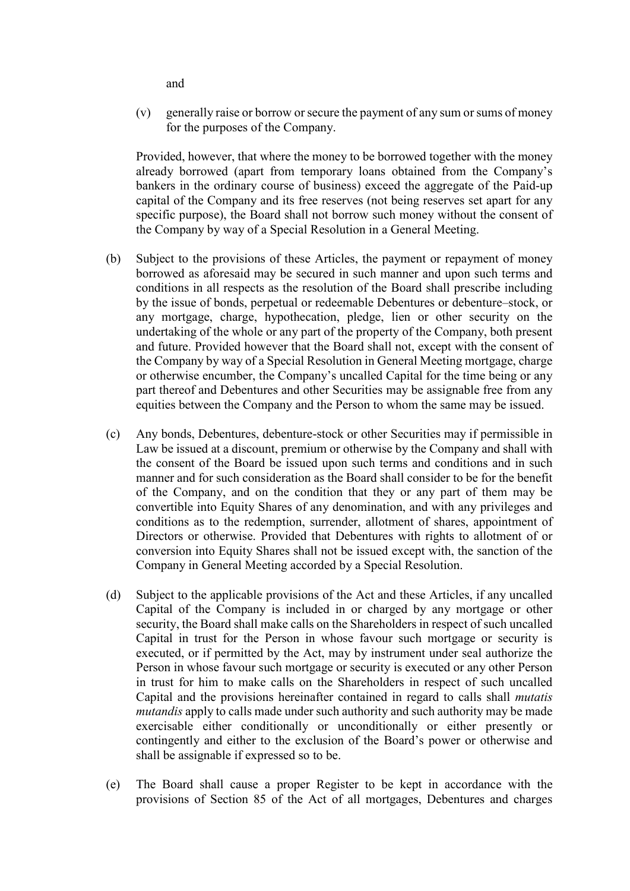and

(v) generally raise or borrow or secure the payment of any sum or sums of money for the purposes of the Company.

Provided, however, that where the money to be borrowed together with the money already borrowed (apart from temporary loans obtained from the Company's bankers in the ordinary course of business) exceed the aggregate of the Paid-up capital of the Company and its free reserves (not being reserves set apart for any specific purpose), the Board shall not borrow such money without the consent of the Company by way of a Special Resolution in a General Meeting.

(b) Subject to the provisions of these Articles, the payment or repayment of money borrowed as aforesaid may be secured in such manner and upon such terms and conditions in all respects as the resolution of the Board shall prescribe including by the issue of bonds, perpetual or redeemable Debentures or debenture–stock, or any mortgage, charge, hypothecation, pledge, lien or other security on the undertaking of the whole or any part of the property of the Company, both present and future. Provided however that the Board shall not, except with the consent of the Company by way of a Special Resolution in General Meeting mortgage, charge or otherwise encumber, the Company's uncalled Capital for the time being or any part thereof and Debentures and other Securities may be assignable free from any equities between the Company and the Person to whom the same may be issued.

(c) Any bonds, Debentures, debenture-stock or other Securities may if permissible in Law be issued at a discount, premium or otherwise by the Company and shall with the consent of the Board be issued upon such terms and conditions and in such manner and for such consideration as the Board shall consider to be for the benefit of the Company, and on the condition that they or any part of them may be convertible into Equity Shares of any denomination, and with any privileges and conditions as to the redemption, surrender, allotment of shares, appointment of Directors or otherwise. Provided that Debentures with rights to allotment of or conversion into Equity Shares shall not be issued except with, the sanction of the Company in General Meeting accorded by a Special Resolution.

(d) Subject to the applicable provisions of the Act and these Articles, if any uncalled Capital of the Company is included in or charged by any mortgage or other security, the Board shall make calls on the Shareholders in respect of such uncalled Capital in trust for the Person in whose favour such mortgage or security is executed, or if permitted by the Act, may by instrument under seal authorize the Person in whose favour such mortgage or security is executed or any other Person in trust for him to make calls on the Shareholders in respect of such uncalled Capital and the provisions hereinafter contained in regard to calls shall *mutatis mutandis* apply to calls made under such authority and such authority may be made exercisable either conditionally or unconditionally or either presently or contingently and either to the exclusion of the Board's power or otherwise and shall be assignable if expressed so to be.

(e) The Board shall cause a proper Register to be kept in accordance with the provisions of Section 85 of the Act of all mortgages, Debentures and charges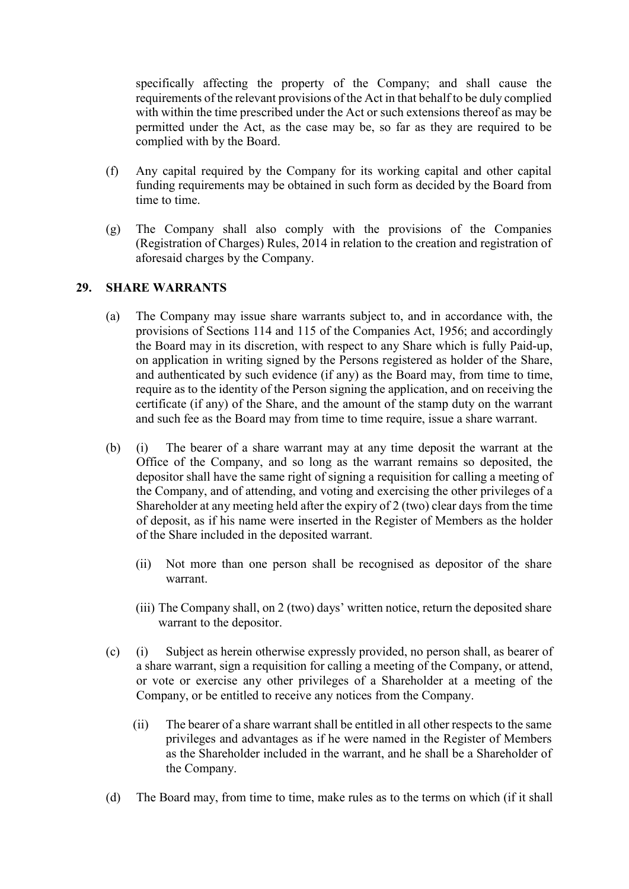specifically affecting the property of the Company; and shall cause the requirements of the relevant provisions of the Act in that behalf to be duly complied with within the time prescribed under the Act or such extensions thereof as may be permitted under the Act, as the case may be, so far as they are required to be complied with by the Board.

(f) Any capital required by the Company for its working capital and other capital funding requirements may be obtained in such form as decided by the Board from time to time.

(g) The Company shall also comply with the provisions of the Companies (Registration of Charges) Rules, 2014 in relation to the creation and registration of aforesaid charges by the Company.

## 29. SHARE WARRANTS

(a) The Company may issue share warrants subject to, and in accordance with, the provisions of Sections 114 and 115 of the Companies Act, 1956; and accordingly the Board may in its discretion, with respect to any Share which is fully Paid-up, on application in writing signed by the Persons registered as holder of the Share, and authenticated by such evidence (if any) as the Board may, from time to time, require as to the identity of the Person signing the application, and on receiving the certificate (if any) of the Share, and the amount of the stamp duty on the warrant and such fee as the Board may from time to time require, issue a share warrant.

(b) (i) The bearer of a share warrant may at any time deposit the warrant at the Office of the Company, and so long as the warrant remains so deposited, the depositor shall have the same right of signing a requisition for calling a meeting of the Company, and of attending, and voting and exercising the other privileges of a Shareholder at any meeting held after the expiry of 2 (two) clear days from the time of deposit, as if his name were inserted in the Register of Members as the holder of the Share included in the deposited warrant.

(ii) Not more than one person shall be recognised as depositor of the share warrant.

(iii) The Company shall, on 2 (two) days' written notice, return the deposited share warrant to the depositor.

(c) (i) Subject as herein otherwise expressly provided, no person shall, as bearer of a share warrant, sign a requisition for calling a meeting of the Company, or attend, or vote or exercise any other privileges of a Shareholder at a meeting of the Company, or be entitled to receive any notices from the Company.

(ii) The bearer of a share warrant shall be entitled in all other respects to the same privileges and advantages as if he were named in the Register of Members as the Shareholder included in the warrant, and he shall be a Shareholder of the Company.

(d) The Board may, from time to time, make rules as to the terms on which (if it shall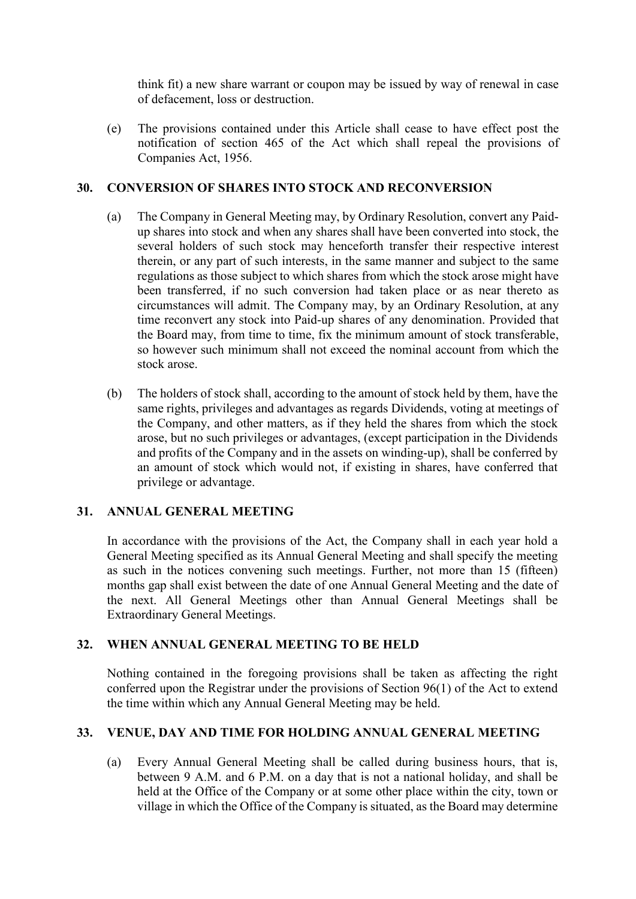think fit) a new share warrant or coupon may be issued by way of renewal in case of defacement, loss or destruction.

(e) The provisions contained under this Article shall cease to have effect post the notification of section 465 of the Act which shall repeal the provisions of Companies Act, 1956.

## 30. CONVERSION OF SHARES INTO STOCK AND RECONVERSION

(a) The Company in General Meeting may, by Ordinary Resolution, convert any Paid-up shares into stock and when any shares shall have been converted into stock, the several holders of such stock may henceforth transfer their respective interest therein, or any part of such interests, in the same manner and subject to the same regulations as those subject to which shares from which the stock arose might have been transferred, if no such conversion had taken place or as near thereto as circumstances will admit. The Company may, by an Ordinary Resolution, at any time reconvert any stock into Paid-up shares of any denomination. Provided that the Board may, from time to time, fix the minimum amount of stock transferable, so however such minimum shall not exceed the nominal account from which the stock arose.

(b) The holders of stock shall, according to the amount of stock held by them, have the same rights, privileges and advantages as regards Dividends, voting at meetings of the Company, and other matters, as if they held the shares from which the stock arose, but no such privileges or advantages, (except participation in the Dividends and profits of the Company and in the assets on winding-up), shall be conferred by an amount of stock which would not, if existing in shares, have conferred that privilege or advantage.

## 31. ANNUAL GENERAL MEETING

In accordance with the provisions of the Act, the Company shall in each year hold a General Meeting specified as its Annual General Meeting and shall specify the meeting as such in the notices convening such meetings. Further, not more than 15 (fifteen) months gap shall exist between the date of one Annual General Meeting and the date of the next. All General Meetings other than Annual General Meetings shall be Extraordinary General Meetings.

## 32. WHEN ANNUAL GENERAL MEETING TO BE HELD

Nothing contained in the foregoing provisions shall be taken as affecting the right conferred upon the Registrar under the provisions of Section 96(1) of the Act to extend the time within which any Annual General Meeting may be held.

## 33. VENUE, DAY AND TIME FOR HOLDING ANNUAL GENERAL MEETING

(a) Every Annual General Meeting shall be called during business hours, that is, between 9 A.M. and 6 P.M. on a day that is not a national holiday, and shall be held at the Office of the Company or at some other place within the city, town or village in which the Office of the Company is situated, as the Board may determine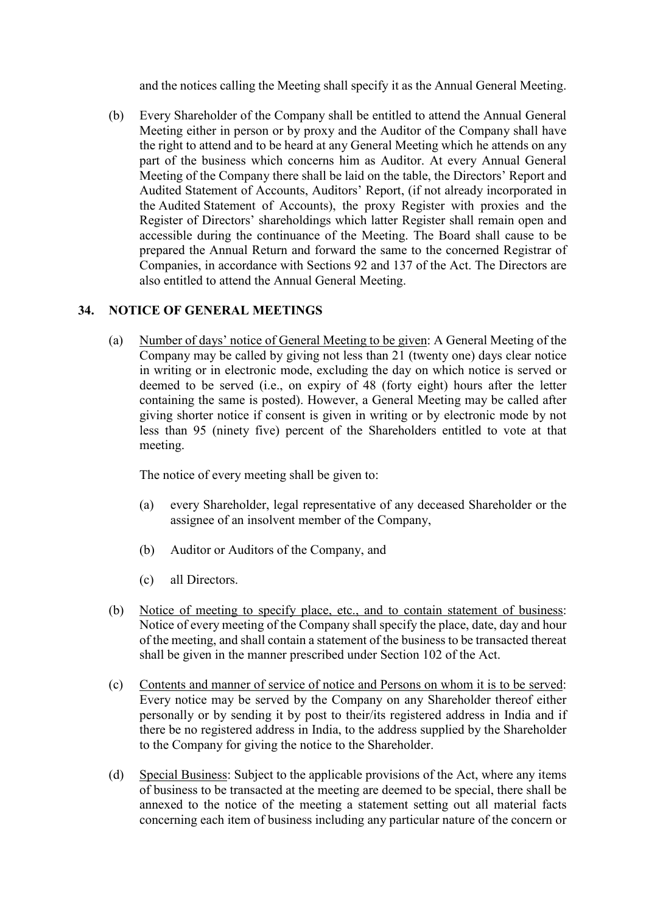and the notices calling the Meeting shall specify it as the Annual General Meeting.

(b) Every Shareholder of the Company shall be entitled to attend the Annual General Meeting either in person or by proxy and the Auditor of the Company shall have the right to attend and to be heard at any General Meeting which he attends on any part of the business which concerns him as Auditor. At every Annual General Meeting of the Company there shall be laid on the table, the Directors' Report and Audited Statement of Accounts, Auditors' Report, (if not already incorporated in the Audited Statement of Accounts), the proxy Register with proxies and the Register of Directors' shareholdings which latter Register shall remain open and accessible during the continuance of the Meeting. The Board shall cause to be prepared the Annual Return and forward the same to the concerned Registrar of Companies, in accordance with Sections 92 and 137 of the Act. The Directors are also entitled to attend the Annual General Meeting.

## 34. NOTICE OF GENERAL MEETINGS

(a) Number of days' notice of General Meeting to be given: A General Meeting of the Company may be called by giving not less than 21 (twenty one) days clear notice in writing or in electronic mode, excluding the day on which notice is served or deemed to be served (i.e., on expiry of 48 (forty eight) hours after the letter containing the same is posted). However, a General Meeting may be called after giving shorter notice if consent is given in writing or by electronic mode by not less than 95 (ninety five) percent of the Shareholders entitled to vote at that meeting.

The notice of every meeting shall be given to:

(a) every Shareholder, legal representative of any deceased Shareholder or the assignee of an insolvent member of the Company,

(b) Auditor or Auditors of the Company, and

(c) all Directors.

(b) Notice of meeting to specify place, etc., and to contain statement of business: Notice of every meeting of the Company shall specify the place, date, day and hour of the meeting, and shall contain a statement of the business to be transacted thereat shall be given in the manner prescribed under Section 102 of the Act.

(c) Contents and manner of service of notice and Persons on whom it is to be served: Every notice may be served by the Company on any Shareholder thereof either personally or by sending it by post to their/its registered address in India and if there be no registered address in India, to the address supplied by the Shareholder to the Company for giving the notice to the Shareholder.

(d) Special Business: Subject to the applicable provisions of the Act, where any items of business to be transacted at the meeting are deemed to be special, there shall be annexed to the notice of the meeting a statement setting out all material facts concerning each item of business including any particular nature of the concern or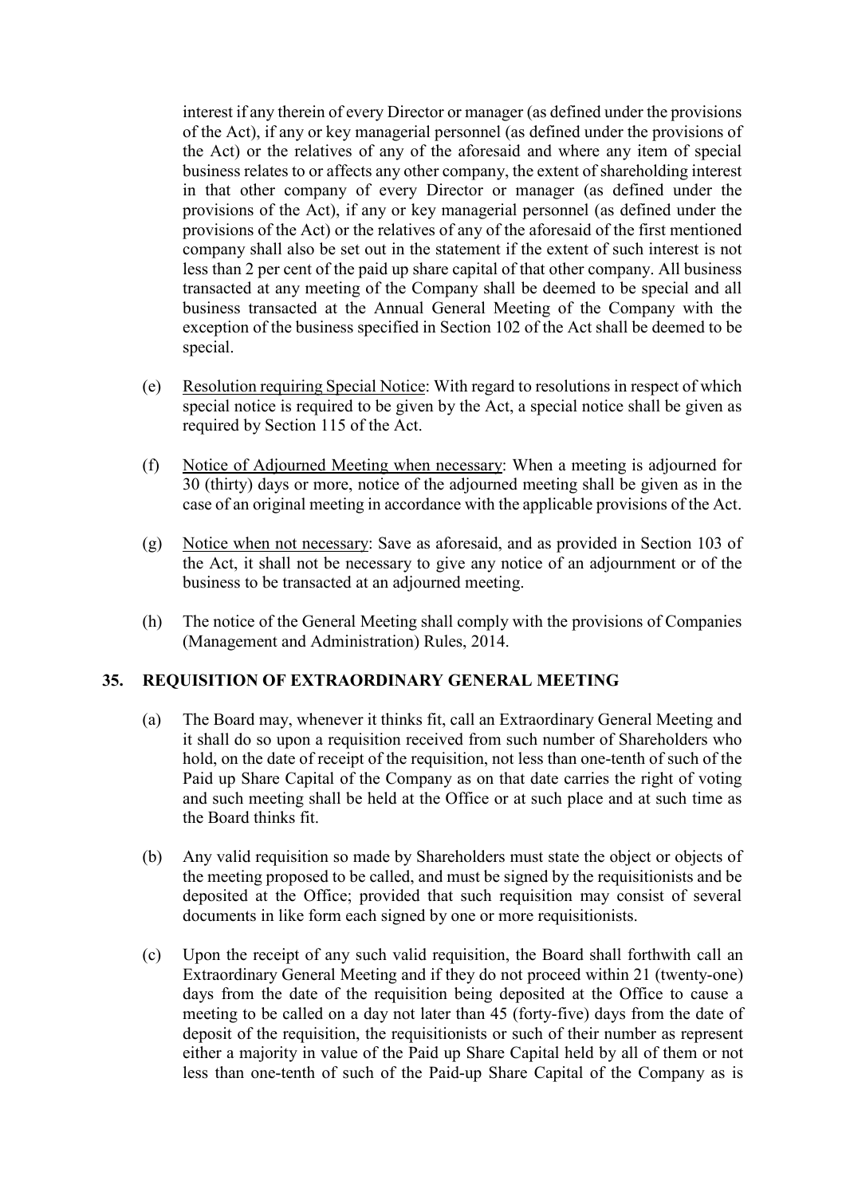interest if any therein of every Director or manager (as defined under the provisions of the Act), if any or key managerial personnel (as defined under the provisions of the Act) or the relatives of any of the aforesaid and where any item of special business relates to or affects any other company, the extent of shareholding interest in that other company of every Director or manager (as defined under the provisions of the Act), if any or key managerial personnel (as defined under the provisions of the Act) or the relatives of any of the aforesaid of the first mentioned company shall also be set out in the statement if the extent of such interest is not less than 2 per cent of the paid up share capital of that other company. All business transacted at any meeting of the Company shall be deemed to be special and all business transacted at the Annual General Meeting of the Company with the exception of the business specified in Section 102 of the Act shall be deemed to be special.

(e) Resolution requiring Special Notice: With regard to resolutions in respect of which special notice is required to be given by the Act, a special notice shall be given as required by Section 115 of the Act.

(f) Notice of Adjourned Meeting when necessary: When a meeting is adjourned for 30 (thirty) days or more, notice of the adjourned meeting shall be given as in the case of an original meeting in accordance with the applicable provisions of the Act.

(g) Notice when not necessary: Save as aforesaid, and as provided in Section 103 of the Act, it shall not be necessary to give any notice of an adjournment or of the business to be transacted at an adjourned meeting.

(h) The notice of the General Meeting shall comply with the provisions of Companies (Management and Administration) Rules, 2014.

## 35. REQUISITION OF EXTRAORDINARY GENERAL MEETING

(a) The Board may, whenever it thinks fit, call an Extraordinary General Meeting and it shall do so upon a requisition received from such number of Shareholders who hold, on the date of receipt of the requisition, not less than one-tenth of such of the Paid up Share Capital of the Company as on that date carries the right of voting and such meeting shall be held at the Office or at such place and at such time as the Board thinks fit.

(b) Any valid requisition so made by Shareholders must state the object or objects of the meeting proposed to be called, and must be signed by the requisitionists and be deposited at the Office; provided that such requisition may consist of several documents in like form each signed by one or more requisitionists.

(c) Upon the receipt of any such valid requisition, the Board shall forthwith call an Extraordinary General Meeting and if they do not proceed within 21 (twenty-one) days from the date of the requisition being deposited at the Office to cause a meeting to be called on a day not later than 45 (forty-five) days from the date of deposit of the requisition, the requisitionists or such of their number as represent either a majority in value of the Paid up Share Capital held by all of them or not less than one-tenth of such of the Paid-up Share Capital of the Company as is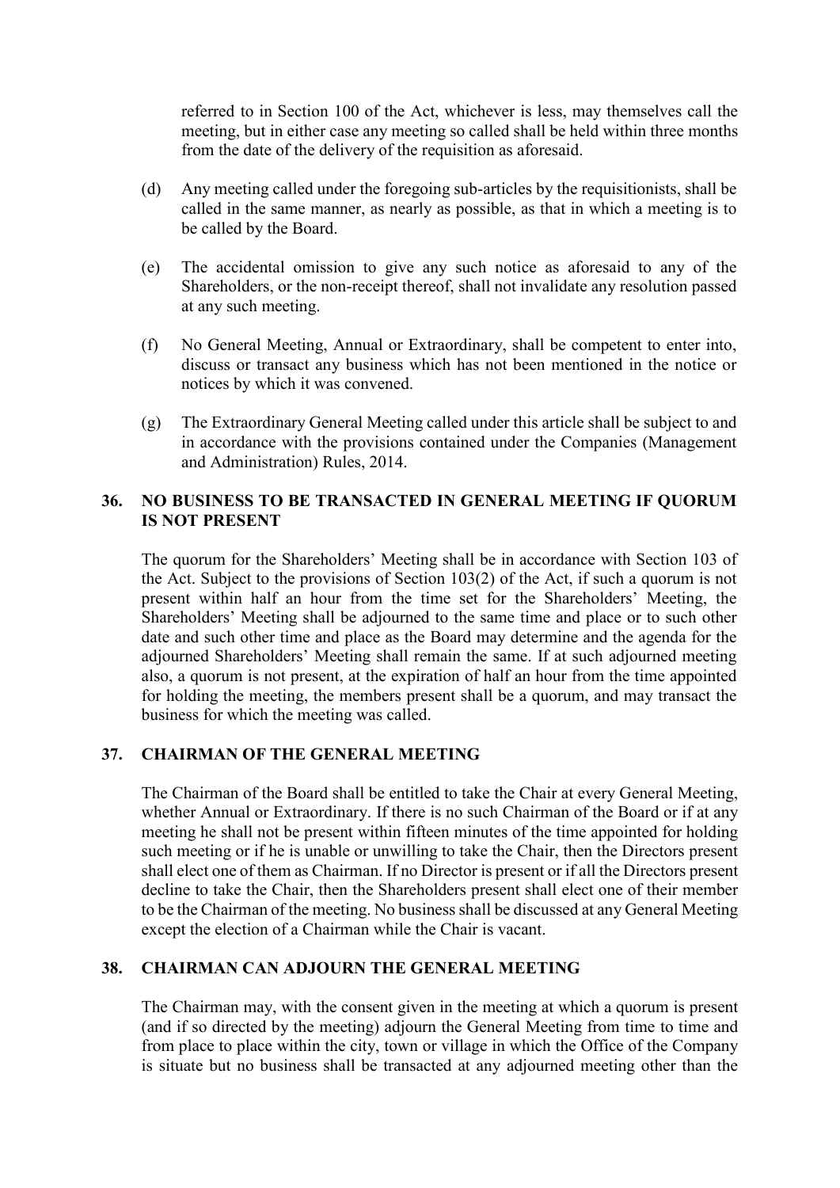referred to in Section 100 of the Act, whichever is less, may themselves call the meeting, but in either case any meeting so called shall be held within three months from the date of the delivery of the requisition as aforesaid.

(d) Any meeting called under the foregoing sub-articles by the requisitionists, shall be called in the same manner, as nearly as possible, as that in which a meeting is to be called by the Board.

(e) The accidental omission to give any such notice as aforesaid to any of the Shareholders, or the non-receipt thereof, shall not invalidate any resolution passed at any such meeting.

(f) No General Meeting, Annual or Extraordinary, shall be competent to enter into, discuss or transact any business which has not been mentioned in the notice or notices by which it was convened.

(g) The Extraordinary General Meeting called under this article shall be subject to and in accordance with the provisions contained under the Companies (Management and Administration) Rules, 2014.

### 36. NO BUSINESS TO BE TRANSACTED IN GENERAL MEETING IF QUORUM IS NOT PRESENT

The quorum for the Shareholders' Meeting shall be in accordance with Section 103 of the Act. Subject to the provisions of Section 103(2) of the Act, if such a quorum is not present within half an hour from the time set for the Shareholders' Meeting, the Shareholders' Meeting shall be adjourned to the same time and place or to such other date and such other time and place as the Board may determine and the agenda for the adjourned Shareholders' Meeting shall remain the same. If at such adjourned meeting also, a quorum is not present, at the expiration of half an hour from the time appointed for holding the meeting, the members present shall be a quorum, and may transact the business for which the meeting was called.

### 37. CHAIRMAN OF THE GENERAL MEETING

The Chairman of the Board shall be entitled to take the Chair at every General Meeting, whether Annual or Extraordinary. If there is no such Chairman of the Board or if at any meeting he shall not be present within fifteen minutes of the time appointed for holding such meeting or if he is unable or unwilling to take the Chair, then the Directors present shall elect one of them as Chairman. If no Director is present or if all the Directors present decline to take the Chair, then the Shareholders present shall elect one of their member to be the Chairman of the meeting. No business shall be discussed at any General Meeting except the election of a Chairman while the Chair is vacant.

### 38. CHAIRMAN CAN ADJOURN THE GENERAL MEETING

The Chairman may, with the consent given in the meeting at which a quorum is present (and if so directed by the meeting) adjourn the General Meeting from time to time and from place to place within the city, town or village in which the Office of the Company is situate but no business shall be transacted at any adjourned meeting other than the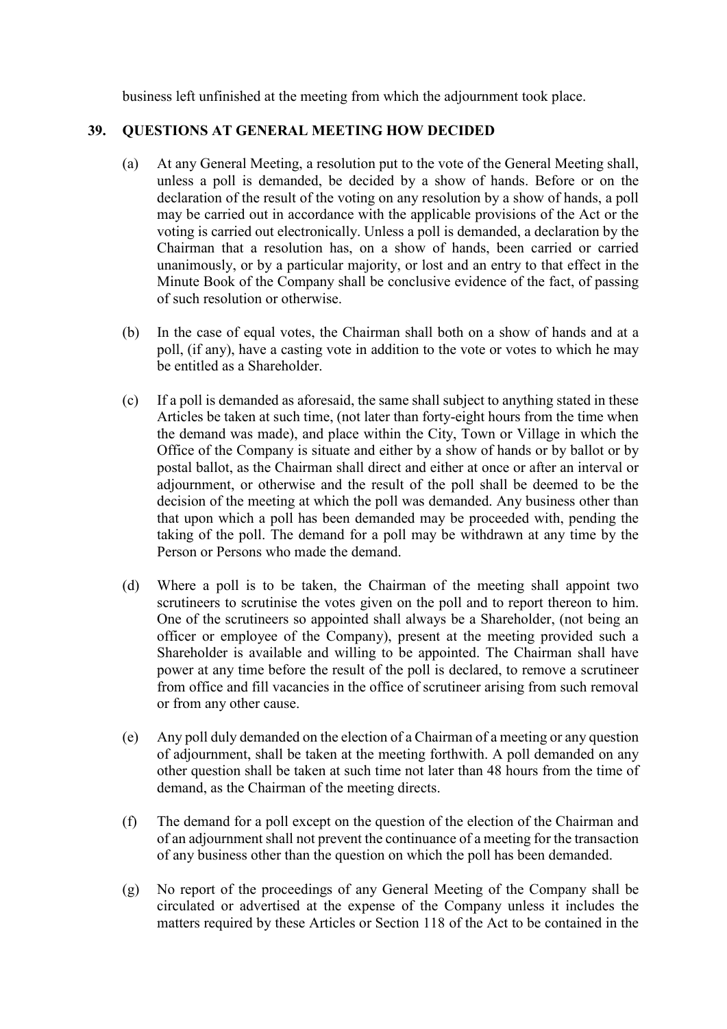business left unfinished at the meeting from which the adjournment took place.

## 39. QUESTIONS AT GENERAL MEETING HOW DECIDED

(a) At any General Meeting, a resolution put to the vote of the General Meeting shall, unless a poll is demanded, be decided by a show of hands. Before or on the declaration of the result of the voting on any resolution by a show of hands, a poll may be carried out in accordance with the applicable provisions of the Act or the voting is carried out electronically. Unless a poll is demanded, a declaration by the Chairman that a resolution has, on a show of hands, been carried or carried unanimously, or by a particular majority, or lost and an entry to that effect in the Minute Book of the Company shall be conclusive evidence of the fact, of passing of such resolution or otherwise.

(b) In the case of equal votes, the Chairman shall both on a show of hands and at a poll, (if any), have a casting vote in addition to the vote or votes to which he may be entitled as a Shareholder.

(c) If a poll is demanded as aforesaid, the same shall subject to anything stated in these Articles be taken at such time, (not later than forty-eight hours from the time when the demand was made), and place within the City, Town or Village in which the Office of the Company is situate and either by a show of hands or by ballot or by postal ballot, as the Chairman shall direct and either at once or after an interval or adjournment, or otherwise and the result of the poll shall be deemed to be the decision of the meeting at which the poll was demanded. Any business other than that upon which a poll has been demanded may be proceeded with, pending the taking of the poll. The demand for a poll may be withdrawn at any time by the Person or Persons who made the demand.

(d) Where a poll is to be taken, the Chairman of the meeting shall appoint two scrutineers to scrutinise the votes given on the poll and to report thereon to him. One of the scrutineers so appointed shall always be a Shareholder, (not being an officer or employee of the Company), present at the meeting provided such a Shareholder is available and willing to be appointed. The Chairman shall have power at any time before the result of the poll is declared, to remove a scrutineer from office and fill vacancies in the office of scrutineer arising from such removal or from any other cause.

(e) Any poll duly demanded on the election of a Chairman of a meeting or any question of adjournment, shall be taken at the meeting forthwith. A poll demanded on any other question shall be taken at such time not later than 48 hours from the time of demand, as the Chairman of the meeting directs.

(f) The demand for a poll except on the question of the election of the Chairman and of an adjournment shall not prevent the continuance of a meeting for the transaction of any business other than the question on which the poll has been demanded.

(g) No report of the proceedings of any General Meeting of the Company shall be circulated or advertised at the expense of the Company unless it includes the matters required by these Articles or Section 118 of the Act to be contained in the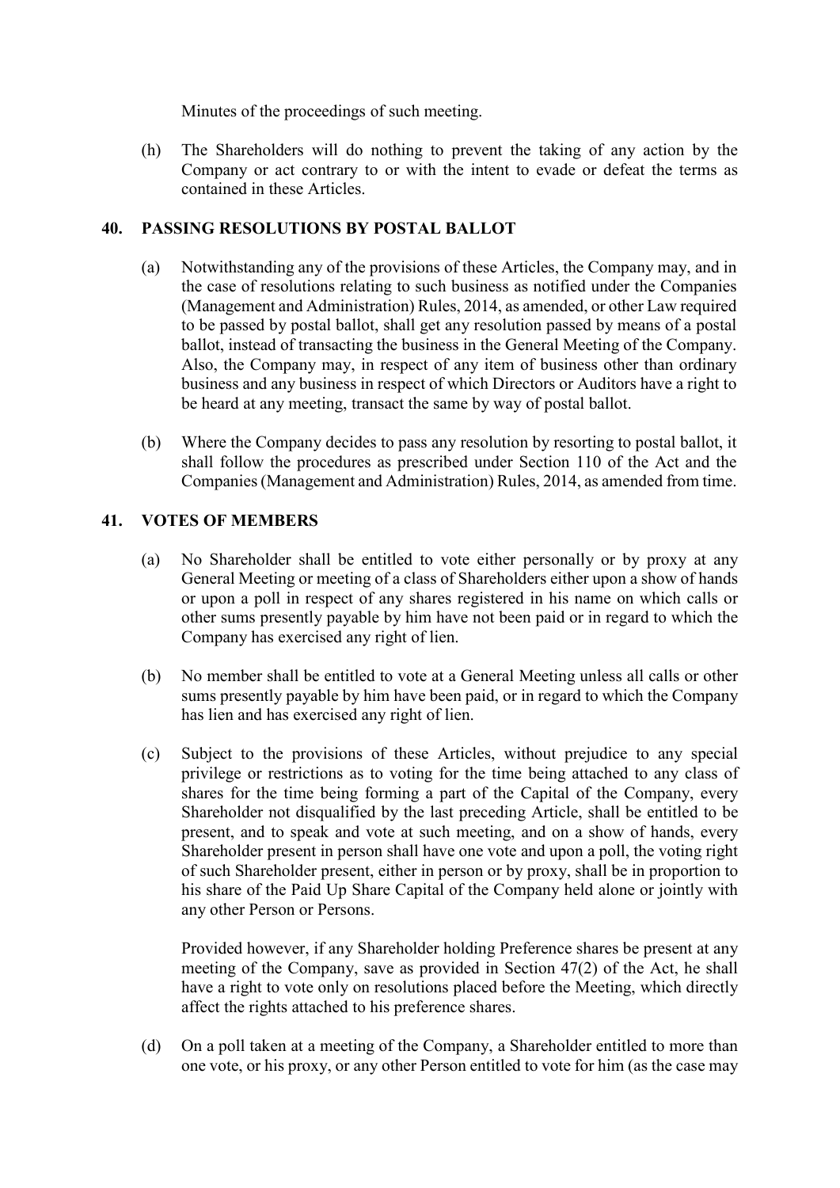Minutes of the proceedings of such meeting.

(h) The Shareholders will do nothing to prevent the taking of any action by the Company or act contrary to or with the intent to evade or defeat the terms as contained in these Articles.

## 40. PASSING RESOLUTIONS BY POSTAL BALLOT

(a) Notwithstanding any of the provisions of these Articles, the Company may, and in the case of resolutions relating to such business as notified under the Companies (Management and Administration) Rules, 2014, as amended, or other Law required to be passed by postal ballot, shall get any resolution passed by means of a postal ballot, instead of transacting the business in the General Meeting of the Company. Also, the Company may, in respect of any item of business other than ordinary business and any business in respect of which Directors or Auditors have a right to be heard at any meeting, transact the same by way of postal ballot.

(b) Where the Company decides to pass any resolution by resorting to postal ballot, it shall follow the procedures as prescribed under Section 110 of the Act and the Companies (Management and Administration) Rules, 2014, as amended from time.

## 41. VOTES OF MEMBERS

(a) No Shareholder shall be entitled to vote either personally or by proxy at any General Meeting or meeting of a class of Shareholders either upon a show of hands or upon a poll in respect of any shares registered in his name on which calls or other sums presently payable by him have not been paid or in regard to which the Company has exercised any right of lien.

(b) No member shall be entitled to vote at a General Meeting unless all calls or other sums presently payable by him have been paid, or in regard to which the Company has lien and has exercised any right of lien.

(c) Subject to the provisions of these Articles, without prejudice to any special privilege or restrictions as to voting for the time being attached to any class of shares for the time being forming a part of the Capital of the Company, every Shareholder not disqualified by the last preceding Article, shall be entitled to be present, and to speak and vote at such meeting, and on a show of hands, every Shareholder present in person shall have one vote and upon a poll, the voting right of such Shareholder present, either in person or by proxy, shall be in proportion to his share of the Paid Up Share Capital of the Company held alone or jointly with any other Person or Persons.

Provided however, if any Shareholder holding Preference shares be present at any meeting of the Company, save as provided in Section 47(2) of the Act, he shall have a right to vote only on resolutions placed before the Meeting, which directly affect the rights attached to his preference shares.

(d) On a poll taken at a meeting of the Company, a Shareholder entitled to more than one vote, or his proxy, or any other Person entitled to vote for him (as the case may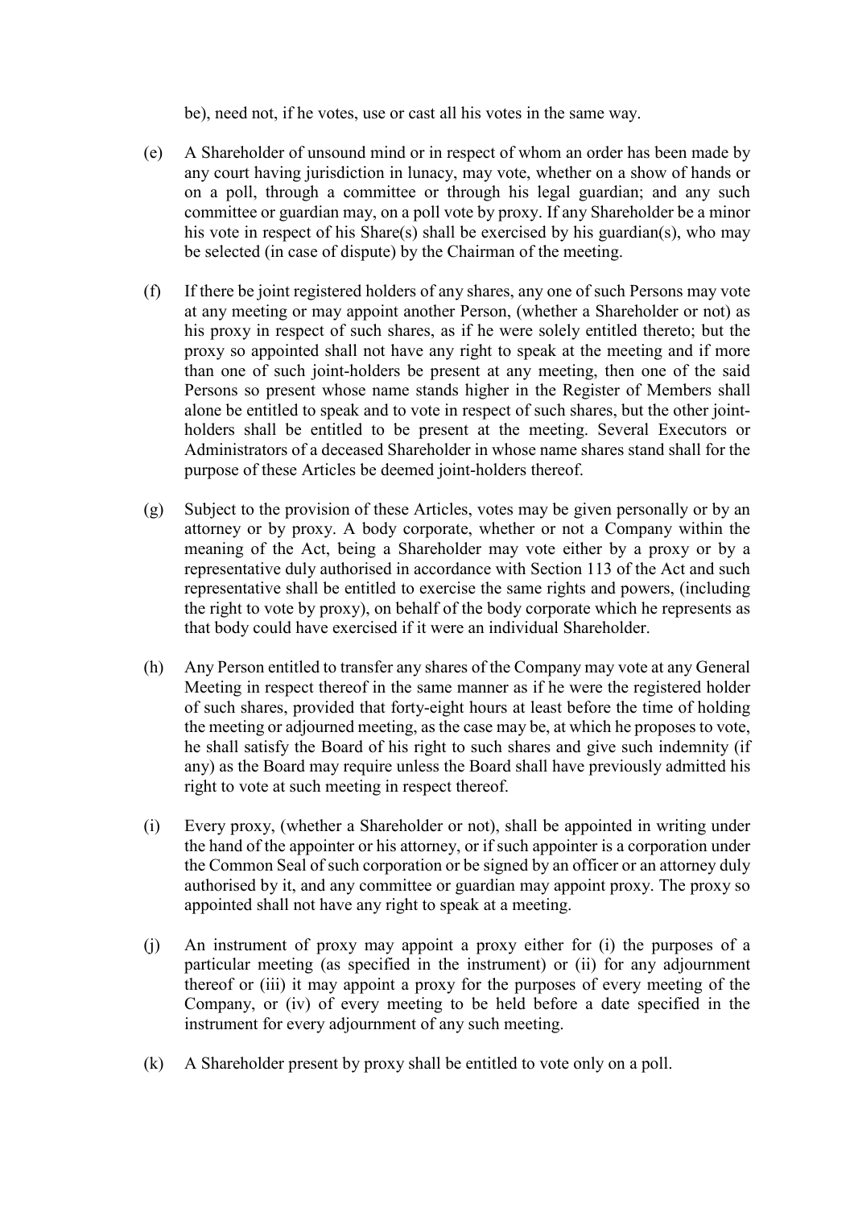be), need not, if he votes, use or cast all his votes in the same way.

(e) A Shareholder of unsound mind or in respect of whom an order has been made by any court having jurisdiction in lunacy, may vote, whether on a show of hands or on a poll, through a committee or through his legal guardian; and any such committee or guardian may, on a poll vote by proxy. If any Shareholder be a minor his vote in respect of his Share(s) shall be exercised by his guardian(s), who may be selected (in case of dispute) by the Chairman of the meeting.

(f) If there be joint registered holders of any shares, any one of such Persons may vote at any meeting or may appoint another Person, (whether a Shareholder or not) as his proxy in respect of such shares, as if he were solely entitled thereto; but the proxy so appointed shall not have any right to speak at the meeting and if more than one of such joint-holders be present at any meeting, then one of the said Persons so present whose name stands higher in the Register of Members shall alone be entitled to speak and to vote in respect of such shares, but the other joint-holders shall be entitled to be present at the meeting. Several Executors or Administrators of a deceased Shareholder in whose name shares stand shall for the purpose of these Articles be deemed joint-holders thereof.

(g) Subject to the provision of these Articles, votes may be given personally or by an attorney or by proxy. A body corporate, whether or not a Company within the meaning of the Act, being a Shareholder may vote either by a proxy or by a representative duly authorised in accordance with Section 113 of the Act and such representative shall be entitled to exercise the same rights and powers, (including the right to vote by proxy), on behalf of the body corporate which he represents as that body could have exercised if it were an individual Shareholder.

(h) Any Person entitled to transfer any shares of the Company may vote at any General Meeting in respect thereof in the same manner as if he were the registered holder of such shares, provided that forty-eight hours at least before the time of holding the meeting or adjourned meeting, as the case may be, at which he proposes to vote, he shall satisfy the Board of his right to such shares and give such indemnity (if any) as the Board may require unless the Board shall have previously admitted his right to vote at such meeting in respect thereof.

(i) Every proxy, (whether a Shareholder or not), shall be appointed in writing under the hand of the appointer or his attorney, or if such appointer is a corporation under the Common Seal of such corporation or be signed by an officer or an attorney duly authorised by it, and any committee or guardian may appoint proxy. The proxy so appointed shall not have any right to speak at a meeting.

(j) An instrument of proxy may appoint a proxy either for (i) the purposes of a particular meeting (as specified in the instrument) or (ii) for any adjournment thereof or (iii) it may appoint a proxy for the purposes of every meeting of the Company, or (iv) of every meeting to be held before a date specified in the instrument for every adjournment of any such meeting.

(k) A Shareholder present by proxy shall be entitled to vote only on a poll.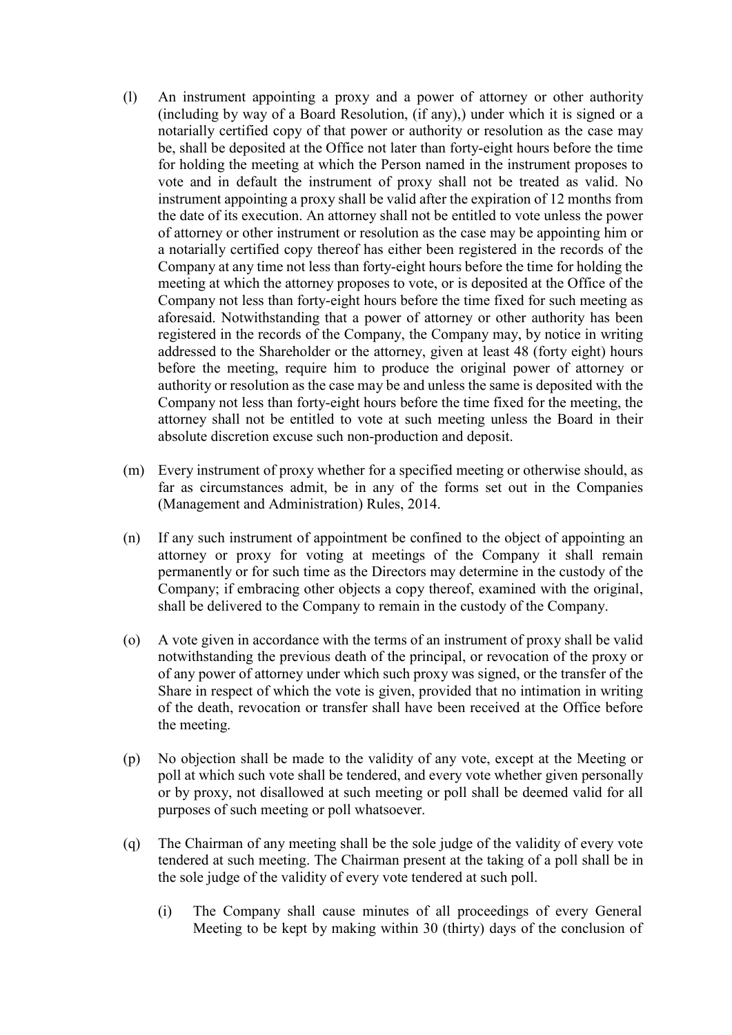(l) An instrument appointing a proxy and a power of attorney or other authority (including by way of a Board Resolution, (if any),) under which it is signed or a notarially certified copy of that power or authority or resolution as the case may be, shall be deposited at the Office not later than forty-eight hours before the time for holding the meeting at which the Person named in the instrument proposes to vote and in default the instrument of proxy shall not be treated as valid. No instrument appointing a proxy shall be valid after the expiration of 12 months from the date of its execution. An attorney shall not be entitled to vote unless the power of attorney or other instrument or resolution as the case may be appointing him or a notarially certified copy thereof has either been registered in the records of the Company at any time not less than forty-eight hours before the time for holding the meeting at which the attorney proposes to vote, or is deposited at the Office of the Company not less than forty-eight hours before the time fixed for such meeting as aforesaid. Notwithstanding that a power of attorney or other authority has been registered in the records of the Company, the Company may, by notice in writing addressed to the Shareholder or the attorney, given at least 48 (forty eight) hours before the meeting, require him to produce the original power of attorney or authority or resolution as the case may be and unless the same is deposited with the Company not less than forty-eight hours before the time fixed for the meeting, the attorney shall not be entitled to vote at such meeting unless the Board in their absolute discretion excuse such non-production and deposit.

(m) Every instrument of proxy whether for a specified meeting or otherwise should, as far as circumstances admit, be in any of the forms set out in the Companies (Management and Administration) Rules, 2014.

(n) If any such instrument of appointment be confined to the object of appointing an attorney or proxy for voting at meetings of the Company it shall remain permanently or for such time as the Directors may determine in the custody of the Company; if embracing other objects a copy thereof, examined with the original, shall be delivered to the Company to remain in the custody of the Company.

(o) A vote given in accordance with the terms of an instrument of proxy shall be valid notwithstanding the previous death of the principal, or revocation of the proxy or of any power of attorney under which such proxy was signed, or the transfer of the Share in respect of which the vote is given, provided that no intimation in writing of the death, revocation or transfer shall have been received at the Office before the meeting.

(p) No objection shall be made to the validity of any vote, except at the Meeting or poll at which such vote shall be tendered, and every vote whether given personally or by proxy, not disallowed at such meeting or poll shall be deemed valid for all purposes of such meeting or poll whatsoever.

(q) The Chairman of any meeting shall be the sole judge of the validity of every vote tendered at such meeting. The Chairman present at the taking of a poll shall be in the sole judge of the validity of every vote tendered at such poll.

   (i) The Company shall cause minutes of all proceedings of every General Meeting to be kept by making within 30 (thirty) days of the conclusion of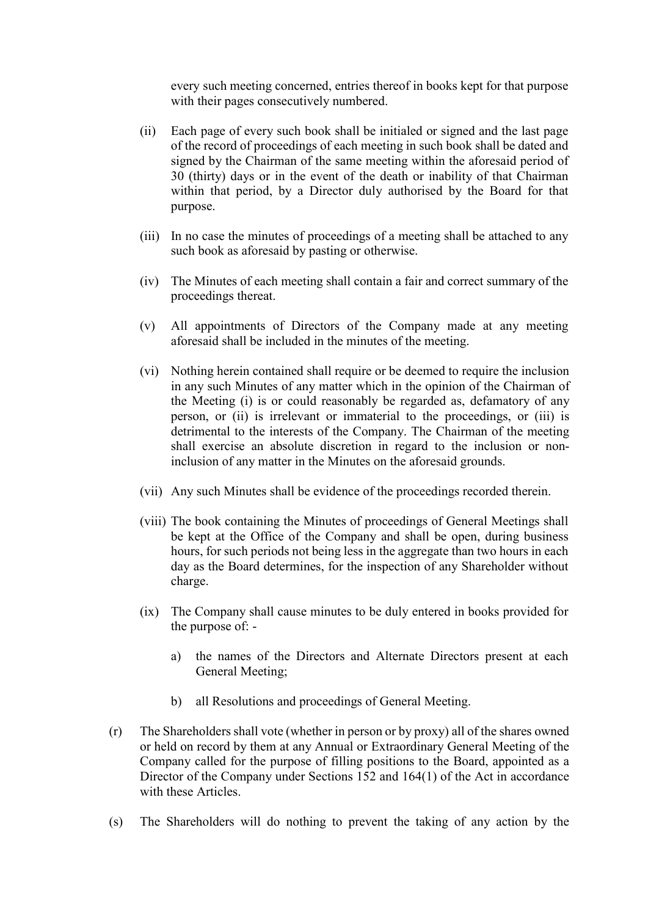every such meeting concerned, entries thereof in books kept for that purpose with their pages consecutively numbered.

(ii) Each page of every such book shall be initialed or signed and the last page of the record of proceedings of each meeting in such book shall be dated and signed by the Chairman of the same meeting within the aforesaid period of 30 (thirty) days or in the event of the death or inability of that Chairman within that period, by a Director duly authorised by the Board for that purpose.

(iii) In no case the minutes of proceedings of a meeting shall be attached to any such book as aforesaid by pasting or otherwise.

(iv) The Minutes of each meeting shall contain a fair and correct summary of the proceedings thereat.

(v) All appointments of Directors of the Company made at any meeting aforesaid shall be included in the minutes of the meeting.

(vi) Nothing herein contained shall require or be deemed to require the inclusion in any such Minutes of any matter which in the opinion of the Chairman of the Meeting (i) is or could reasonably be regarded as, defamatory of any person, or (ii) is irrelevant or immaterial to the proceedings, or (iii) is detrimental to the interests of the Company. The Chairman of the meeting shall exercise an absolute discretion in regard to the inclusion or non-inclusion of any matter in the Minutes on the aforesaid grounds.

(vii) Any such Minutes shall be evidence of the proceedings recorded therein.

(viii) The book containing the Minutes of proceedings of General Meetings shall be kept at the Office of the Company and shall be open, during business hours, for such periods not being less in the aggregate than two hours in each day as the Board determines, for the inspection of any Shareholder without charge.

(ix) The Company shall cause minutes to be duly entered in books provided for the purpose of: -

a) the names of the Directors and Alternate Directors present at each General Meeting;

b) all Resolutions and proceedings of General Meeting.

(r) The Shareholders shall vote (whether in person or by proxy) all of the shares owned or held on record by them at any Annual or Extraordinary General Meeting of the Company called for the purpose of filling positions to the Board, appointed as a Director of the Company under Sections 152 and 164(1) of the Act in accordance with these Articles.

(s) The Shareholders will do nothing to prevent the taking of any action by the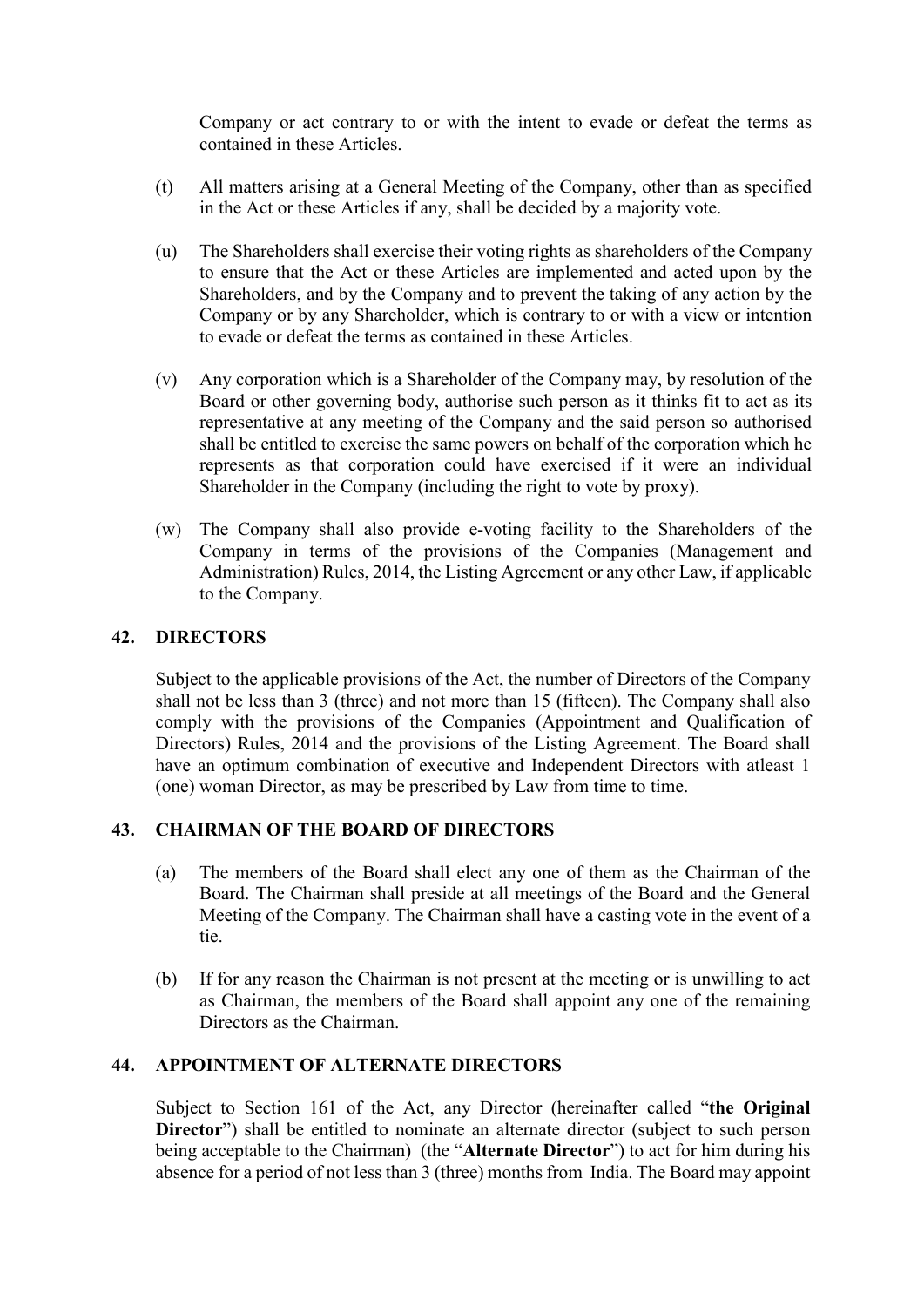Company or act contrary to or with the intent to evade or defeat the terms as contained in these Articles.

(t) All matters arising at a General Meeting of the Company, other than as specified in the Act or these Articles if any, shall be decided by a majority vote.

(u) The Shareholders shall exercise their voting rights as shareholders of the Company to ensure that the Act or these Articles are implemented and acted upon by the Shareholders, and by the Company and to prevent the taking of any action by the Company or by any Shareholder, which is contrary to or with a view or intention to evade or defeat the terms as contained in these Articles.

(v) Any corporation which is a Shareholder of the Company may, by resolution of the Board or other governing body, authorise such person as it thinks fit to act as its representative at any meeting of the Company and the said person so authorised shall be entitled to exercise the same powers on behalf of the corporation which he represents as that corporation could have exercised if it were an individual Shareholder in the Company (including the right to vote by proxy).

(w) The Company shall also provide e-voting facility to the Shareholders of the Company in terms of the provisions of the Companies (Management and Administration) Rules, 2014, the Listing Agreement or any other Law, if applicable to the Company.

## 42. DIRECTORS

Subject to the applicable provisions of the Act, the number of Directors of the Company shall not be less than 3 (three) and not more than 15 (fifteen). The Company shall also comply with the provisions of the Companies (Appointment and Qualification of Directors) Rules, 2014 and the provisions of the Listing Agreement. The Board shall have an optimum combination of executive and Independent Directors with atleast 1 (one) woman Director, as may be prescribed by Law from time to time.

## 43. CHAIRMAN OF THE BOARD OF DIRECTORS

(a) The members of the Board shall elect any one of them as the Chairman of the Board. The Chairman shall preside at all meetings of the Board and the General Meeting of the Company. The Chairman shall have a casting vote in the event of a tie.

(b) If for any reason the Chairman is not present at the meeting or is unwilling to act as Chairman, the members of the Board shall appoint any one of the remaining Directors as the Chairman.

## 44. APPOINTMENT OF ALTERNATE DIRECTORS

Subject to Section 161 of the Act, any Director (hereinafter called "**the Original Director**") shall be entitled to nominate an alternate director (subject to such person being acceptable to the Chairman) (the "**Alternate Director**") to act for him during his absence for a period of not less than 3 (three) months from India. The Board may appoint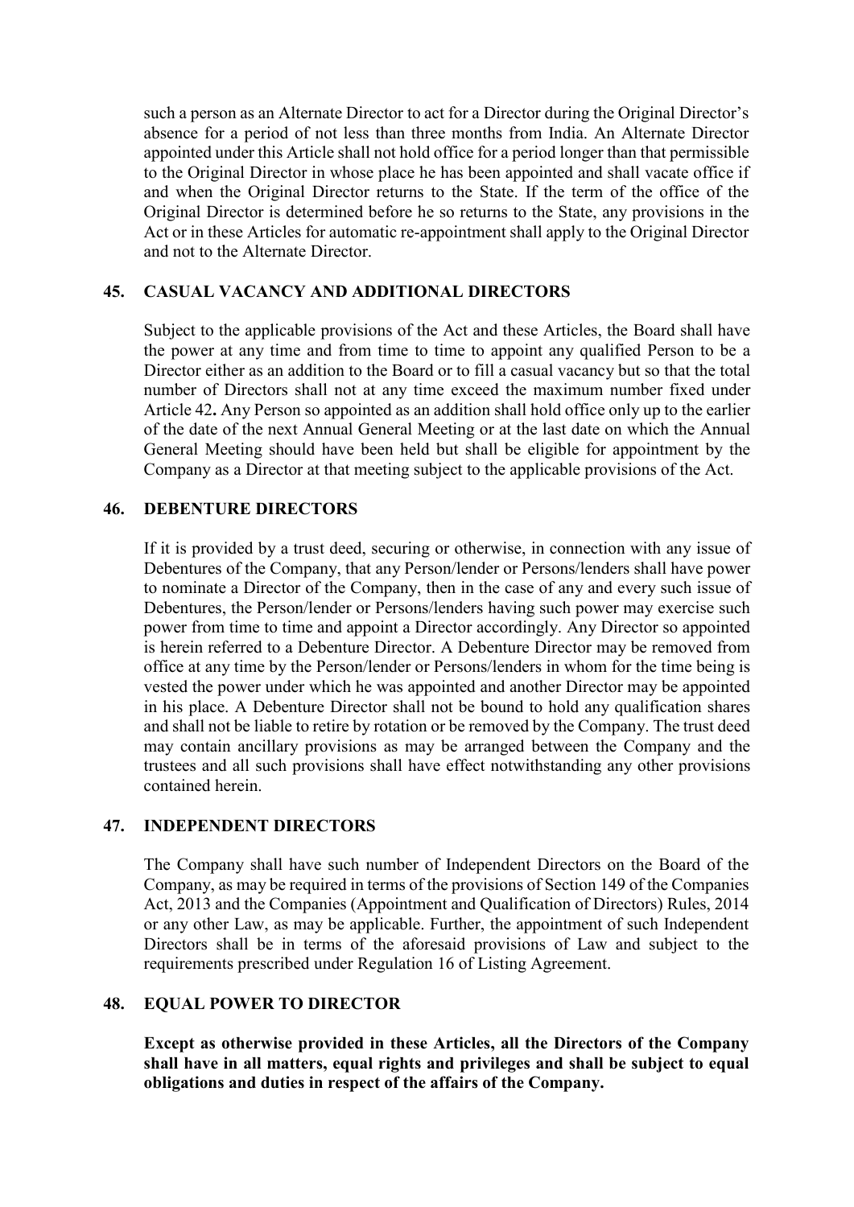such a person as an Alternate Director to act for a Director during the Original Director's absence for a period of not less than three months from India. An Alternate Director appointed under this Article shall not hold office for a period longer than that permissible to the Original Director in whose place he has been appointed and shall vacate office if and when the Original Director returns to the State. If the term of the office of the Original Director is determined before he so returns to the State, any provisions in the Act or in these Articles for automatic re-appointment shall apply to the Original Director and not to the Alternate Director.

## 45. CASUAL VACANCY AND ADDITIONAL DIRECTORS

Subject to the applicable provisions of the Act and these Articles, the Board shall have the power at any time and from time to time to appoint any qualified Person to be a Director either as an addition to the Board or to fill a casual vacancy but so that the total number of Directors shall not at any time exceed the maximum number fixed under Article 42**.** Any Person so appointed as an addition shall hold office only up to the earlier of the date of the next Annual General Meeting or at the last date on which the Annual General Meeting should have been held but shall be eligible for appointment by the Company as a Director at that meeting subject to the applicable provisions of the Act.

## 46. DEBENTURE DIRECTORS

If it is provided by a trust deed, securing or otherwise, in connection with any issue of Debentures of the Company, that any Person/lender or Persons/lenders shall have power to nominate a Director of the Company, then in the case of any and every such issue of Debentures, the Person/lender or Persons/lenders having such power may exercise such power from time to time and appoint a Director accordingly. Any Director so appointed is herein referred to a Debenture Director. A Debenture Director may be removed from office at any time by the Person/lender or Persons/lenders in whom for the time being is vested the power under which he was appointed and another Director may be appointed in his place. A Debenture Director shall not be bound to hold any qualification shares and shall not be liable to retire by rotation or be removed by the Company. The trust deed may contain ancillary provisions as may be arranged between the Company and the trustees and all such provisions shall have effect notwithstanding any other provisions contained herein.

## 47. INDEPENDENT DIRECTORS

The Company shall have such number of Independent Directors on the Board of the Company, as may be required in terms of the provisions of Section 149 of the Companies Act, 2013 and the Companies (Appointment and Qualification of Directors) Rules, 2014 or any other Law, as may be applicable. Further, the appointment of such Independent Directors shall be in terms of the aforesaid provisions of Law and subject to the requirements prescribed under Regulation 16 of Listing Agreement.

## 48. EQUAL POWER TO DIRECTOR

**Except as otherwise provided in these Articles, all the Directors of the Company shall have in all matters, equal rights and privileges and shall be subject to equal obligations and duties in respect of the affairs of the Company.**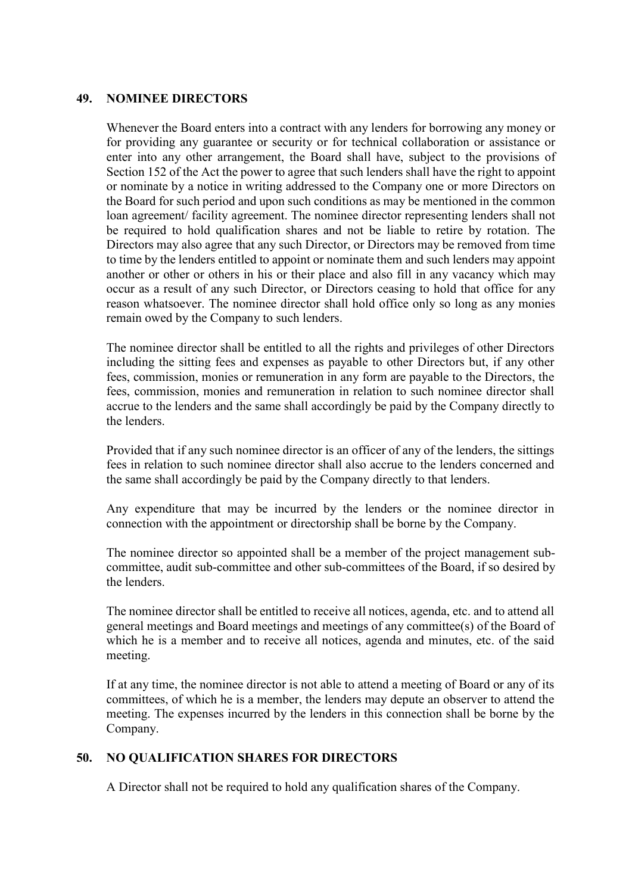## 49. NOMINEE DIRECTORS

Whenever the Board enters into a contract with any lenders for borrowing any money or for providing any guarantee or security or for technical collaboration or assistance or enter into any other arrangement, the Board shall have, subject to the provisions of Section 152 of the Act the power to agree that such lenders shall have the right to appoint or nominate by a notice in writing addressed to the Company one or more Directors on the Board for such period and upon such conditions as may be mentioned in the common loan agreement/ facility agreement. The nominee director representing lenders shall not be required to hold qualification shares and not be liable to retire by rotation. The Directors may also agree that any such Director, or Directors may be removed from time to time by the lenders entitled to appoint or nominate them and such lenders may appoint another or other or others in his or their place and also fill in any vacancy which may occur as a result of any such Director, or Directors ceasing to hold that office for any reason whatsoever. The nominee director shall hold office only so long as any monies remain owed by the Company to such lenders.

The nominee director shall be entitled to all the rights and privileges of other Directors including the sitting fees and expenses as payable to other Directors but, if any other fees, commission, monies or remuneration in any form are payable to the Directors, the fees, commission, monies and remuneration in relation to such nominee director shall accrue to the lenders and the same shall accordingly be paid by the Company directly to the lenders.

Provided that if any such nominee director is an officer of any of the lenders, the sittings fees in relation to such nominee director shall also accrue to the lenders concerned and the same shall accordingly be paid by the Company directly to that lenders.

Any expenditure that may be incurred by the lenders or the nominee director in connection with the appointment or directorship shall be borne by the Company.

The nominee director so appointed shall be a member of the project management sub-committee, audit sub-committee and other sub-committees of the Board, if so desired by the lenders.

The nominee director shall be entitled to receive all notices, agenda, etc. and to attend all general meetings and Board meetings and meetings of any committee(s) of the Board of which he is a member and to receive all notices, agenda and minutes, etc. of the said meeting.

If at any time, the nominee director is not able to attend a meeting of Board or any of its committees, of which he is a member, the lenders may depute an observer to attend the meeting. The expenses incurred by the lenders in this connection shall be borne by the Company.

## 50. NO QUALIFICATION SHARES FOR DIRECTORS

A Director shall not be required to hold any qualification shares of the Company.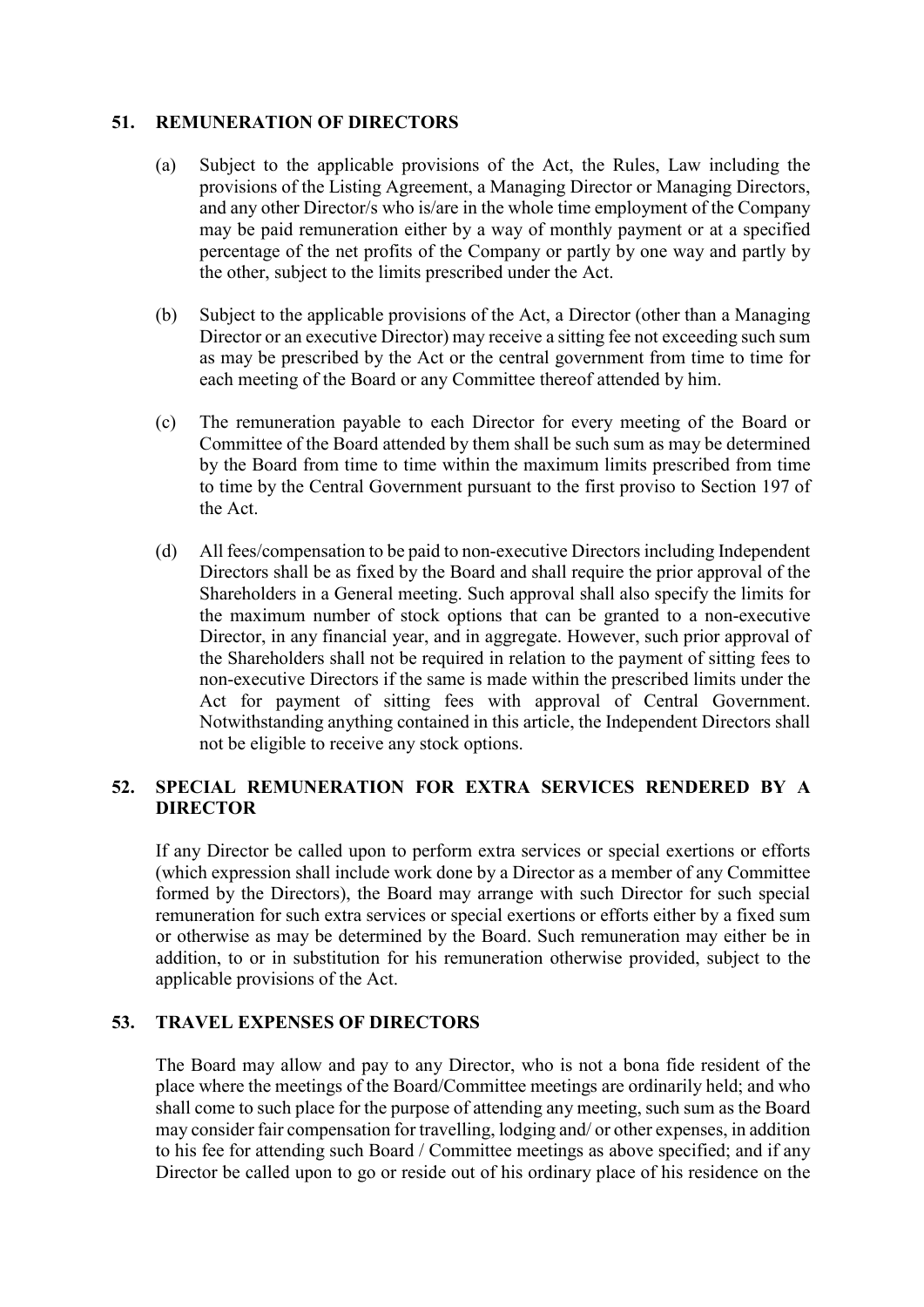## 51. REMUNERATION OF DIRECTORS

(a) Subject to the applicable provisions of the Act, the Rules, Law including the provisions of the Listing Agreement, a Managing Director or Managing Directors, and any other Director/s who is/are in the whole time employment of the Company may be paid remuneration either by a way of monthly payment or at a specified percentage of the net profits of the Company or partly by one way and partly by the other, subject to the limits prescribed under the Act.

(b) Subject to the applicable provisions of the Act, a Director (other than a Managing Director or an executive Director) may receive a sitting fee not exceeding such sum as may be prescribed by the Act or the central government from time to time for each meeting of the Board or any Committee thereof attended by him.

(c) The remuneration payable to each Director for every meeting of the Board or Committee of the Board attended by them shall be such sum as may be determined by the Board from time to time within the maximum limits prescribed from time to time by the Central Government pursuant to the first proviso to Section 197 of the Act.

(d) All fees/compensation to be paid to non-executive Directors including Independent Directors shall be as fixed by the Board and shall require the prior approval of the Shareholders in a General meeting. Such approval shall also specify the limits for the maximum number of stock options that can be granted to a non-executive Director, in any financial year, and in aggregate. However, such prior approval of the Shareholders shall not be required in relation to the payment of sitting fees to non-executive Directors if the same is made within the prescribed limits under the Act for payment of sitting fees with approval of Central Government. Notwithstanding anything contained in this article, the Independent Directors shall not be eligible to receive any stock options.

## 52. SPECIAL REMUNERATION FOR EXTRA SERVICES RENDERED BY A DIRECTOR

If any Director be called upon to perform extra services or special exertions or efforts (which expression shall include work done by a Director as a member of any Committee formed by the Directors), the Board may arrange with such Director for such special remuneration for such extra services or special exertions or efforts either by a fixed sum or otherwise as may be determined by the Board. Such remuneration may either be in addition, to or in substitution for his remuneration otherwise provided, subject to the applicable provisions of the Act.

## 53. TRAVEL EXPENSES OF DIRECTORS

The Board may allow and pay to any Director, who is not a bona fide resident of the place where the meetings of the Board/Committee meetings are ordinarily held; and who shall come to such place for the purpose of attending any meeting, such sum as the Board may consider fair compensation for travelling, lodging and/ or other expenses, in addition to his fee for attending such Board / Committee meetings as above specified; and if any Director be called upon to go or reside out of his ordinary place of his residence on the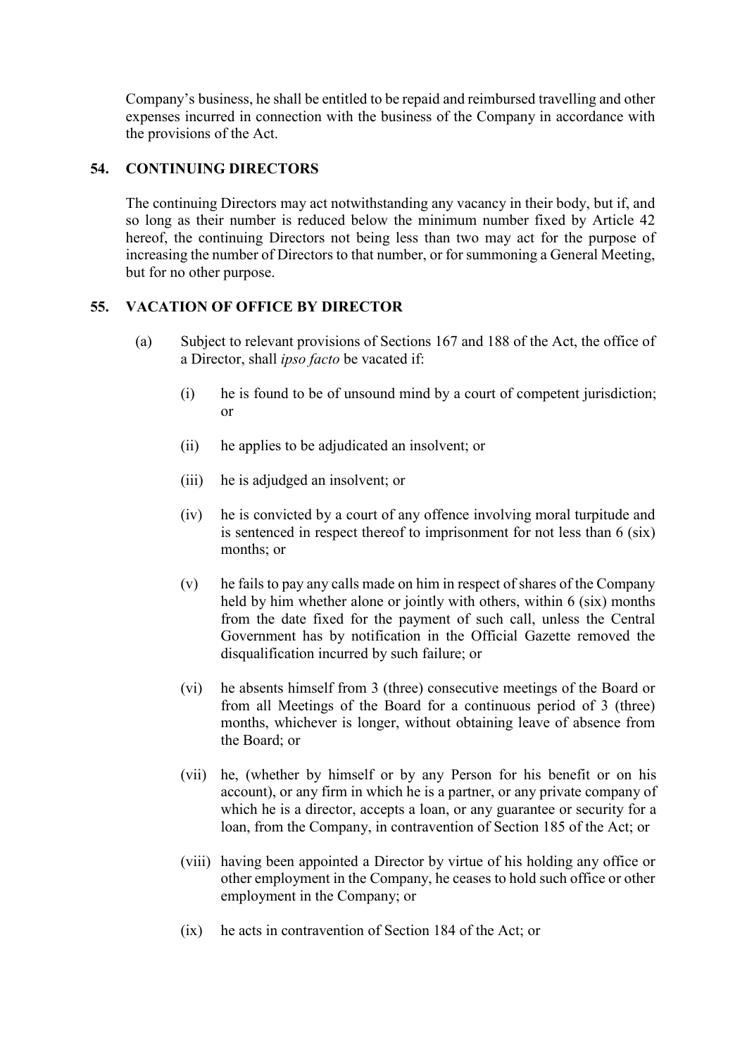Company's business, he shall be entitled to be repaid and reimbursed travelling and other expenses incurred in connection with the business of the Company in accordance with the provisions of the Act.

## 54. CONTINUING DIRECTORS

The continuing Directors may act notwithstanding any vacancy in their body, but if, and so long as their number is reduced below the minimum number fixed by Article 42 hereof, the continuing Directors not being less than two may act for the purpose of increasing the number of Directors to that number, or for summoning a General Meeting, but for no other purpose.

## 55. VACATION OF OFFICE BY DIRECTOR

(a) Subject to relevant provisions of Sections 167 and 188 of the Act, the office of a Director, shall *ipso facto* be vacated if:

(i) he is found to be of unsound mind by a court of competent jurisdiction; or

(ii) he applies to be adjudicated an insolvent; or

(iii) he is adjudged an insolvent; or

(iv) he is convicted by a court of any offence involving moral turpitude and is sentenced in respect thereof to imprisonment for not less than 6 (six) months; or

(v) he fails to pay any calls made on him in respect of shares of the Company held by him whether alone or jointly with others, within 6 (six) months from the date fixed for the payment of such call, unless the Central Government has by notification in the Official Gazette removed the disqualification incurred by such failure; or

(vi) he absents himself from 3 (three) consecutive meetings of the Board or from all Meetings of the Board for a continuous period of 3 (three) months, whichever is longer, without obtaining leave of absence from the Board; or

(vii) he, (whether by himself or by any Person for his benefit or on his account), or any firm in which he is a partner, or any private company of which he is a director, accepts a loan, or any guarantee or security for a loan, from the Company, in contravention of Section 185 of the Act; or

(viii) having been appointed a Director by virtue of his holding any office or other employment in the Company, he ceases to hold such office or other employment in the Company; or

(ix) he acts in contravention of Section 184 of the Act; or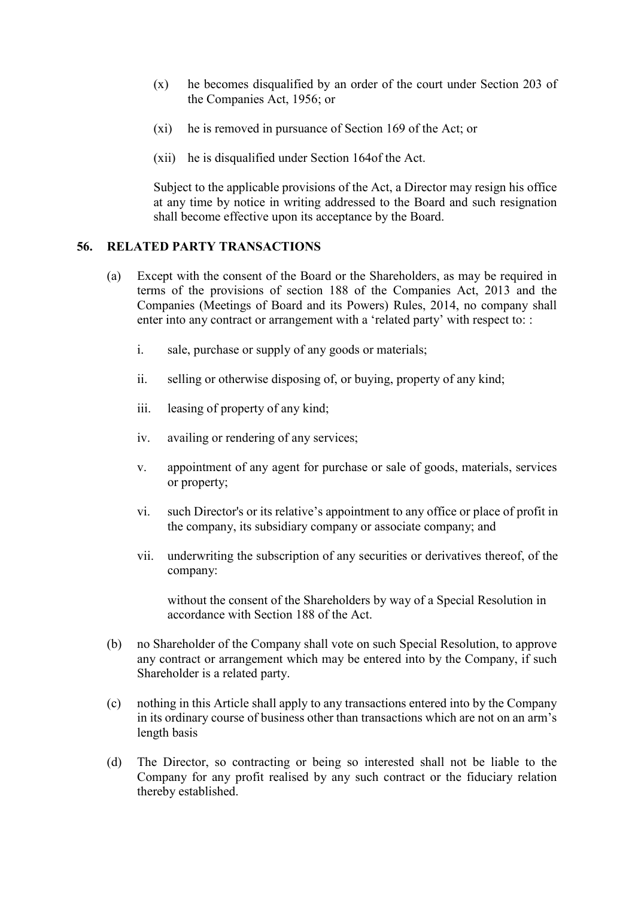(x) he becomes disqualified by an order of the court under Section 203 of the Companies Act, 1956; or

(xi) he is removed in pursuance of Section 169 of the Act; or

(xii) he is disqualified under Section 164of the Act.

Subject to the applicable provisions of the Act, a Director may resign his office at any time by notice in writing addressed to the Board and such resignation shall become effective upon its acceptance by the Board.

## 56. RELATED PARTY TRANSACTIONS

(a) Except with the consent of the Board or the Shareholders, as may be required in terms of the provisions of section 188 of the Companies Act, 2013 and the Companies (Meetings of Board and its Powers) Rules, 2014, no company shall enter into any contract or arrangement with a 'related party' with respect to: :

i. sale, purchase or supply of any goods or materials;

ii. selling or otherwise disposing of, or buying, property of any kind;

iii. leasing of property of any kind;

iv. availing or rendering of any services;

v. appointment of any agent for purchase or sale of goods, materials, services or property;

vi. such Director's or its relative's appointment to any office or place of profit in the company, its subsidiary company or associate company; and

vii. underwriting the subscription of any securities or derivatives thereof, of the company:

without the consent of the Shareholders by way of a Special Resolution in accordance with Section 188 of the Act.

(b) no Shareholder of the Company shall vote on such Special Resolution, to approve any contract or arrangement which may be entered into by the Company, if such Shareholder is a related party.

(c) nothing in this Article shall apply to any transactions entered into by the Company in its ordinary course of business other than transactions which are not on an arm's length basis

(d) The Director, so contracting or being so interested shall not be liable to the Company for any profit realised by any such contract or the fiduciary relation thereby established.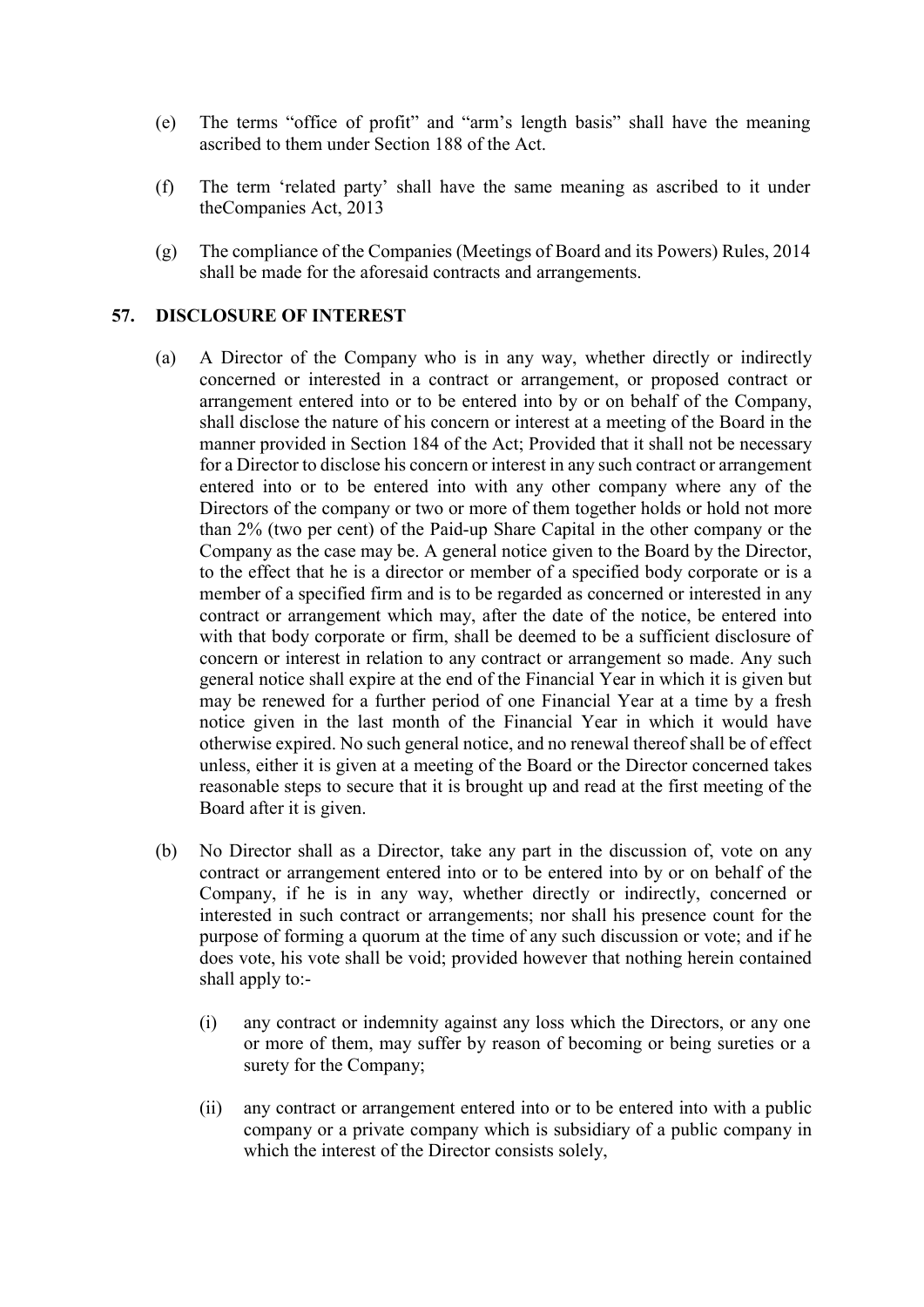(e) The terms "office of profit" and "arm's length basis" shall have the meaning ascribed to them under Section 188 of the Act.

(f) The term 'related party' shall have the same meaning as ascribed to it under theCompanies Act, 2013

(g) The compliance of the Companies (Meetings of Board and its Powers) Rules, 2014 shall be made for the aforesaid contracts and arrangements.

## 57. DISCLOSURE OF INTEREST

(a) A Director of the Company who is in any way, whether directly or indirectly concerned or interested in a contract or arrangement, or proposed contract or arrangement entered into or to be entered into by or on behalf of the Company, shall disclose the nature of his concern or interest at a meeting of the Board in the manner provided in Section 184 of the Act; Provided that it shall not be necessary for a Director to disclose his concern or interest in any such contract or arrangement entered into or to be entered into with any other company where any of the Directors of the company or two or more of them together holds or hold not more than 2% (two per cent) of the Paid-up Share Capital in the other company or the Company as the case may be. A general notice given to the Board by the Director, to the effect that he is a director or member of a specified body corporate or is a member of a specified firm and is to be regarded as concerned or interested in any contract or arrangement which may, after the date of the notice, be entered into with that body corporate or firm, shall be deemed to be a sufficient disclosure of concern or interest in relation to any contract or arrangement so made. Any such general notice shall expire at the end of the Financial Year in which it is given but may be renewed for a further period of one Financial Year at a time by a fresh notice given in the last month of the Financial Year in which it would have otherwise expired. No such general notice, and no renewal thereof shall be of effect unless, either it is given at a meeting of the Board or the Director concerned takes reasonable steps to secure that it is brought up and read at the first meeting of the Board after it is given.

(b) No Director shall as a Director, take any part in the discussion of, vote on any contract or arrangement entered into or to be entered into by or on behalf of the Company, if he is in any way, whether directly or indirectly, concerned or interested in such contract or arrangements; nor shall his presence count for the purpose of forming a quorum at the time of any such discussion or vote; and if he does vote, his vote shall be void; provided however that nothing herein contained shall apply to:-

  (i) any contract or indemnity against any loss which the Directors, or any one or more of them, may suffer by reason of becoming or being sureties or a surety for the Company;

  (ii) any contract or arrangement entered into or to be entered into with a public company or a private company which is subsidiary of a public company in which the interest of the Director consists solely,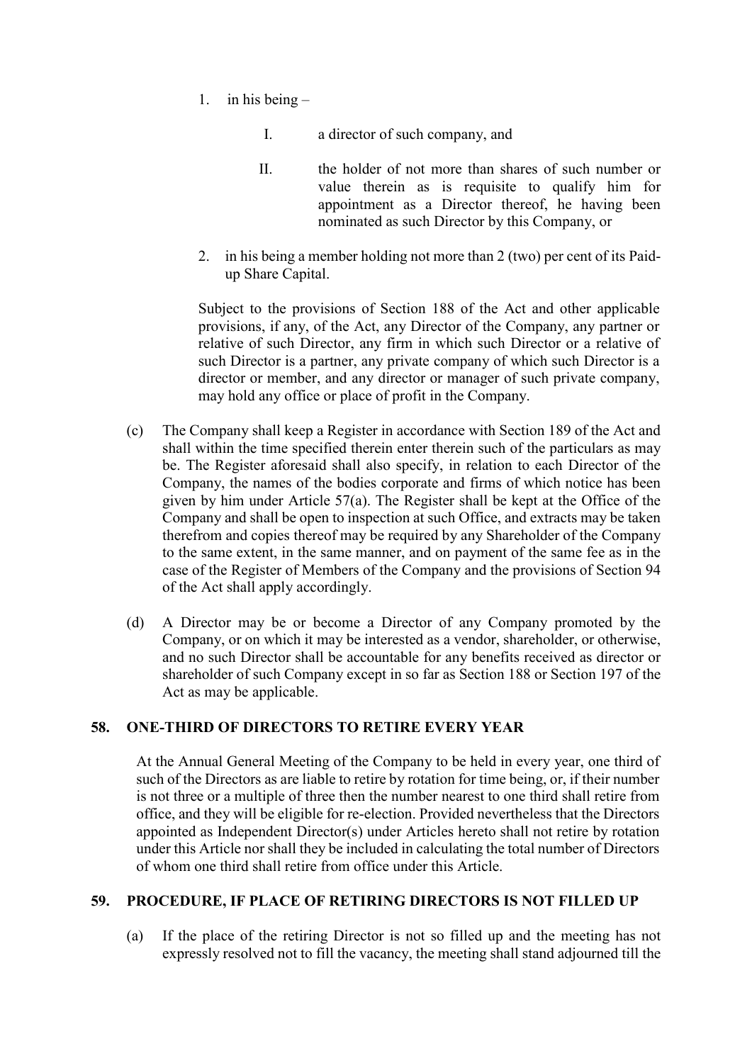1. in his being –

   I. a director of such company, and

   II. the holder of not more than shares of such number or value therein as is requisite to qualify him for appointment as a Director thereof, he having been nominated as such Director by this Company, or

2. in his being a member holding not more than 2 (two) per cent of its Paid-up Share Capital.

Subject to the provisions of Section 188 of the Act and other applicable provisions, if any, of the Act, any Director of the Company, any partner or relative of such Director, any firm in which such Director or a relative of such Director is a partner, any private company of which such Director is a director or member, and any director or manager of such private company, may hold any office or place of profit in the Company.

(c) The Company shall keep a Register in accordance with Section 189 of the Act and shall within the time specified therein enter therein such of the particulars as may be. The Register aforesaid shall also specify, in relation to each Director of the Company, the names of the bodies corporate and firms of which notice has been given by him under Article 57(a). The Register shall be kept at the Office of the Company and shall be open to inspection at such Office, and extracts may be taken therefrom and copies thereof may be required by any Shareholder of the Company to the same extent, in the same manner, and on payment of the same fee as in the case of the Register of Members of the Company and the provisions of Section 94 of the Act shall apply accordingly.

(d) A Director may be or become a Director of any Company promoted by the Company, or on which it may be interested as a vendor, shareholder, or otherwise, and no such Director shall be accountable for any benefits received as director or shareholder of such Company except in so far as Section 188 or Section 197 of the Act as may be applicable.

## 58. ONE-THIRD OF DIRECTORS TO RETIRE EVERY YEAR

At the Annual General Meeting of the Company to be held in every year, one third of such of the Directors as are liable to retire by rotation for time being, or, if their number is not three or a multiple of three then the number nearest to one third shall retire from office, and they will be eligible for re-election. Provided nevertheless that the Directors appointed as Independent Director(s) under Articles hereto shall not retire by rotation under this Article nor shall they be included in calculating the total number of Directors of whom one third shall retire from office under this Article.

## 59. PROCEDURE, IF PLACE OF RETIRING DIRECTORS IS NOT FILLED UP

(a) If the place of the retiring Director is not so filled up and the meeting has not expressly resolved not to fill the vacancy, the meeting shall stand adjourned till the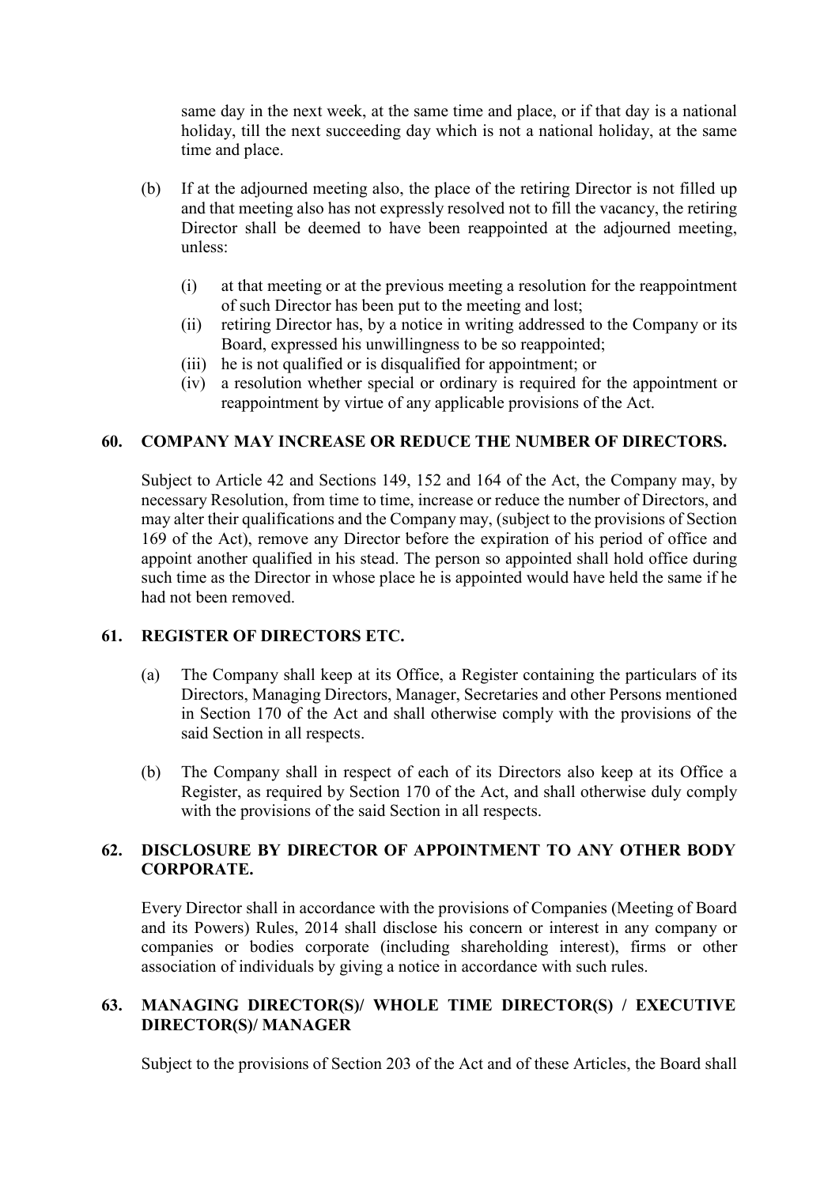same day in the next week, at the same time and place, or if that day is a national holiday, till the next succeeding day which is not a national holiday, at the same time and place.

(b) If at the adjourned meeting also, the place of the retiring Director is not filled up and that meeting also has not expressly resolved not to fill the vacancy, the retiring Director shall be deemed to have been reappointed at the adjourned meeting, unless:

  (i) at that meeting or at the previous meeting a resolution for the reappointment of such Director has been put to the meeting and lost;
  (ii) retiring Director has, by a notice in writing addressed to the Company or its Board, expressed his unwillingness to be so reappointed;
  (iii) he is not qualified or is disqualified for appointment; or
  (iv) a resolution whether special or ordinary is required for the appointment or reappointment by virtue of any applicable provisions of the Act.

## 60. COMPANY MAY INCREASE OR REDUCE THE NUMBER OF DIRECTORS.

Subject to Article 42 and Sections 149, 152 and 164 of the Act, the Company may, by necessary Resolution, from time to time, increase or reduce the number of Directors, and may alter their qualifications and the Company may, (subject to the provisions of Section 169 of the Act), remove any Director before the expiration of his period of office and appoint another qualified in his stead. The person so appointed shall hold office during such time as the Director in whose place he is appointed would have held the same if he had not been removed.

## 61. REGISTER OF DIRECTORS ETC.

(a) The Company shall keep at its Office, a Register containing the particulars of its Directors, Managing Directors, Manager, Secretaries and other Persons mentioned in Section 170 of the Act and shall otherwise comply with the provisions of the said Section in all respects.

(b) The Company shall in respect of each of its Directors also keep at its Office a Register, as required by Section 170 of the Act, and shall otherwise duly comply with the provisions of the said Section in all respects.

## 62. DISCLOSURE BY DIRECTOR OF APPOINTMENT TO ANY OTHER BODY CORPORATE.

Every Director shall in accordance with the provisions of Companies (Meeting of Board and its Powers) Rules, 2014 shall disclose his concern or interest in any company or companies or bodies corporate (including shareholding interest), firms or other association of individuals by giving a notice in accordance with such rules.

## 63. MANAGING DIRECTOR(S)/ WHOLE TIME DIRECTOR(S) / EXECUTIVE DIRECTOR(S)/ MANAGER

Subject to the provisions of Section 203 of the Act and of these Articles, the Board shall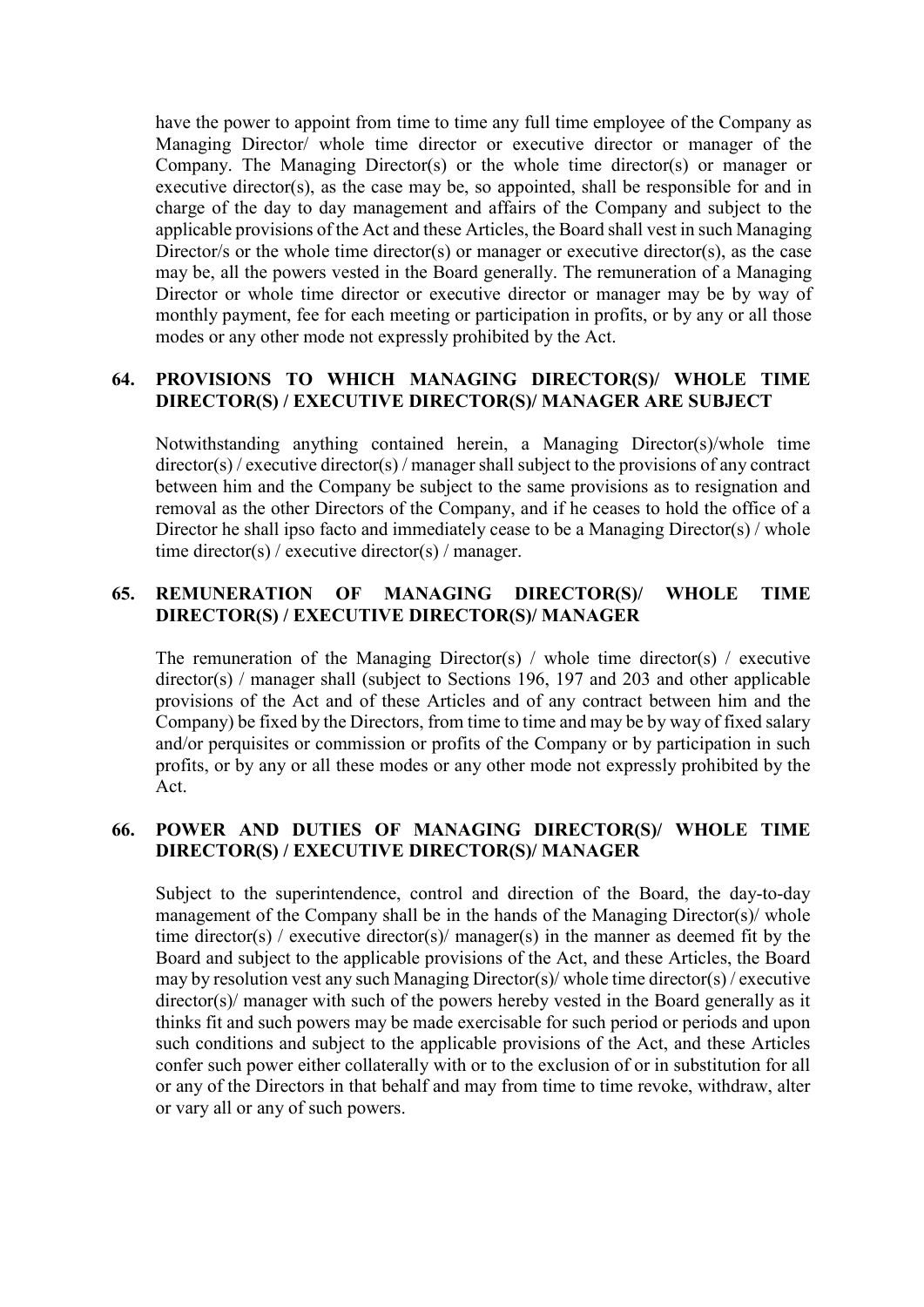have the power to appoint from time to time any full time employee of the Company as Managing Director/ whole time director or executive director or manager of the Company. The Managing Director(s) or the whole time director(s) or manager or executive director(s), as the case may be, so appointed, shall be responsible for and in charge of the day to day management and affairs of the Company and subject to the applicable provisions of the Act and these Articles, the Board shall vest in such Managing Director/s or the whole time director(s) or manager or executive director(s), as the case may be, all the powers vested in the Board generally. The remuneration of a Managing Director or whole time director or executive director or manager may be by way of monthly payment, fee for each meeting or participation in profits, or by any or all those modes or any other mode not expressly prohibited by the Act.

## 64. PROVISIONS TO WHICH MANAGING DIRECTOR(S)/ WHOLE TIME DIRECTOR(S) / EXECUTIVE DIRECTOR(S)/ MANAGER ARE SUBJECT

Notwithstanding anything contained herein, a Managing Director(s)/whole time director(s) / executive director(s) / manager shall subject to the provisions of any contract between him and the Company be subject to the same provisions as to resignation and removal as the other Directors of the Company, and if he ceases to hold the office of a Director he shall ipso facto and immediately cease to be a Managing Director(s) / whole time director(s) / executive director(s) / manager.

## 65. REMUNERATION OF MANAGING DIRECTOR(S)/ WHOLE TIME DIRECTOR(S) / EXECUTIVE DIRECTOR(S)/ MANAGER

The remuneration of the Managing Director(s) / whole time director(s) / executive director(s) / manager shall (subject to Sections 196, 197 and 203 and other applicable provisions of the Act and of these Articles and of any contract between him and the Company) be fixed by the Directors, from time to time and may be by way of fixed salary and/or perquisites or commission or profits of the Company or by participation in such profits, or by any or all these modes or any other mode not expressly prohibited by the Act.

## 66. POWER AND DUTIES OF MANAGING DIRECTOR(S)/ WHOLE TIME DIRECTOR(S) / EXECUTIVE DIRECTOR(S)/ MANAGER

Subject to the superintendence, control and direction of the Board, the day-to-day management of the Company shall be in the hands of the Managing Director(s)/ whole time director(s) / executive director(s)/ manager(s) in the manner as deemed fit by the Board and subject to the applicable provisions of the Act, and these Articles, the Board may by resolution vest any such Managing Director(s)/ whole time director(s) / executive director(s)/ manager with such of the powers hereby vested in the Board generally as it thinks fit and such powers may be made exercisable for such period or periods and upon such conditions and subject to the applicable provisions of the Act, and these Articles confer such power either collaterally with or to the exclusion of or in substitution for all or any of the Directors in that behalf and may from time to time revoke, withdraw, alter or vary all or any of such powers.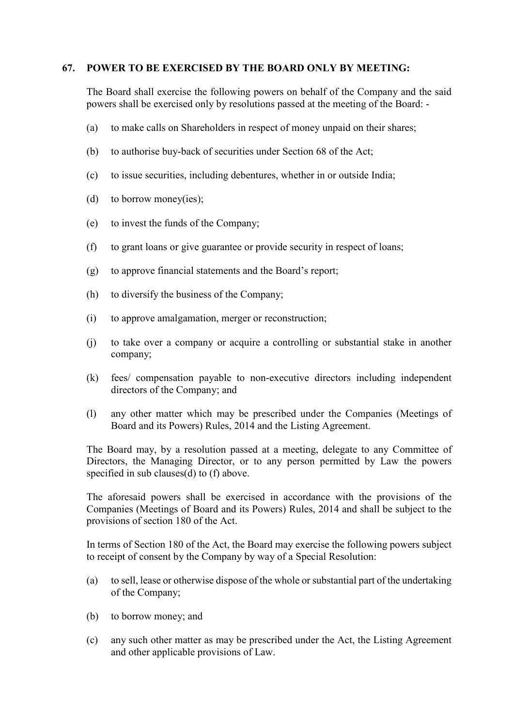## 67. POWER TO BE EXERCISED BY THE BOARD ONLY BY MEETING:

The Board shall exercise the following powers on behalf of the Company and the said powers shall be exercised only by resolutions passed at the meeting of the Board: -

(a) to make calls on Shareholders in respect of money unpaid on their shares;

(b) to authorise buy-back of securities under Section 68 of the Act;

(c) to issue securities, including debentures, whether in or outside India;

(d) to borrow money(ies);

(e) to invest the funds of the Company;

(f) to grant loans or give guarantee or provide security in respect of loans;

(g) to approve financial statements and the Board's report;

(h) to diversify the business of the Company;

(i) to approve amalgamation, merger or reconstruction;

(j) to take over a company or acquire a controlling or substantial stake in another company;

(k) fees/ compensation payable to non-executive directors including independent directors of the Company; and

(l) any other matter which may be prescribed under the Companies (Meetings of Board and its Powers) Rules, 2014 and the Listing Agreement.

The Board may, by a resolution passed at a meeting, delegate to any Committee of Directors, the Managing Director, or to any person permitted by Law the powers specified in sub clauses(d) to (f) above.

The aforesaid powers shall be exercised in accordance with the provisions of the Companies (Meetings of Board and its Powers) Rules, 2014 and shall be subject to the provisions of section 180 of the Act.

In terms of Section 180 of the Act, the Board may exercise the following powers subject to receipt of consent by the Company by way of a Special Resolution:

(a) to sell, lease or otherwise dispose of the whole or substantial part of the undertaking of the Company;

(b) to borrow money; and

(c) any such other matter as may be prescribed under the Act, the Listing Agreement and other applicable provisions of Law.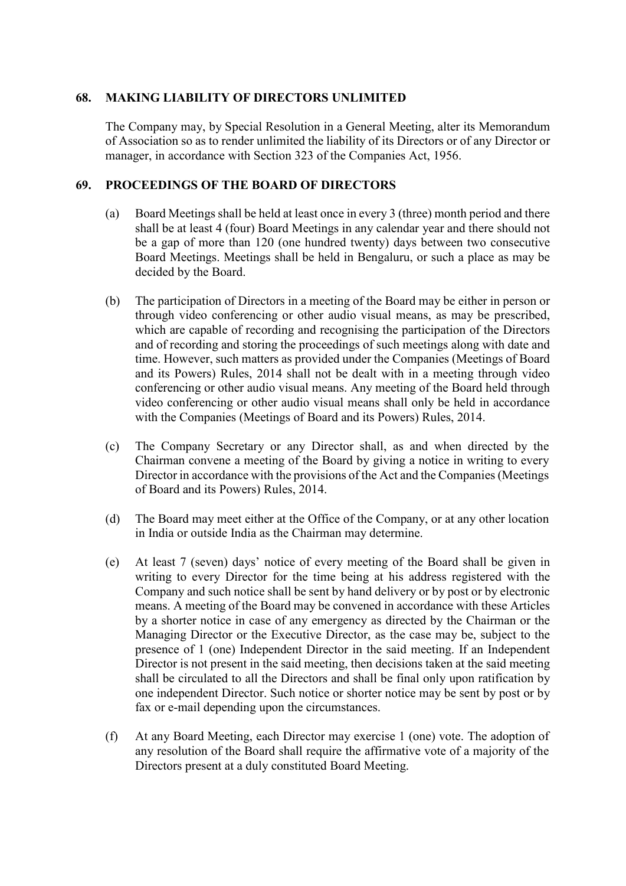## 68. MAKING LIABILITY OF DIRECTORS UNLIMITED

The Company may, by Special Resolution in a General Meeting, alter its Memorandum of Association so as to render unlimited the liability of its Directors or of any Director or manager, in accordance with Section 323 of the Companies Act, 1956.

## 69. PROCEEDINGS OF THE BOARD OF DIRECTORS

(a) Board Meetings shall be held at least once in every 3 (three) month period and there shall be at least 4 (four) Board Meetings in any calendar year and there should not be a gap of more than 120 (one hundred twenty) days between two consecutive Board Meetings. Meetings shall be held in Bengaluru, or such a place as may be decided by the Board.

(b) The participation of Directors in a meeting of the Board may be either in person or through video conferencing or other audio visual means, as may be prescribed, which are capable of recording and recognising the participation of the Directors and of recording and storing the proceedings of such meetings along with date and time. However, such matters as provided under the Companies (Meetings of Board and its Powers) Rules, 2014 shall not be dealt with in a meeting through video conferencing or other audio visual means. Any meeting of the Board held through video conferencing or other audio visual means shall only be held in accordance with the Companies (Meetings of Board and its Powers) Rules, 2014.

(c) The Company Secretary or any Director shall, as and when directed by the Chairman convene a meeting of the Board by giving a notice in writing to every Director in accordance with the provisions of the Act and the Companies (Meetings of Board and its Powers) Rules, 2014.

(d) The Board may meet either at the Office of the Company, or at any other location in India or outside India as the Chairman may determine.

(e) At least 7 (seven) days' notice of every meeting of the Board shall be given in writing to every Director for the time being at his address registered with the Company and such notice shall be sent by hand delivery or by post or by electronic means. A meeting of the Board may be convened in accordance with these Articles by a shorter notice in case of any emergency as directed by the Chairman or the Managing Director or the Executive Director, as the case may be, subject to the presence of 1 (one) Independent Director in the said meeting. If an Independent Director is not present in the said meeting, then decisions taken at the said meeting shall be circulated to all the Directors and shall be final only upon ratification by one independent Director. Such notice or shorter notice may be sent by post or by fax or e-mail depending upon the circumstances.

(f) At any Board Meeting, each Director may exercise 1 (one) vote. The adoption of any resolution of the Board shall require the affirmative vote of a majority of the Directors present at a duly constituted Board Meeting.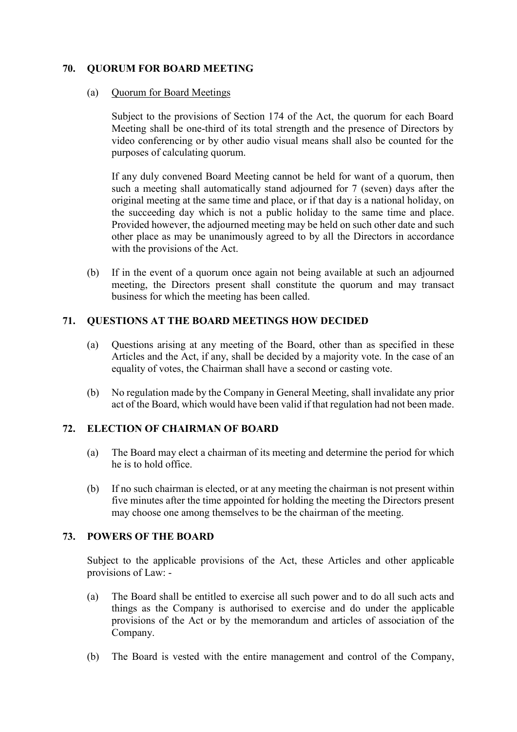## 70. QUORUM FOR BOARD MEETING

(a) Quorum for Board Meetings

Subject to the provisions of Section 174 of the Act, the quorum for each Board Meeting shall be one-third of its total strength and the presence of Directors by video conferencing or by other audio visual means shall also be counted for the purposes of calculating quorum.

If any duly convened Board Meeting cannot be held for want of a quorum, then such a meeting shall automatically stand adjourned for 7 (seven) days after the original meeting at the same time and place, or if that day is a national holiday, on the succeeding day which is not a public holiday to the same time and place. Provided however, the adjourned meeting may be held on such other date and such other place as may be unanimously agreed to by all the Directors in accordance with the provisions of the Act.

(b) If in the event of a quorum once again not being available at such an adjourned meeting, the Directors present shall constitute the quorum and may transact business for which the meeting has been called.

## 71. QUESTIONS AT THE BOARD MEETINGS HOW DECIDED

(a) Questions arising at any meeting of the Board, other than as specified in these Articles and the Act, if any, shall be decided by a majority vote. In the case of an equality of votes, the Chairman shall have a second or casting vote.

(b) No regulation made by the Company in General Meeting, shall invalidate any prior act of the Board, which would have been valid if that regulation had not been made.

## 72. ELECTION OF CHAIRMAN OF BOARD

(a) The Board may elect a chairman of its meeting and determine the period for which he is to hold office.

(b) If no such chairman is elected, or at any meeting the chairman is not present within five minutes after the time appointed for holding the meeting the Directors present may choose one among themselves to be the chairman of the meeting.

## 73. POWERS OF THE BOARD

Subject to the applicable provisions of the Act, these Articles and other applicable provisions of Law: -

(a) The Board shall be entitled to exercise all such power and to do all such acts and things as the Company is authorised to exercise and do under the applicable provisions of the Act or by the memorandum and articles of association of the Company.

(b) The Board is vested with the entire management and control of the Company,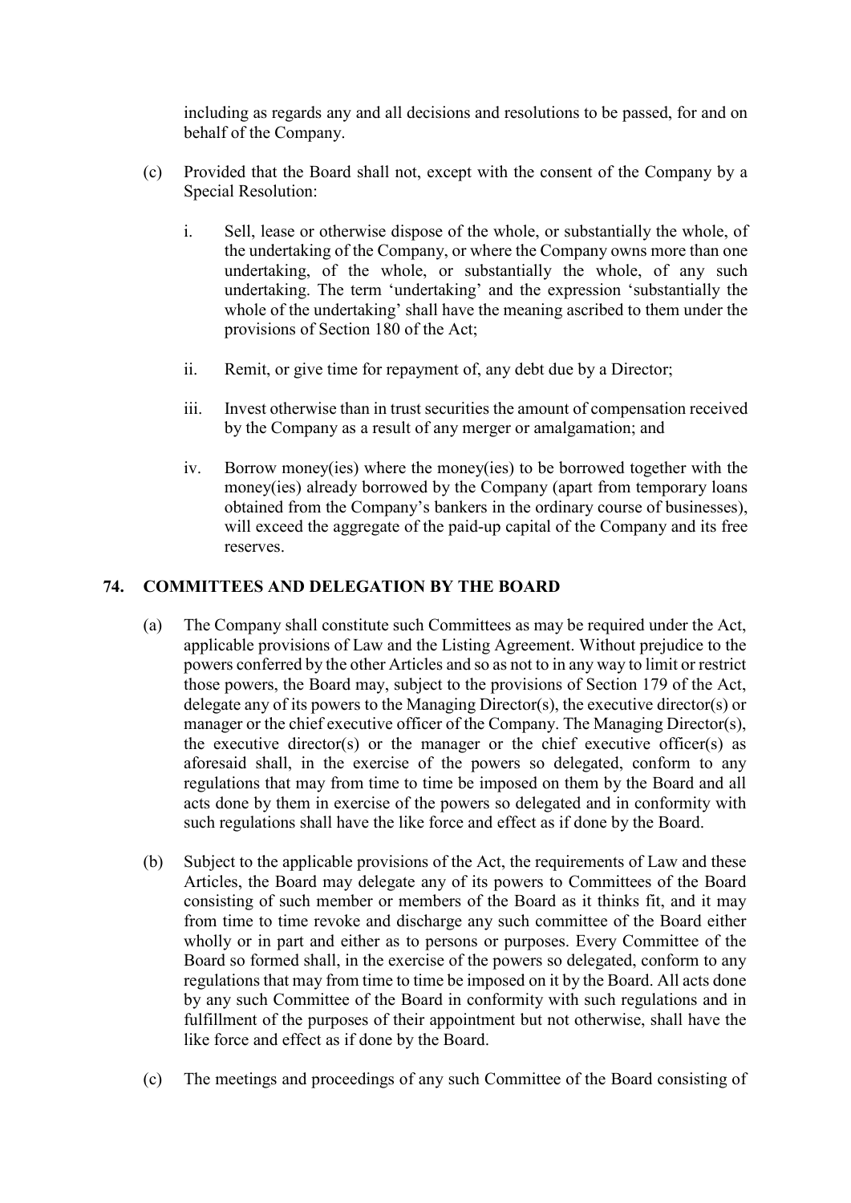including as regards any and all decisions and resolutions to be passed, for and on behalf of the Company.

(c) Provided that the Board shall not, except with the consent of the Company by a Special Resolution:

   i. Sell, lease or otherwise dispose of the whole, or substantially the whole, of the undertaking of the Company, or where the Company owns more than one undertaking, of the whole, or substantially the whole, of any such undertaking. The term 'undertaking' and the expression 'substantially the whole of the undertaking' shall have the meaning ascribed to them under the provisions of Section 180 of the Act;

   ii. Remit, or give time for repayment of, any debt due by a Director;

   iii. Invest otherwise than in trust securities the amount of compensation received by the Company as a result of any merger or amalgamation; and

   iv. Borrow money(ies) where the money(ies) to be borrowed together with the money(ies) already borrowed by the Company (apart from temporary loans obtained from the Company's bankers in the ordinary course of businesses), will exceed the aggregate of the paid-up capital of the Company and its free reserves.

## 74. COMMITTEES AND DELEGATION BY THE BOARD

(a) The Company shall constitute such Committees as may be required under the Act, applicable provisions of Law and the Listing Agreement. Without prejudice to the powers conferred by the other Articles and so as not to in any way to limit or restrict those powers, the Board may, subject to the provisions of Section 179 of the Act, delegate any of its powers to the Managing Director(s), the executive director(s) or manager or the chief executive officer of the Company. The Managing Director(s), the executive director(s) or the manager or the chief executive officer(s) as aforesaid shall, in the exercise of the powers so delegated, conform to any regulations that may from time to time be imposed on them by the Board and all acts done by them in exercise of the powers so delegated and in conformity with such regulations shall have the like force and effect as if done by the Board.

(b) Subject to the applicable provisions of the Act, the requirements of Law and these Articles, the Board may delegate any of its powers to Committees of the Board consisting of such member or members of the Board as it thinks fit, and it may from time to time revoke and discharge any such committee of the Board either wholly or in part and either as to persons or purposes. Every Committee of the Board so formed shall, in the exercise of the powers so delegated, conform to any regulations that may from time to time be imposed on it by the Board. All acts done by any such Committee of the Board in conformity with such regulations and in fulfillment of the purposes of their appointment but not otherwise, shall have the like force and effect as if done by the Board.

(c) The meetings and proceedings of any such Committee of the Board consisting of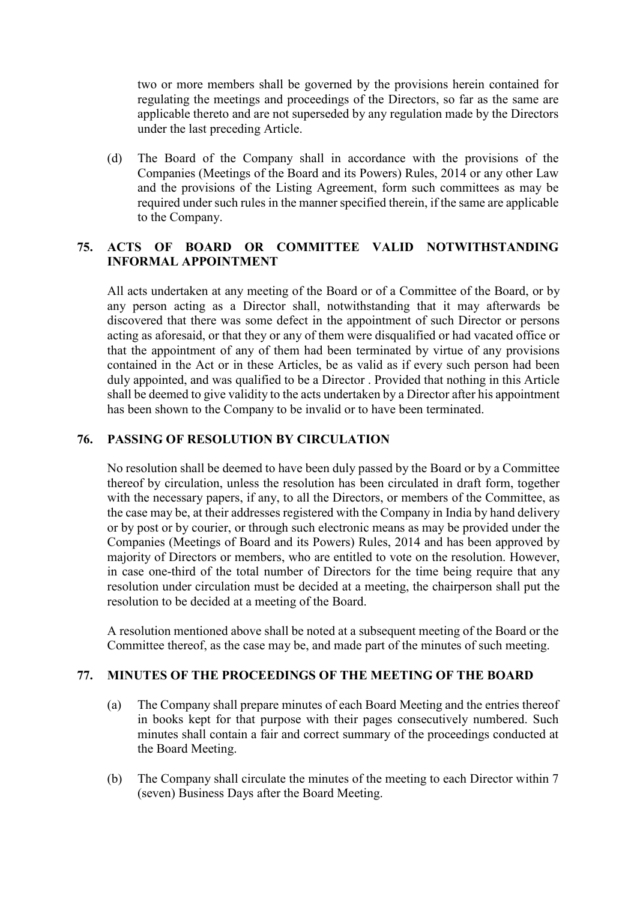two or more members shall be governed by the provisions herein contained for regulating the meetings and proceedings of the Directors, so far as the same are applicable thereto and are not superseded by any regulation made by the Directors under the last preceding Article.

(d) The Board of the Company shall in accordance with the provisions of the Companies (Meetings of the Board and its Powers) Rules, 2014 or any other Law and the provisions of the Listing Agreement, form such committees as may be required under such rules in the manner specified therein, if the same are applicable to the Company.

## 75. ACTS OF BOARD OR COMMITTEE VALID NOTWITHSTANDING INFORMAL APPOINTMENT

All acts undertaken at any meeting of the Board or of a Committee of the Board, or by any person acting as a Director shall, notwithstanding that it may afterwards be discovered that there was some defect in the appointment of such Director or persons acting as aforesaid, or that they or any of them were disqualified or had vacated office or that the appointment of any of them had been terminated by virtue of any provisions contained in the Act or in these Articles, be as valid as if every such person had been duly appointed, and was qualified to be a Director . Provided that nothing in this Article shall be deemed to give validity to the acts undertaken by a Director after his appointment has been shown to the Company to be invalid or to have been terminated.

## 76. PASSING OF RESOLUTION BY CIRCULATION

No resolution shall be deemed to have been duly passed by the Board or by a Committee thereof by circulation, unless the resolution has been circulated in draft form, together with the necessary papers, if any, to all the Directors, or members of the Committee, as the case may be, at their addresses registered with the Company in India by hand delivery or by post or by courier, or through such electronic means as may be provided under the Companies (Meetings of Board and its Powers) Rules, 2014 and has been approved by majority of Directors or members, who are entitled to vote on the resolution. However, in case one-third of the total number of Directors for the time being require that any resolution under circulation must be decided at a meeting, the chairperson shall put the resolution to be decided at a meeting of the Board.

A resolution mentioned above shall be noted at a subsequent meeting of the Board or the Committee thereof, as the case may be, and made part of the minutes of such meeting.

## 77. MINUTES OF THE PROCEEDINGS OF THE MEETING OF THE BOARD

(a) The Company shall prepare minutes of each Board Meeting and the entries thereof in books kept for that purpose with their pages consecutively numbered. Such minutes shall contain a fair and correct summary of the proceedings conducted at the Board Meeting.

(b) The Company shall circulate the minutes of the meeting to each Director within 7 (seven) Business Days after the Board Meeting.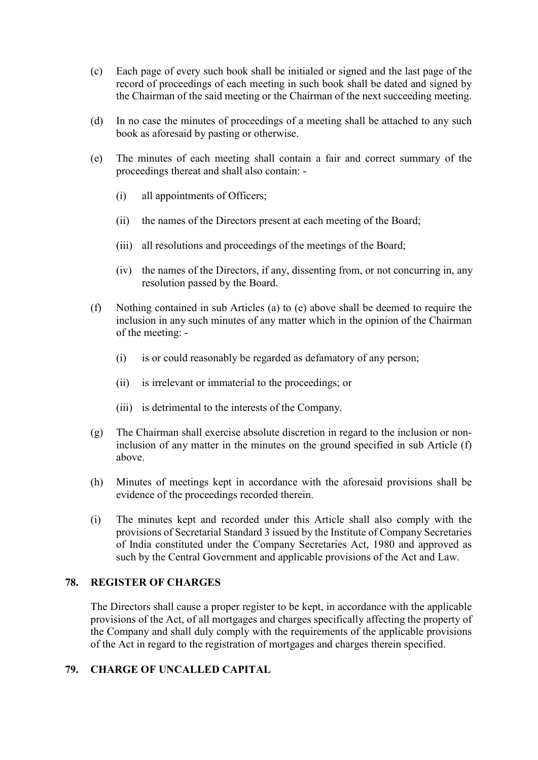(c) Each page of every such book shall be initialed or signed and the last page of the record of proceedings of each meeting in such book shall be dated and signed by the Chairman of the said meeting or the Chairman of the next succeeding meeting.

(d) In no case the minutes of proceedings of a meeting shall be attached to any such book as aforesaid by pasting or otherwise.

(e) The minutes of each meeting shall contain a fair and correct summary of the proceedings thereat and shall also contain: -

  (i) all appointments of Officers;

  (ii) the names of the Directors present at each meeting of the Board;

  (iii) all resolutions and proceedings of the meetings of the Board;

  (iv) the names of the Directors, if any, dissenting from, or not concurring in, any resolution passed by the Board.

(f) Nothing contained in sub Articles (a) to (e) above shall be deemed to require the inclusion in any such minutes of any matter which in the opinion of the Chairman of the meeting: -

  (i) is or could reasonably be regarded as defamatory of any person;

  (ii) is irrelevant or immaterial to the proceedings; or

  (iii) is detrimental to the interests of the Company.

(g) The Chairman shall exercise absolute discretion in regard to the inclusion or non-inclusion of any matter in the minutes on the ground specified in sub Article (f) above.

(h) Minutes of meetings kept in accordance with the aforesaid provisions shall be evidence of the proceedings recorded therein.

(i) The minutes kept and recorded under this Article shall also comply with the provisions of Secretarial Standard 3 issued by the Institute of Company Secretaries of India constituted under the Company Secretaries Act, 1980 and approved as such by the Central Government and applicable provisions of the Act and Law.

## 78. REGISTER OF CHARGES

The Directors shall cause a proper register to be kept, in accordance with the applicable provisions of the Act, of all mortgages and charges specifically affecting the property of the Company and shall duly comply with the requirements of the applicable provisions of the Act in regard to the registration of mortgages and charges therein specified.

## 79. CHARGE OF UNCALLED CAPITAL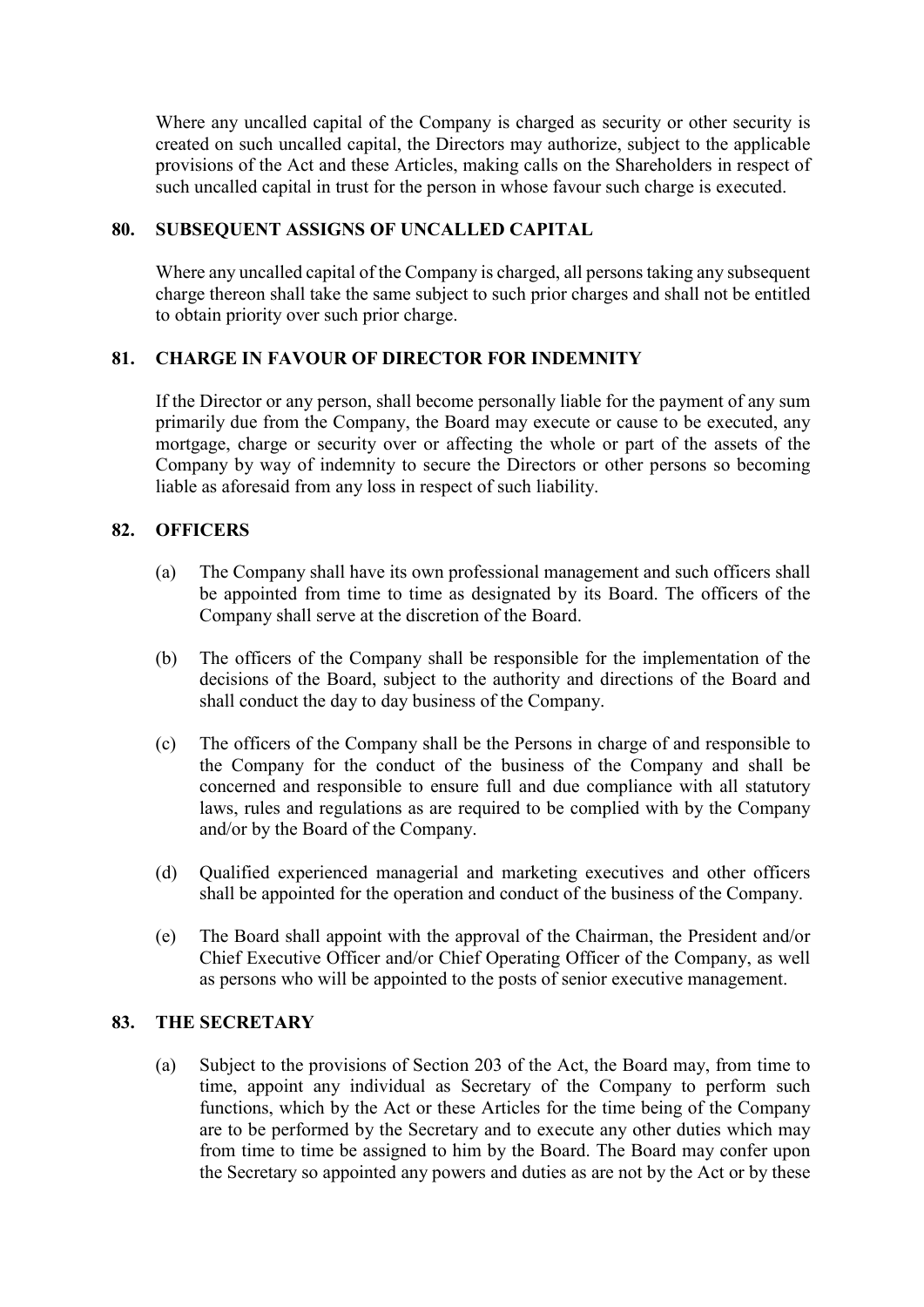Where any uncalled capital of the Company is charged as security or other security is created on such uncalled capital, the Directors may authorize, subject to the applicable provisions of the Act and these Articles, making calls on the Shareholders in respect of such uncalled capital in trust for the person in whose favour such charge is executed.

## 80. SUBSEQUENT ASSIGNS OF UNCALLED CAPITAL

Where any uncalled capital of the Company is charged, all persons taking any subsequent charge thereon shall take the same subject to such prior charges and shall not be entitled to obtain priority over such prior charge.

## 81. CHARGE IN FAVOUR OF DIRECTOR FOR INDEMNITY

If the Director or any person, shall become personally liable for the payment of any sum primarily due from the Company, the Board may execute or cause to be executed, any mortgage, charge or security over or affecting the whole or part of the assets of the Company by way of indemnity to secure the Directors or other persons so becoming liable as aforesaid from any loss in respect of such liability.

## 82. OFFICERS

(a) The Company shall have its own professional management and such officers shall be appointed from time to time as designated by its Board. The officers of the Company shall serve at the discretion of the Board.

(b) The officers of the Company shall be responsible for the implementation of the decisions of the Board, subject to the authority and directions of the Board and shall conduct the day to day business of the Company.

(c) The officers of the Company shall be the Persons in charge of and responsible to the Company for the conduct of the business of the Company and shall be concerned and responsible to ensure full and due compliance with all statutory laws, rules and regulations as are required to be complied with by the Company and/or by the Board of the Company.

(d) Qualified experienced managerial and marketing executives and other officers shall be appointed for the operation and conduct of the business of the Company.

(e) The Board shall appoint with the approval of the Chairman, the President and/or Chief Executive Officer and/or Chief Operating Officer of the Company, as well as persons who will be appointed to the posts of senior executive management.

## 83. THE SECRETARY

(a) Subject to the provisions of Section 203 of the Act, the Board may, from time to time, appoint any individual as Secretary of the Company to perform such functions, which by the Act or these Articles for the time being of the Company are to be performed by the Secretary and to execute any other duties which may from time to time be assigned to him by the Board. The Board may confer upon the Secretary so appointed any powers and duties as are not by the Act or by these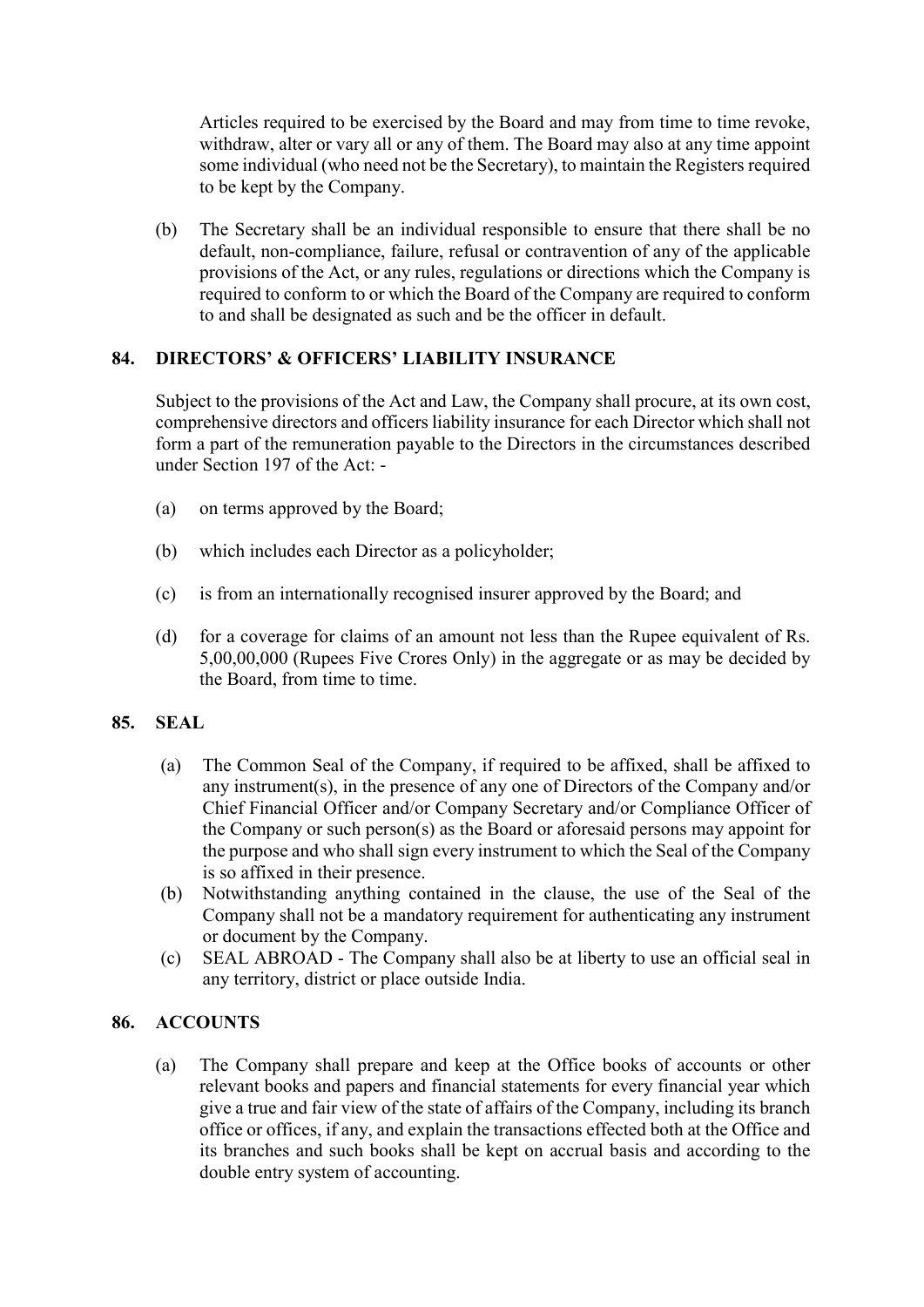Articles required to be exercised by the Board and may from time to time revoke, withdraw, alter or vary all or any of them. The Board may also at any time appoint some individual (who need not be the Secretary), to maintain the Registers required to be kept by the Company.

(b) The Secretary shall be an individual responsible to ensure that there shall be no default, non-compliance, failure, refusal or contravention of any of the applicable provisions of the Act, or any rules, regulations or directions which the Company is required to conform to or which the Board of the Company are required to conform to and shall be designated as such and be the officer in default.

## 84. DIRECTORS' & OFFICERS' LIABILITY INSURANCE

Subject to the provisions of the Act and Law, the Company shall procure, at its own cost, comprehensive directors and officers liability insurance for each Director which shall not form a part of the remuneration payable to the Directors in the circumstances described under Section 197 of the Act: -

(a) on terms approved by the Board;

(b) which includes each Director as a policyholder;

(c) is from an internationally recognised insurer approved by the Board; and

(d) for a coverage for claims of an amount not less than the Rupee equivalent of Rs. 5,00,00,000 (Rupees Five Crores Only) in the aggregate or as may be decided by the Board, from time to time.

## 85. SEAL

(a) The Common Seal of the Company, if required to be affixed, shall be affixed to any instrument(s), in the presence of any one of Directors of the Company and/or Chief Financial Officer and/or Company Secretary and/or Compliance Officer of the Company or such person(s) as the Board or aforesaid persons may appoint for the purpose and who shall sign every instrument to which the Seal of the Company is so affixed in their presence.

(b) Notwithstanding anything contained in the clause, the use of the Seal of the Company shall not be a mandatory requirement for authenticating any instrument or document by the Company.

(c) SEAL ABROAD - The Company shall also be at liberty to use an official seal in any territory, district or place outside India.

## 86. ACCOUNTS

(a) The Company shall prepare and keep at the Office books of accounts or other relevant books and papers and financial statements for every financial year which give a true and fair view of the state of affairs of the Company, including its branch office or offices, if any, and explain the transactions effected both at the Office and its branches and such books shall be kept on accrual basis and according to the double entry system of accounting.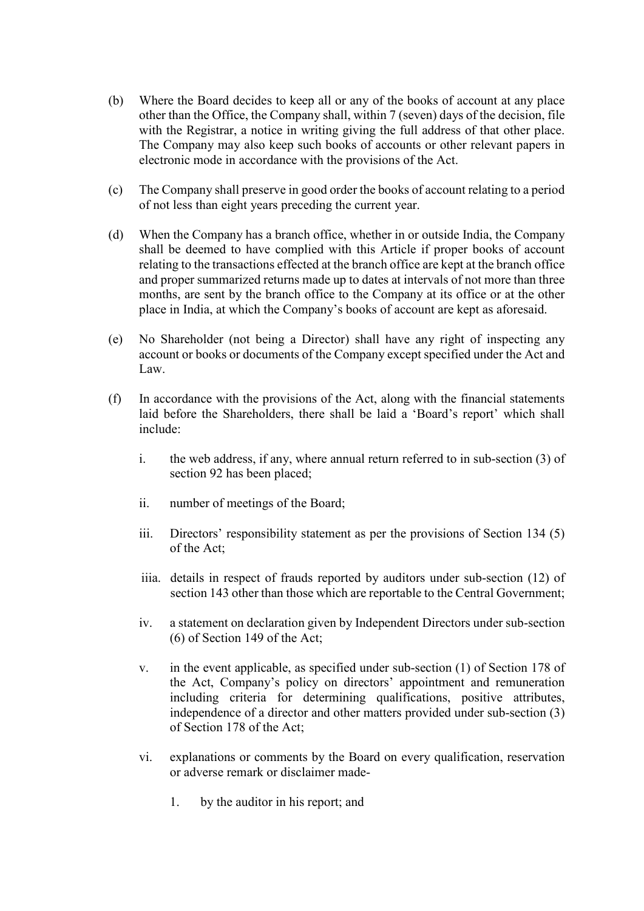(b) Where the Board decides to keep all or any of the books of account at any place other than the Office, the Company shall, within 7 (seven) days of the decision, file with the Registrar, a notice in writing giving the full address of that other place. The Company may also keep such books of accounts or other relevant papers in electronic mode in accordance with the provisions of the Act.

(c) The Company shall preserve in good order the books of account relating to a period of not less than eight years preceding the current year.

(d) When the Company has a branch office, whether in or outside India, the Company shall be deemed to have complied with this Article if proper books of account relating to the transactions effected at the branch office are kept at the branch office and proper summarized returns made up to dates at intervals of not more than three months, are sent by the branch office to the Company at its office or at the other place in India, at which the Company's books of account are kept as aforesaid.

(e) No Shareholder (not being a Director) shall have any right of inspecting any account or books or documents of the Company except specified under the Act and Law.

(f) In accordance with the provisions of the Act, along with the financial statements laid before the Shareholders, there shall be laid a 'Board's report' which shall include:

   i. the web address, if any, where annual return referred to in sub-section (3) of section 92 has been placed;

   ii. number of meetings of the Board;

   iii. Directors' responsibility statement as per the provisions of Section 134 (5) of the Act;

   iiia. details in respect of frauds reported by auditors under sub-section (12) of section 143 other than those which are reportable to the Central Government;

   iv. a statement on declaration given by Independent Directors under sub-section (6) of Section 149 of the Act;

   v. in the event applicable, as specified under sub-section (1) of Section 178 of the Act, Company's policy on directors' appointment and remuneration including criteria for determining qualifications, positive attributes, independence of a director and other matters provided under sub-section (3) of Section 178 of the Act;

   vi. explanations or comments by the Board on every qualification, reservation or adverse remark or disclaimer made-

      1. by the auditor in his report; and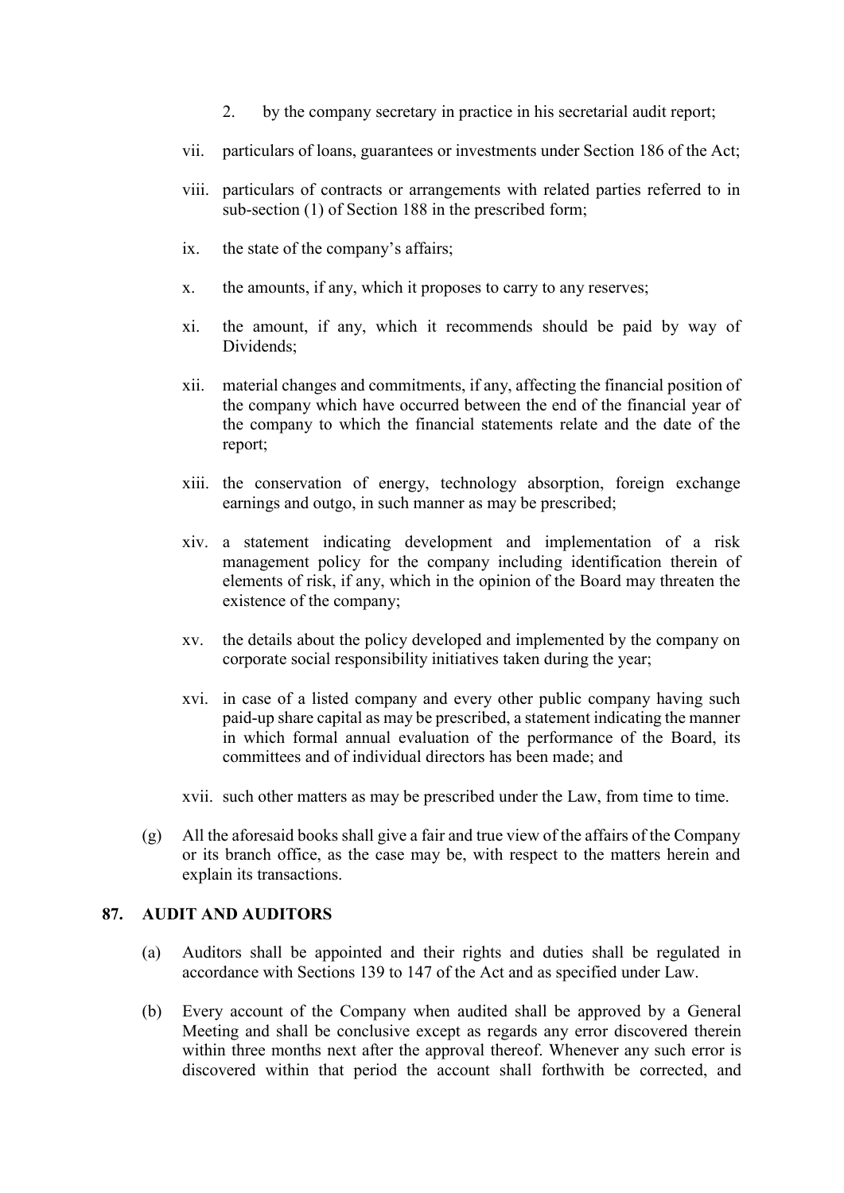2. by the company secretary in practice in his secretarial audit report;

vii. particulars of loans, guarantees or investments under Section 186 of the Act;

viii. particulars of contracts or arrangements with related parties referred to in sub-section (1) of Section 188 in the prescribed form;

ix. the state of the company's affairs;

x. the amounts, if any, which it proposes to carry to any reserves;

xi. the amount, if any, which it recommends should be paid by way of Dividends;

xii. material changes and commitments, if any, affecting the financial position of the company which have occurred between the end of the financial year of the company to which the financial statements relate and the date of the report;

xiii. the conservation of energy, technology absorption, foreign exchange earnings and outgo, in such manner as may be prescribed;

xiv. a statement indicating development and implementation of a risk management policy for the company including identification therein of elements of risk, if any, which in the opinion of the Board may threaten the existence of the company;

xv. the details about the policy developed and implemented by the company on corporate social responsibility initiatives taken during the year;

xvi. in case of a listed company and every other public company having such paid-up share capital as may be prescribed, a statement indicating the manner in which formal annual evaluation of the performance of the Board, its committees and of individual directors has been made; and

xvii. such other matters as may be prescribed under the Law, from time to time.

(g) All the aforesaid books shall give a fair and true view of the affairs of the Company or its branch office, as the case may be, with respect to the matters herein and explain its transactions.

## 87. AUDIT AND AUDITORS

(a) Auditors shall be appointed and their rights and duties shall be regulated in accordance with Sections 139 to 147 of the Act and as specified under Law.

(b) Every account of the Company when audited shall be approved by a General Meeting and shall be conclusive except as regards any error discovered therein within three months next after the approval thereof. Whenever any such error is discovered within that period the account shall forthwith be corrected, and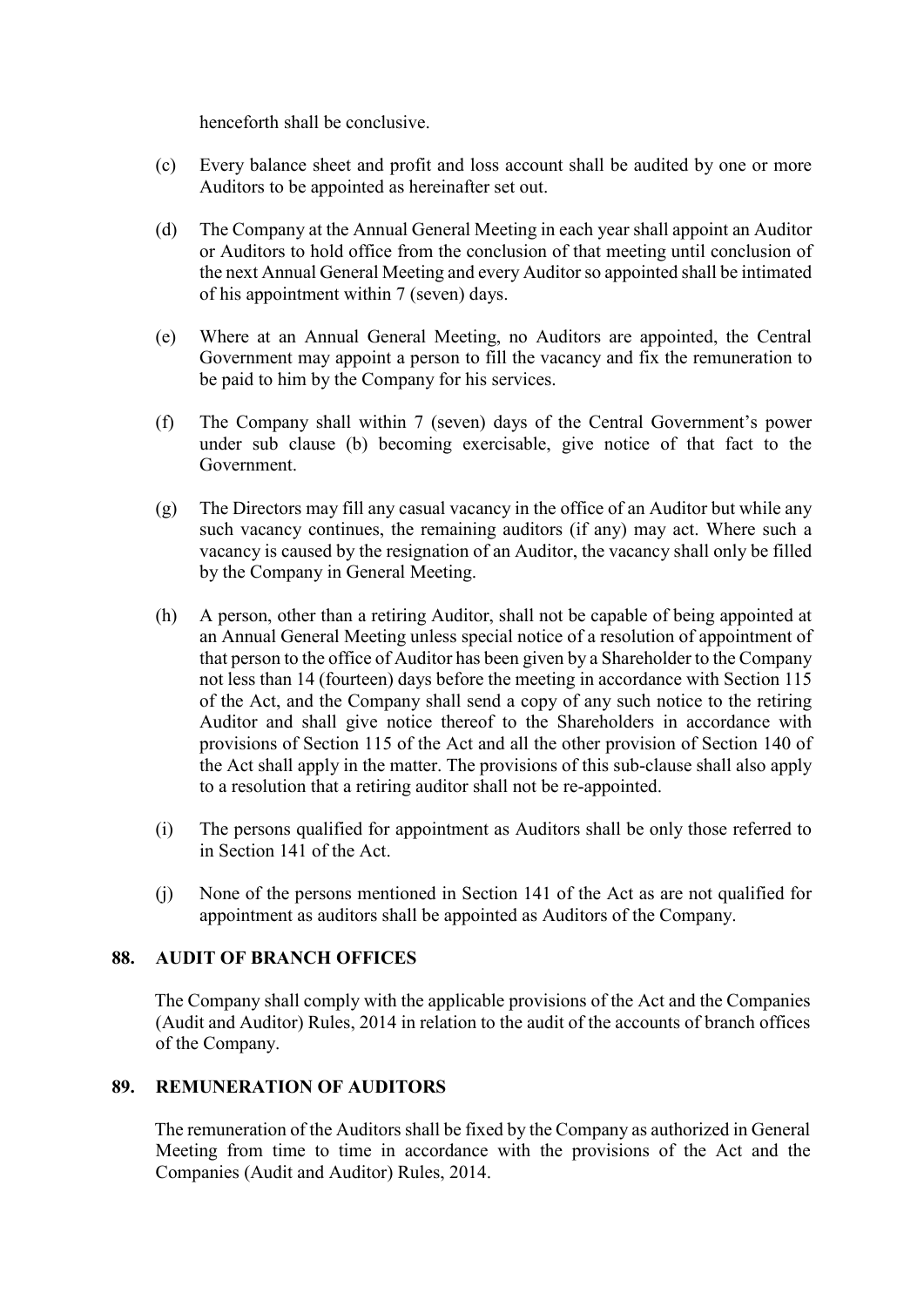henceforth shall be conclusive.

(c) Every balance sheet and profit and loss account shall be audited by one or more Auditors to be appointed as hereinafter set out.

(d) The Company at the Annual General Meeting in each year shall appoint an Auditor or Auditors to hold office from the conclusion of that meeting until conclusion of the next Annual General Meeting and every Auditor so appointed shall be intimated of his appointment within 7 (seven) days.

(e) Where at an Annual General Meeting, no Auditors are appointed, the Central Government may appoint a person to fill the vacancy and fix the remuneration to be paid to him by the Company for his services.

(f) The Company shall within 7 (seven) days of the Central Government's power under sub clause (b) becoming exercisable, give notice of that fact to the Government.

(g) The Directors may fill any casual vacancy in the office of an Auditor but while any such vacancy continues, the remaining auditors (if any) may act. Where such a vacancy is caused by the resignation of an Auditor, the vacancy shall only be filled by the Company in General Meeting.

(h) A person, other than a retiring Auditor, shall not be capable of being appointed at an Annual General Meeting unless special notice of a resolution of appointment of that person to the office of Auditor has been given by a Shareholder to the Company not less than 14 (fourteen) days before the meeting in accordance with Section 115 of the Act, and the Company shall send a copy of any such notice to the retiring Auditor and shall give notice thereof to the Shareholders in accordance with provisions of Section 115 of the Act and all the other provision of Section 140 of the Act shall apply in the matter. The provisions of this sub-clause shall also apply to a resolution that a retiring auditor shall not be re-appointed.

(i) The persons qualified for appointment as Auditors shall be only those referred to in Section 141 of the Act.

(j) None of the persons mentioned in Section 141 of the Act as are not qualified for appointment as auditors shall be appointed as Auditors of the Company.

## 88. AUDIT OF BRANCH OFFICES

The Company shall comply with the applicable provisions of the Act and the Companies (Audit and Auditor) Rules, 2014 in relation to the audit of the accounts of branch offices of the Company.

## 89. REMUNERATION OF AUDITORS

The remuneration of the Auditors shall be fixed by the Company as authorized in General Meeting from time to time in accordance with the provisions of the Act and the Companies (Audit and Auditor) Rules, 2014.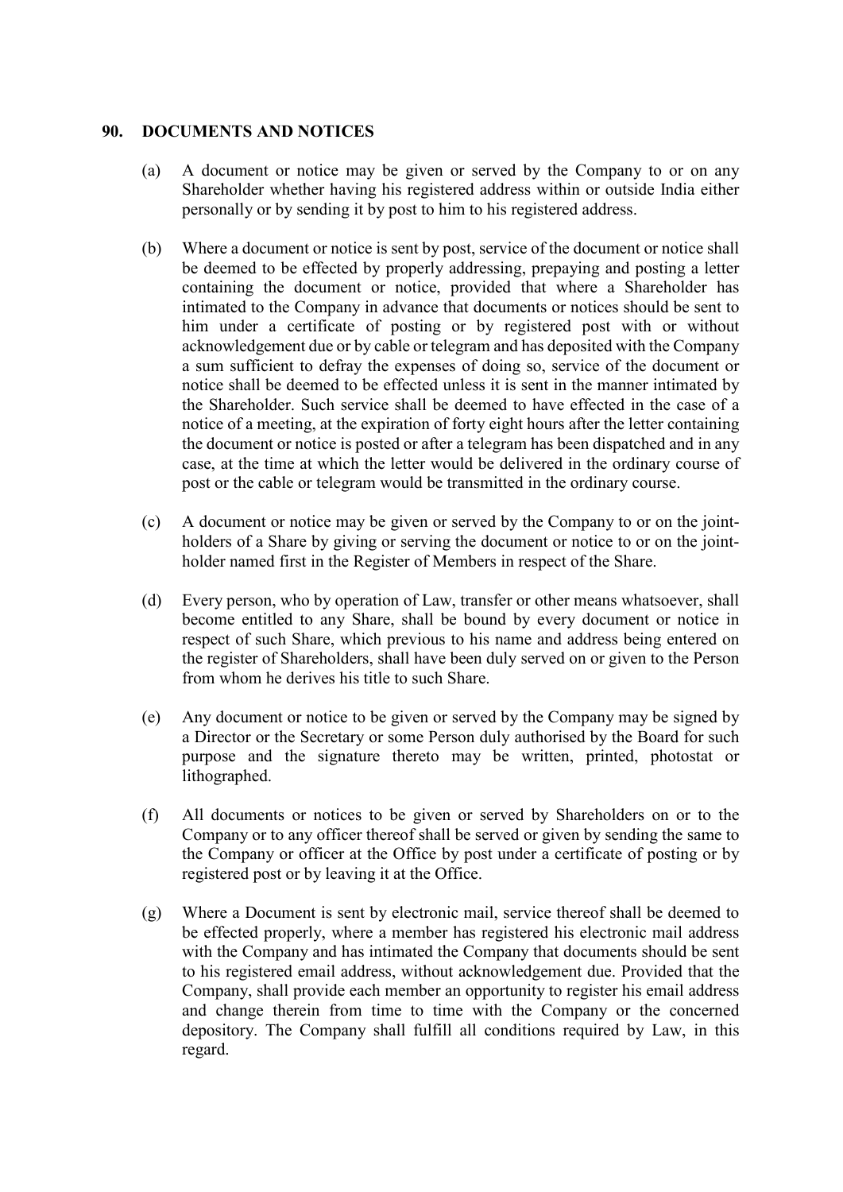## 90. DOCUMENTS AND NOTICES

(a) A document or notice may be given or served by the Company to or on any Shareholder whether having his registered address within or outside India either personally or by sending it by post to him to his registered address.

(b) Where a document or notice is sent by post, service of the document or notice shall be deemed to be effected by properly addressing, prepaying and posting a letter containing the document or notice, provided that where a Shareholder has intimated to the Company in advance that documents or notices should be sent to him under a certificate of posting or by registered post with or without acknowledgement due or by cable or telegram and has deposited with the Company a sum sufficient to defray the expenses of doing so, service of the document or notice shall be deemed to be effected unless it is sent in the manner intimated by the Shareholder. Such service shall be deemed to have effected in the case of a notice of a meeting, at the expiration of forty eight hours after the letter containing the document or notice is posted or after a telegram has been dispatched and in any case, at the time at which the letter would be delivered in the ordinary course of post or the cable or telegram would be transmitted in the ordinary course.

(c) A document or notice may be given or served by the Company to or on the joint-holders of a Share by giving or serving the document or notice to or on the joint-holder named first in the Register of Members in respect of the Share.

(d) Every person, who by operation of Law, transfer or other means whatsoever, shall become entitled to any Share, shall be bound by every document or notice in respect of such Share, which previous to his name and address being entered on the register of Shareholders, shall have been duly served on or given to the Person from whom he derives his title to such Share.

(e) Any document or notice to be given or served by the Company may be signed by a Director or the Secretary or some Person duly authorised by the Board for such purpose and the signature thereto may be written, printed, photostat or lithographed.

(f) All documents or notices to be given or served by Shareholders on or to the Company or to any officer thereof shall be served or given by sending the same to the Company or officer at the Office by post under a certificate of posting or by registered post or by leaving it at the Office.

(g) Where a Document is sent by electronic mail, service thereof shall be deemed to be effected properly, where a member has registered his electronic mail address with the Company and has intimated the Company that documents should be sent to his registered email address, without acknowledgement due. Provided that the Company, shall provide each member an opportunity to register his email address and change therein from time to time with the Company or the concerned depository. The Company shall fulfill all conditions required by Law, in this regard.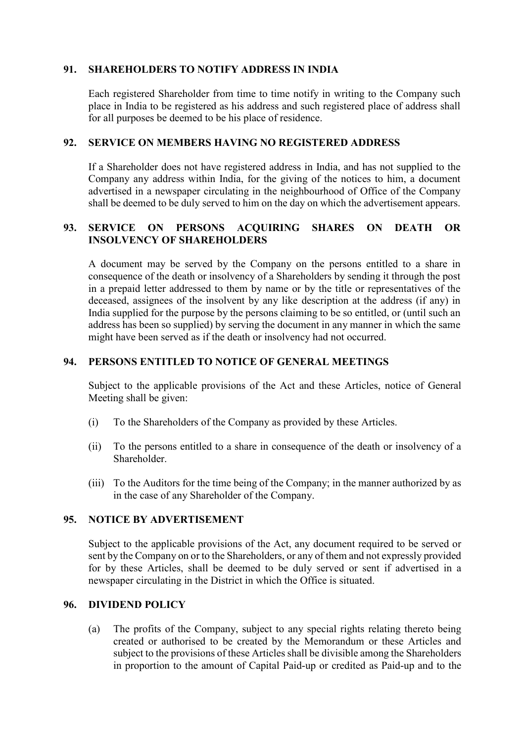### 91. SHAREHOLDERS TO NOTIFY ADDRESS IN INDIA

Each registered Shareholder from time to time notify in writing to the Company such place in India to be registered as his address and such registered place of address shall for all purposes be deemed to be his place of residence.

### 92. SERVICE ON MEMBERS HAVING NO REGISTERED ADDRESS

If a Shareholder does not have registered address in India, and has not supplied to the Company any address within India, for the giving of the notices to him, a document advertised in a newspaper circulating in the neighbourhood of Office of the Company shall be deemed to be duly served to him on the day on which the advertisement appears.

### 93. SERVICE ON PERSONS ACQUIRING SHARES ON DEATH OR INSOLVENCY OF SHAREHOLDERS

A document may be served by the Company on the persons entitled to a share in consequence of the death or insolvency of a Shareholders by sending it through the post in a prepaid letter addressed to them by name or by the title or representatives of the deceased, assignees of the insolvent by any like description at the address (if any) in India supplied for the purpose by the persons claiming to be so entitled, or (until such an address has been so supplied) by serving the document in any manner in which the same might have been served as if the death or insolvency had not occurred.

### 94. PERSONS ENTITLED TO NOTICE OF GENERAL MEETINGS

Subject to the applicable provisions of the Act and these Articles, notice of General Meeting shall be given:

(i) To the Shareholders of the Company as provided by these Articles.

(ii) To the persons entitled to a share in consequence of the death or insolvency of a Shareholder.

(iii) To the Auditors for the time being of the Company; in the manner authorized by as in the case of any Shareholder of the Company.

### 95. NOTICE BY ADVERTISEMENT

Subject to the applicable provisions of the Act, any document required to be served or sent by the Company on or to the Shareholders, or any of them and not expressly provided for by these Articles, shall be deemed to be duly served or sent if advertised in a newspaper circulating in the District in which the Office is situated.

### 96. DIVIDEND POLICY

(a) The profits of the Company, subject to any special rights relating thereto being created or authorised to be created by the Memorandum or these Articles and subject to the provisions of these Articles shall be divisible among the Shareholders in proportion to the amount of Capital Paid-up or credited as Paid-up and to the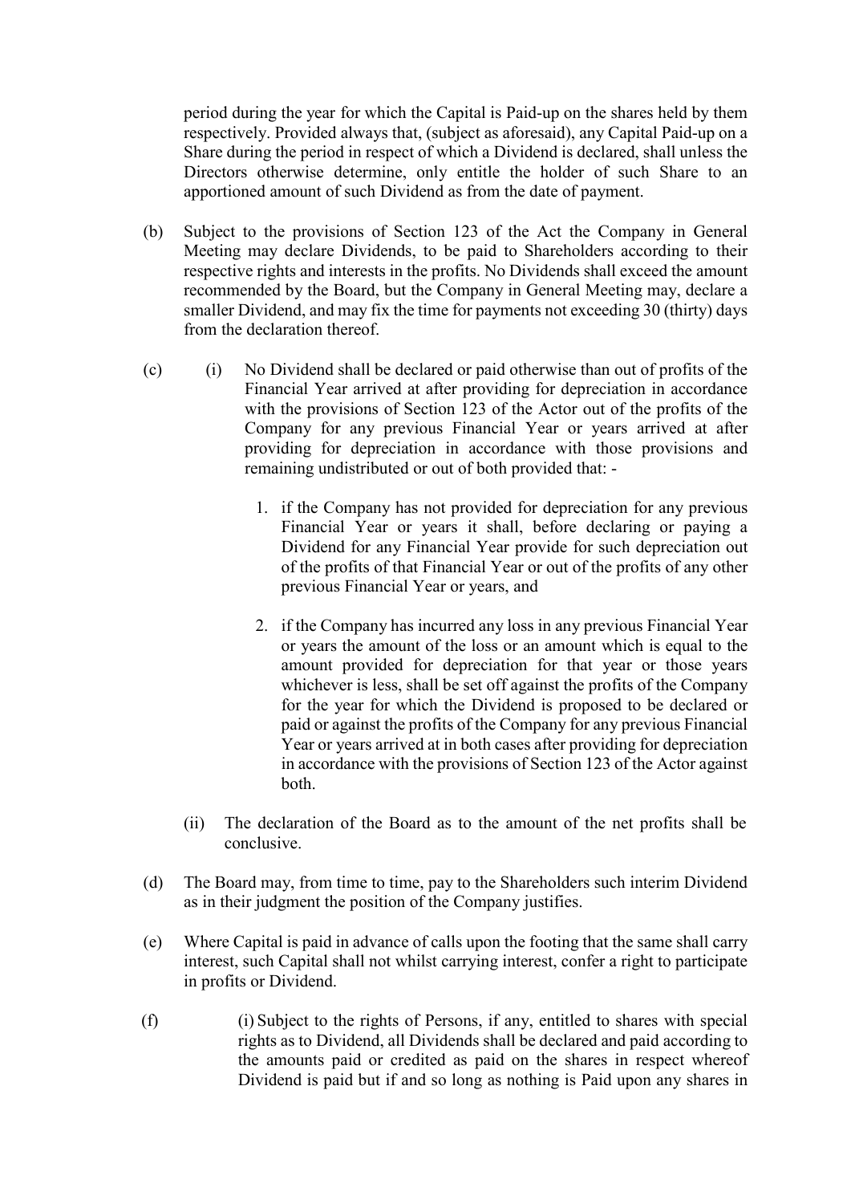period during the year for which the Capital is Paid-up on the shares held by them respectively. Provided always that, (subject as aforesaid), any Capital Paid-up on a Share during the period in respect of which a Dividend is declared, shall unless the Directors otherwise determine, only entitle the holder of such Share to an apportioned amount of such Dividend as from the date of payment.

(b) Subject to the provisions of Section 123 of the Act the Company in General Meeting may declare Dividends, to be paid to Shareholders according to their respective rights and interests in the profits. No Dividends shall exceed the amount recommended by the Board, but the Company in General Meeting may, declare a smaller Dividend, and may fix the time for payments not exceeding 30 (thirty) days from the declaration thereof.

(c) (i) No Dividend shall be declared or paid otherwise than out of profits of the Financial Year arrived at after providing for depreciation in accordance with the provisions of Section 123 of the Actor out of the profits of the Company for any previous Financial Year or years arrived at after providing for depreciation in accordance with those provisions and remaining undistributed or out of both provided that: -

1. if the Company has not provided for depreciation for any previous Financial Year or years it shall, before declaring or paying a Dividend for any Financial Year provide for such depreciation out of the profits of that Financial Year or out of the profits of any other previous Financial Year or years, and

2. if the Company has incurred any loss in any previous Financial Year or years the amount of the loss or an amount which is equal to the amount provided for depreciation for that year or those years whichever is less, shall be set off against the profits of the Company for the year for which the Dividend is proposed to be declared or paid or against the profits of the Company for any previous Financial Year or years arrived at in both cases after providing for depreciation in accordance with the provisions of Section 123 of the Actor against both.

(ii) The declaration of the Board as to the amount of the net profits shall be conclusive.

(d) The Board may, from time to time, pay to the Shareholders such interim Dividend as in their judgment the position of the Company justifies.

(e) Where Capital is paid in advance of calls upon the footing that the same shall carry interest, such Capital shall not whilst carrying interest, confer a right to participate in profits or Dividend.

(f) (i) Subject to the rights of Persons, if any, entitled to shares with special rights as to Dividend, all Dividends shall be declared and paid according to the amounts paid or credited as paid on the shares in respect whereof Dividend is paid but if and so long as nothing is Paid upon any shares in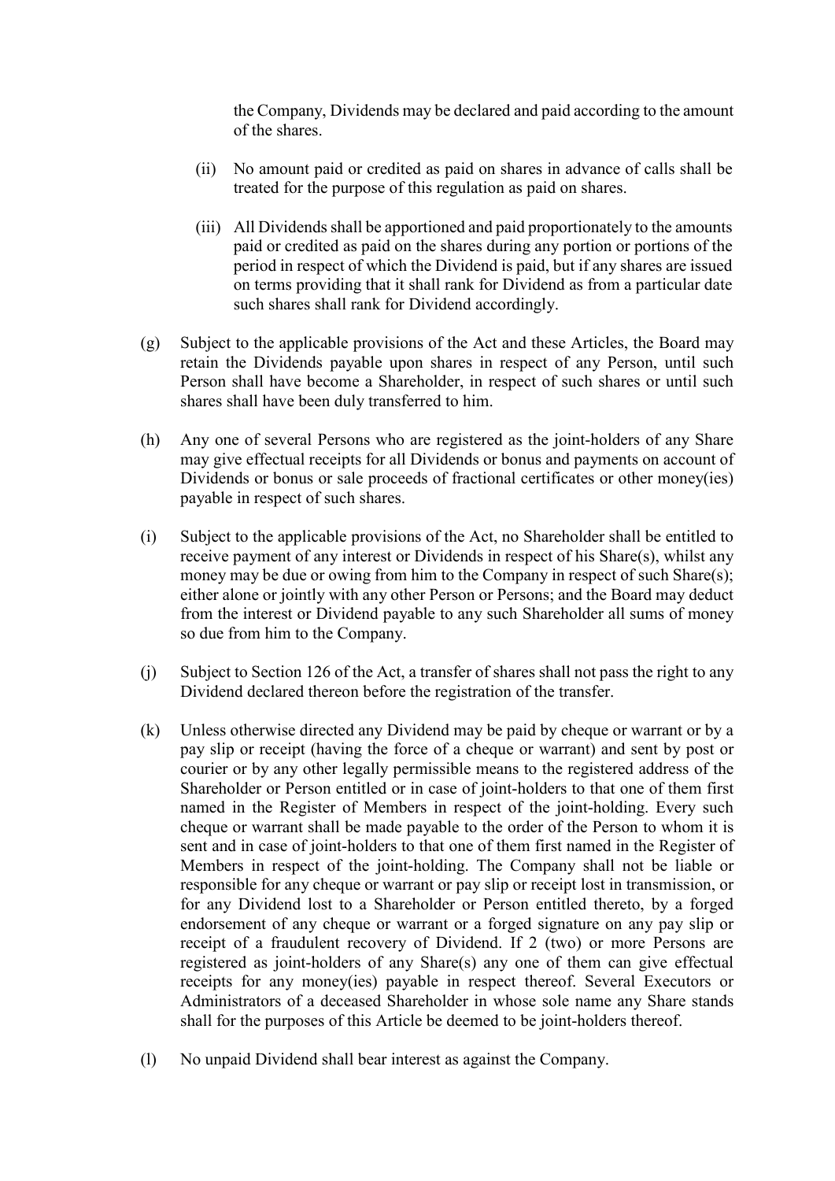the Company, Dividends may be declared and paid according to the amount of the shares.

(ii) No amount paid or credited as paid on shares in advance of calls shall be treated for the purpose of this regulation as paid on shares.

(iii) All Dividends shall be apportioned and paid proportionately to the amounts paid or credited as paid on the shares during any portion or portions of the period in respect of which the Dividend is paid, but if any shares are issued on terms providing that it shall rank for Dividend as from a particular date such shares shall rank for Dividend accordingly.

(g) Subject to the applicable provisions of the Act and these Articles, the Board may retain the Dividends payable upon shares in respect of any Person, until such Person shall have become a Shareholder, in respect of such shares or until such shares shall have been duly transferred to him.

(h) Any one of several Persons who are registered as the joint-holders of any Share may give effectual receipts for all Dividends or bonus and payments on account of Dividends or bonus or sale proceeds of fractional certificates or other money(ies) payable in respect of such shares.

(i) Subject to the applicable provisions of the Act, no Shareholder shall be entitled to receive payment of any interest or Dividends in respect of his Share(s), whilst any money may be due or owing from him to the Company in respect of such Share(s); either alone or jointly with any other Person or Persons; and the Board may deduct from the interest or Dividend payable to any such Shareholder all sums of money so due from him to the Company.

(j) Subject to Section 126 of the Act, a transfer of shares shall not pass the right to any Dividend declared thereon before the registration of the transfer.

(k) Unless otherwise directed any Dividend may be paid by cheque or warrant or by a pay slip or receipt (having the force of a cheque or warrant) and sent by post or courier or by any other legally permissible means to the registered address of the Shareholder or Person entitled or in case of joint-holders to that one of them first named in the Register of Members in respect of the joint-holding. Every such cheque or warrant shall be made payable to the order of the Person to whom it is sent and in case of joint-holders to that one of them first named in the Register of Members in respect of the joint-holding. The Company shall not be liable or responsible for any cheque or warrant or pay slip or receipt lost in transmission, or for any Dividend lost to a Shareholder or Person entitled thereto, by a forged endorsement of any cheque or warrant or a forged signature on any pay slip or receipt of a fraudulent recovery of Dividend. If 2 (two) or more Persons are registered as joint-holders of any Share(s) any one of them can give effectual receipts for any money(ies) payable in respect thereof. Several Executors or Administrators of a deceased Shareholder in whose sole name any Share stands shall for the purposes of this Article be deemed to be joint-holders thereof.

(l) No unpaid Dividend shall bear interest as against the Company.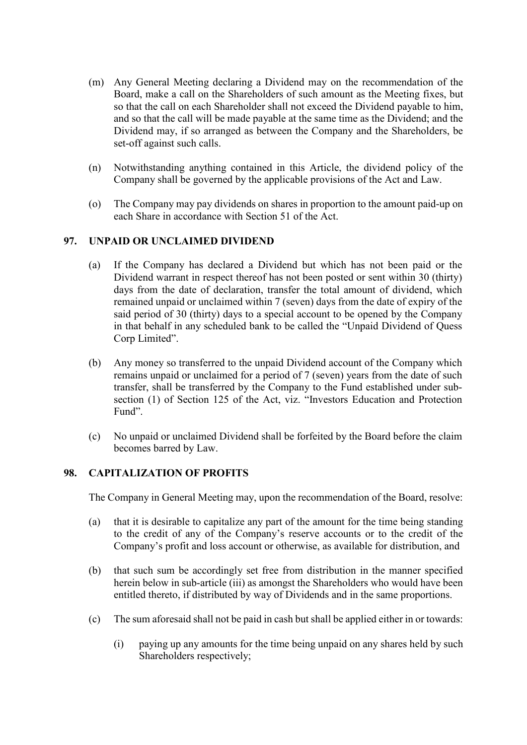(m) Any General Meeting declaring a Dividend may on the recommendation of the Board, make a call on the Shareholders of such amount as the Meeting fixes, but so that the call on each Shareholder shall not exceed the Dividend payable to him, and so that the call will be made payable at the same time as the Dividend; and the Dividend may, if so arranged as between the Company and the Shareholders, be set-off against such calls.

(n) Notwithstanding anything contained in this Article, the dividend policy of the Company shall be governed by the applicable provisions of the Act and Law.

(o) The Company may pay dividends on shares in proportion to the amount paid-up on each Share in accordance with Section 51 of the Act.

## 97. UNPAID OR UNCLAIMED DIVIDEND

(a) If the Company has declared a Dividend but which has not been paid or the Dividend warrant in respect thereof has not been posted or sent within 30 (thirty) days from the date of declaration, transfer the total amount of dividend, which remained unpaid or unclaimed within 7 (seven) days from the date of expiry of the said period of 30 (thirty) days to a special account to be opened by the Company in that behalf in any scheduled bank to be called the "Unpaid Dividend of Quess Corp Limited".

(b) Any money so transferred to the unpaid Dividend account of the Company which remains unpaid or unclaimed for a period of 7 (seven) years from the date of such transfer, shall be transferred by the Company to the Fund established under sub-section (1) of Section 125 of the Act, viz. "Investors Education and Protection Fund".

(c) No unpaid or unclaimed Dividend shall be forfeited by the Board before the claim becomes barred by Law.

## 98. CAPITALIZATION OF PROFITS

The Company in General Meeting may, upon the recommendation of the Board, resolve:

(a) that it is desirable to capitalize any part of the amount for the time being standing to the credit of any of the Company's reserve accounts or to the credit of the Company's profit and loss account or otherwise, as available for distribution, and

(b) that such sum be accordingly set free from distribution in the manner specified herein below in sub-article (iii) as amongst the Shareholders who would have been entitled thereto, if distributed by way of Dividends and in the same proportions.

(c) The sum aforesaid shall not be paid in cash but shall be applied either in or towards:

   (i) paying up any amounts for the time being unpaid on any shares held by such Shareholders respectively;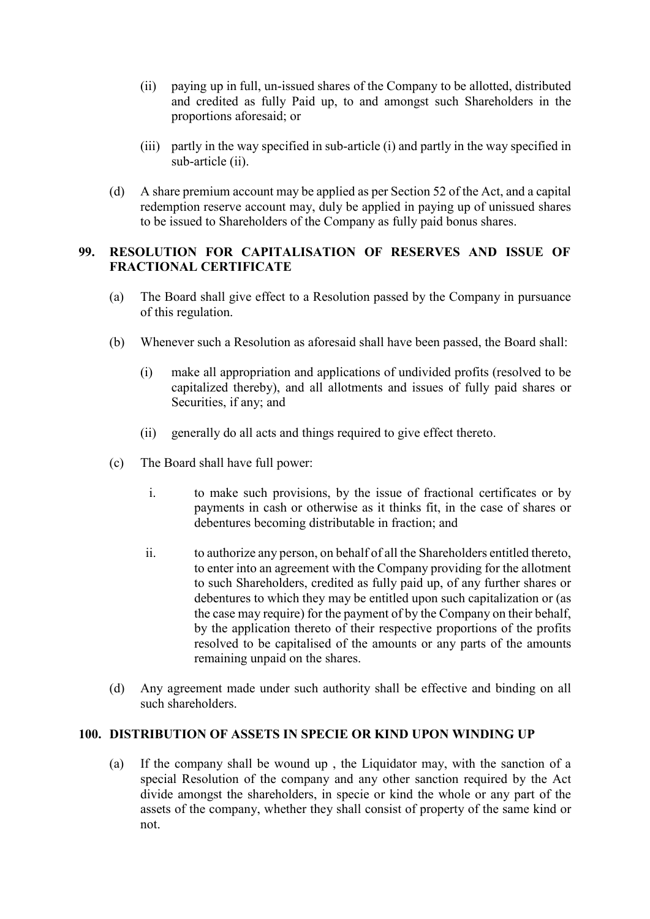(ii) paying up in full, un-issued shares of the Company to be allotted, distributed and credited as fully Paid up, to and amongst such Shareholders in the proportions aforesaid; or

(iii) partly in the way specified in sub-article (i) and partly in the way specified in sub-article (ii).

(d) A share premium account may be applied as per Section 52 of the Act, and a capital redemption reserve account may, duly be applied in paying up of unissued shares to be issued to Shareholders of the Company as fully paid bonus shares.

## 99. RESOLUTION FOR CAPITALISATION OF RESERVES AND ISSUE OF FRACTIONAL CERTIFICATE

(a) The Board shall give effect to a Resolution passed by the Company in pursuance of this regulation.

(b) Whenever such a Resolution as aforesaid shall have been passed, the Board shall:

(i) make all appropriation and applications of undivided profits (resolved to be capitalized thereby), and all allotments and issues of fully paid shares or Securities, if any; and

(ii) generally do all acts and things required to give effect thereto.

(c) The Board shall have full power:

i. to make such provisions, by the issue of fractional certificates or by payments in cash or otherwise as it thinks fit, in the case of shares or debentures becoming distributable in fraction; and

ii. to authorize any person, on behalf of all the Shareholders entitled thereto, to enter into an agreement with the Company providing for the allotment to such Shareholders, credited as fully paid up, of any further shares or debentures to which they may be entitled upon such capitalization or (as the case may require) for the payment of by the Company on their behalf, by the application thereto of their respective proportions of the profits resolved to be capitalised of the amounts or any parts of the amounts remaining unpaid on the shares.

(d) Any agreement made under such authority shall be effective and binding on all such shareholders.

## 100. DISTRIBUTION OF ASSETS IN SPECIE OR KIND UPON WINDING UP

(a) If the company shall be wound up , the Liquidator may, with the sanction of a special Resolution of the company and any other sanction required by the Act divide amongst the shareholders, in specie or kind the whole or any part of the assets of the company, whether they shall consist of property of the same kind or not.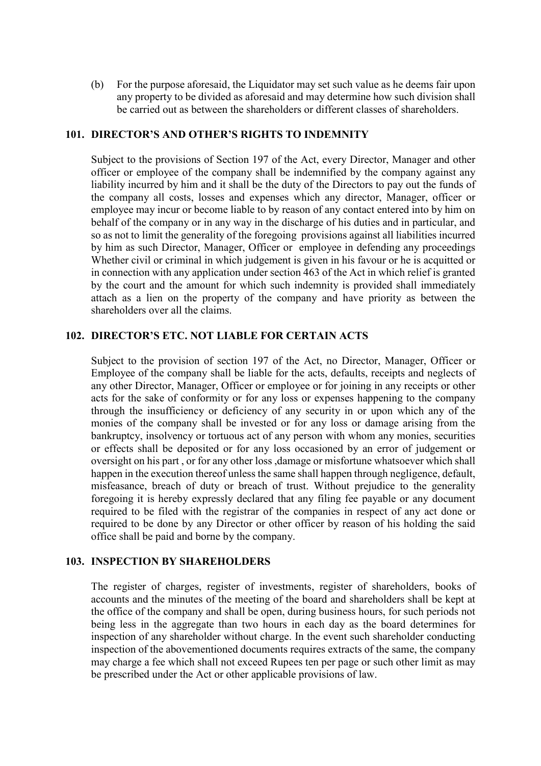(b) For the purpose aforesaid, the Liquidator may set such value as he deems fair upon any property to be divided as aforesaid and may determine how such division shall be carried out as between the shareholders or different classes of shareholders.

## 101. DIRECTOR'S AND OTHER'S RIGHTS TO INDEMNITY

Subject to the provisions of Section 197 of the Act, every Director, Manager and other officer or employee of the company shall be indemnified by the company against any liability incurred by him and it shall be the duty of the Directors to pay out the funds of the company all costs, losses and expenses which any director, Manager, officer or employee may incur or become liable to by reason of any contact entered into by him on behalf of the company or in any way in the discharge of his duties and in particular, and so as not to limit the generality of the foregoing provisions against all liabilities incurred by him as such Director, Manager, Officer or employee in defending any proceedings Whether civil or criminal in which judgement is given in his favour or he is acquitted or in connection with any application under section 463 of the Act in which relief is granted by the court and the amount for which such indemnity is provided shall immediately attach as a lien on the property of the company and have priority as between the shareholders over all the claims.

## 102. DIRECTOR'S ETC. NOT LIABLE FOR CERTAIN ACTS

Subject to the provision of section 197 of the Act, no Director, Manager, Officer or Employee of the company shall be liable for the acts, defaults, receipts and neglects of any other Director, Manager, Officer or employee or for joining in any receipts or other acts for the sake of conformity or for any loss or expenses happening to the company through the insufficiency or deficiency of any security in or upon which any of the monies of the company shall be invested or for any loss or damage arising from the bankruptcy, insolvency or tortuous act of any person with whom any monies, securities or effects shall be deposited or for any loss occasioned by an error of judgement or oversight on his part , or for any other loss ,damage or misfortune whatsoever which shall happen in the execution thereof unless the same shall happen through negligence, default, misfeasance, breach of duty or breach of trust. Without prejudice to the generality foregoing it is hereby expressly declared that any filing fee payable or any document required to be filed with the registrar of the companies in respect of any act done or required to be done by any Director or other officer by reason of his holding the said office shall be paid and borne by the company.

## 103. INSPECTION BY SHAREHOLDERS

The register of charges, register of investments, register of shareholders, books of accounts and the minutes of the meeting of the board and shareholders shall be kept at the office of the company and shall be open, during business hours, for such periods not being less in the aggregate than two hours in each day as the board determines for inspection of any shareholder without charge. In the event such shareholder conducting inspection of the abovementioned documents requires extracts of the same, the company may charge a fee which shall not exceed Rupees ten per page or such other limit as may be prescribed under the Act or other applicable provisions of law.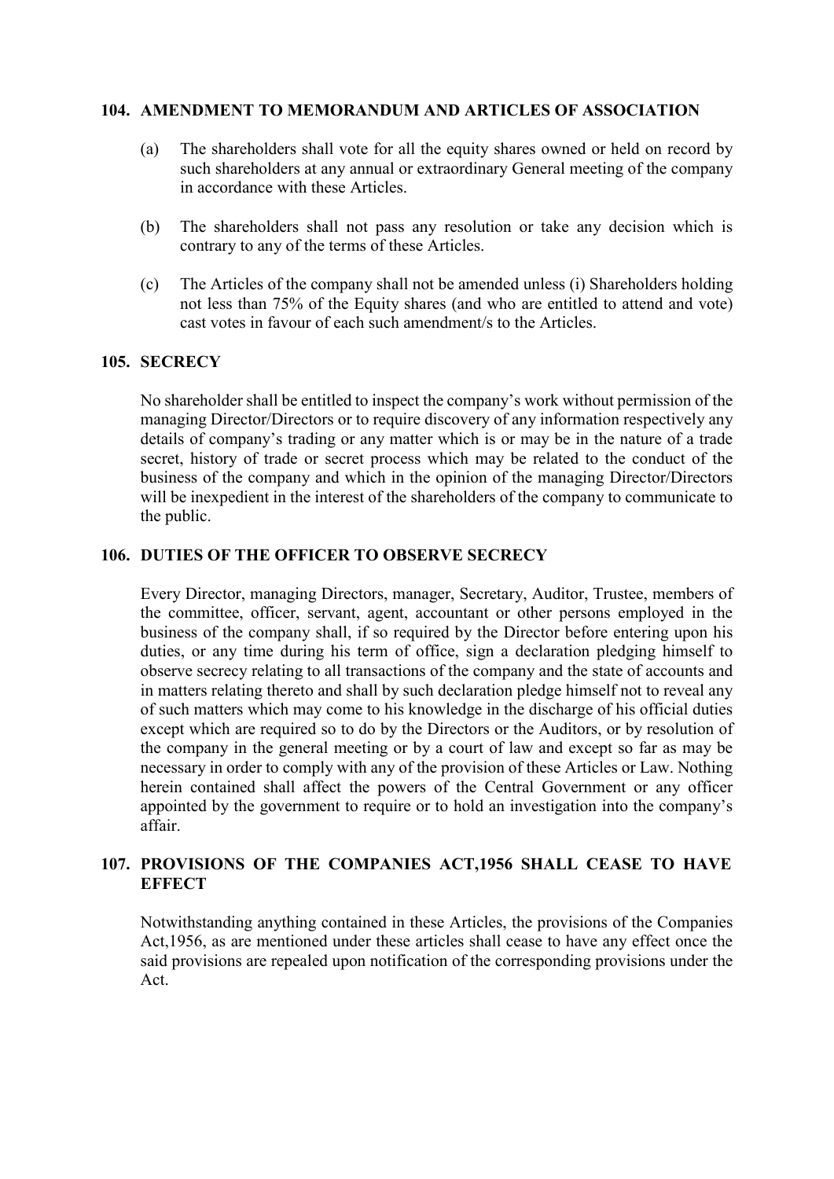## 104. AMENDMENT TO MEMORANDUM AND ARTICLES OF ASSOCIATION

(a) The shareholders shall vote for all the equity shares owned or held on record by such shareholders at any annual or extraordinary General meeting of the company in accordance with these Articles.

(b) The shareholders shall not pass any resolution or take any decision which is contrary to any of the terms of these Articles.

(c) The Articles of the company shall not be amended unless (i) Shareholders holding not less than 75% of the Equity shares (and who are entitled to attend and vote) cast votes in favour of each such amendment/s to the Articles.

## 105. SECRECY

No shareholder shall be entitled to inspect the company's work without permission of the managing Director/Directors or to require discovery of any information respectively any details of company's trading or any matter which is or may be in the nature of a trade secret, history of trade or secret process which may be related to the conduct of the business of the company and which in the opinion of the managing Director/Directors will be inexpedient in the interest of the shareholders of the company to communicate to the public.

## 106. DUTIES OF THE OFFICER TO OBSERVE SECRECY

Every Director, managing Directors, manager, Secretary, Auditor, Trustee, members of the committee, officer, servant, agent, accountant or other persons employed in the business of the company shall, if so required by the Director before entering upon his duties, or any time during his term of office, sign a declaration pledging himself to observe secrecy relating to all transactions of the company and the state of accounts and in matters relating thereto and shall by such declaration pledge himself not to reveal any of such matters which may come to his knowledge in the discharge of his official duties except which are required so to do by the Directors or the Auditors, or by resolution of the company in the general meeting or by a court of law and except so far as may be necessary in order to comply with any of the provision of these Articles or Law. Nothing herein contained shall affect the powers of the Central Government or any officer appointed by the government to require or to hold an investigation into the company's affair.

## 107. PROVISIONS OF THE COMPANIES ACT,1956 SHALL CEASE TO HAVE EFFECT

Notwithstanding anything contained in these Articles, the provisions of the Companies Act,1956, as are mentioned under these articles shall cease to have any effect once the said provisions are repealed upon notification of the corresponding provisions under the Act.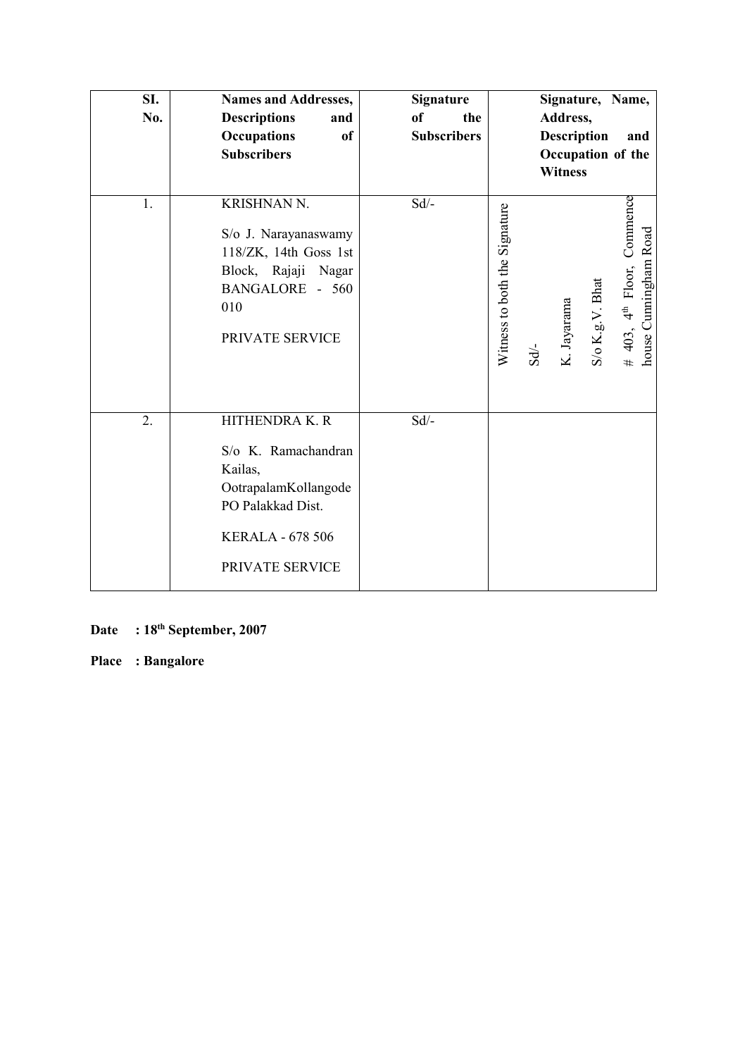| SI. No. | Names and Addresses, Descriptions and Occupations of Subscribers | Signature of the Subscribers | Signature, Name, Address, Description and Occupation of the Witness |
|---|---|---|---|
| 1. | KRISHNAN N.<br><br>S/o J. Narayanaswamy 118/ZK, 14th Goss 1st Block, Rajaji Nagar BANGALORE - 560 010<br><br>PRIVATE SERVICE | Sd/- | Witness to both the Signature<br><br>Sd/-<br><br>K. Jayarama<br><br>S/o K.g.V. Bhat<br><br># 403, 4th Floor, Commence house Cunningham Road |
| 2. | HITHENDRA K. R<br><br>S/o K. Ramachandran Kailas, OotrapalamKollangode PO Palakkad Dist.<br><br>KERALA - 678 506<br><br>PRIVATE SERVICE | Sd/- | |

**Date : 18th September, 2007**

**Place : Bangalore**